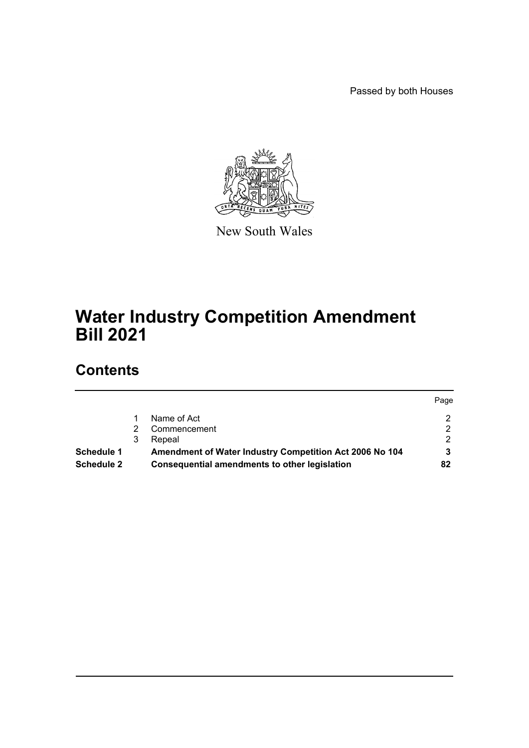Passed by both Houses

New South Wales

# Water Industry Competition Amendment Bill 2021

## Contents

| | | | Page |
|---|---|---|---|
| | 1 | Name of Act | 2 |
| | 2 | Commencement | 2 |
| | 3 | Repeal | 2 |
| **Schedule 1** | | **Amendment of Water Industry Competition Act 2006 No 104** | **3** |
| **Schedule 2** | | **Consequential amendments to other legislation** | **82** |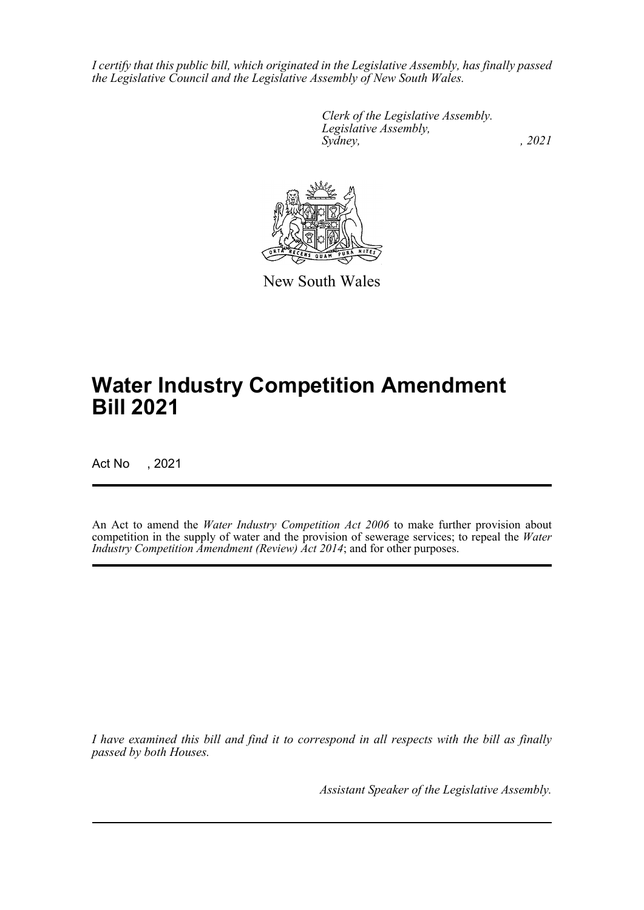*I certify that this public bill, which originated in the Legislative Assembly, has finally passed the Legislative Council and the Legislative Assembly of New South Wales.*

*Clerk of the Legislative Assembly.*
*Legislative Assembly,*
*Sydney, , 2021*

New South Wales

# Water Industry Competition Amendment Bill 2021

Act No , 2021

An Act to amend the *Water Industry Competition Act 2006* to make further provision about competition in the supply of water and the provision of sewerage services; to repeal the *Water Industry Competition Amendment (Review) Act 2014*; and for other purposes.

*I have examined this bill and find it to correspond in all respects with the bill as finally passed by both Houses.*

*Assistant Speaker of the Legislative Assembly.*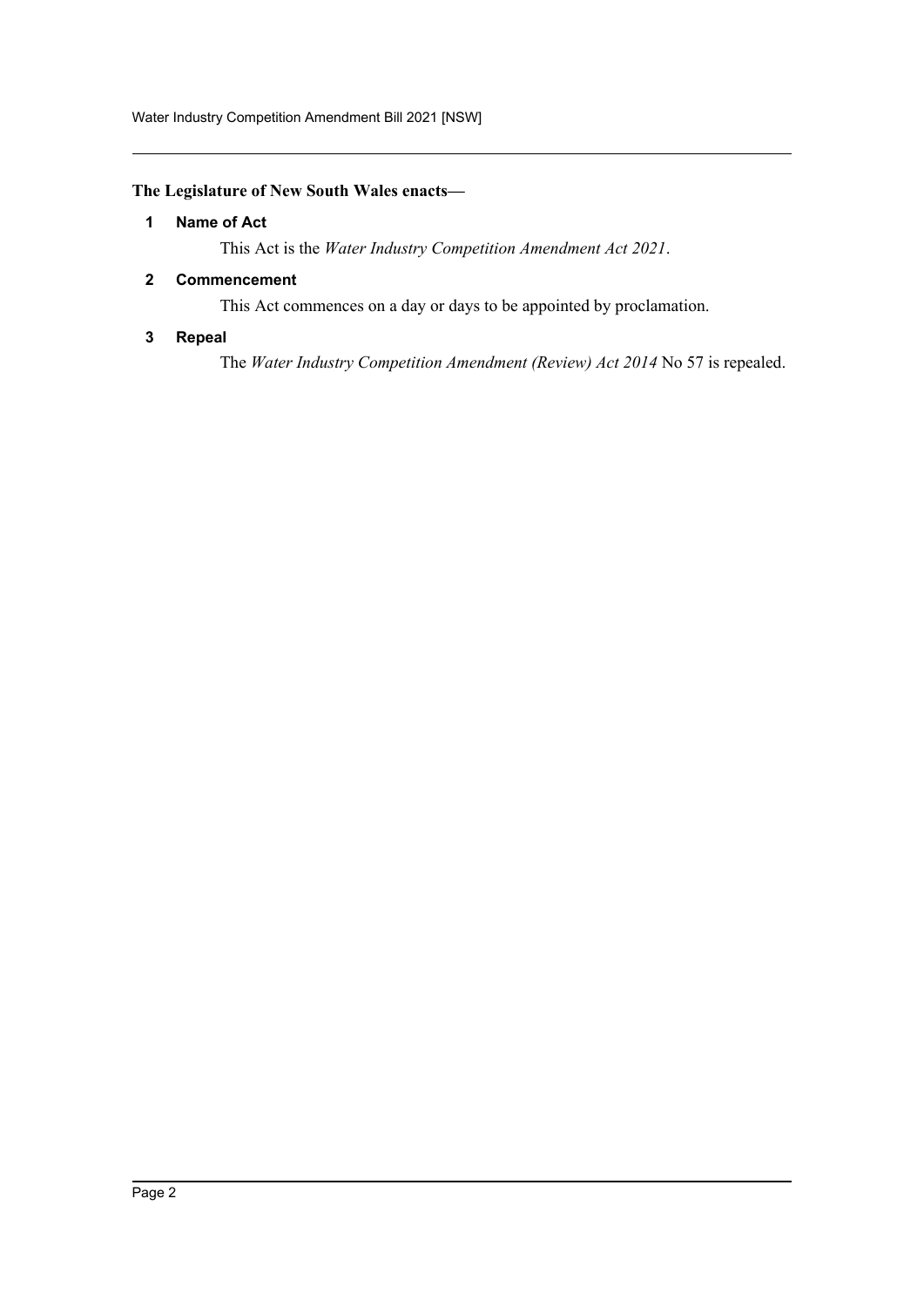**The Legislature of New South Wales enacts—**

### 1 Name of Act

This Act is the *Water Industry Competition Amendment Act 2021*.

### 2 Commencement

This Act commences on a day or days to be appointed by proclamation.

### 3 Repeal

The *Water Industry Competition Amendment (Review) Act 2014* No 57 is repealed.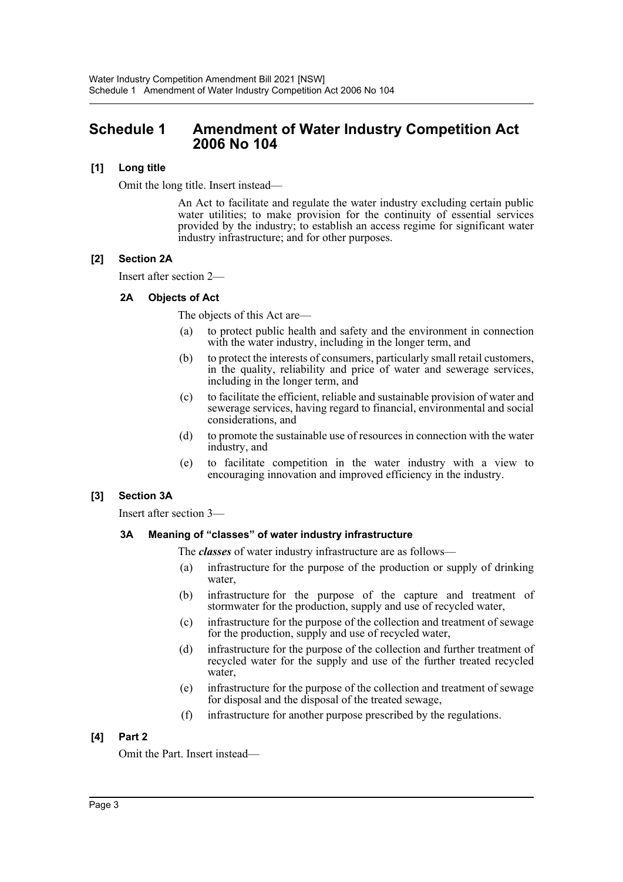# Schedule 1 Amendment of Water Industry Competition Act 2006 No 104

### [1] Long title

Omit the long title. Insert instead—

> An Act to facilitate and regulate the water industry excluding certain public water utilities; to make provision for the continuity of essential services provided by the industry; to establish an access regime for significant water industry infrastructure; and for other purposes.

### [2] Section 2A

Insert after section 2—

#### 2A Objects of Act

The objects of this Act are—

(a) to protect public health and safety and the environment in connection with the water industry, including in the longer term, and

(b) to protect the interests of consumers, particularly small retail customers, in the quality, reliability and price of water and sewerage services, including in the longer term, and

(c) to facilitate the efficient, reliable and sustainable provision of water and sewerage services, having regard to financial, environmental and social considerations, and

(d) to promote the sustainable use of resources in connection with the water industry, and

(e) to facilitate competition in the water industry with a view to encouraging innovation and improved efficiency in the industry.

### [3] Section 3A

Insert after section 3—

#### 3A Meaning of "classes" of water industry infrastructure

The ***classes*** of water industry infrastructure are as follows—

(a) infrastructure for the purpose of the production or supply of drinking water,

(b) infrastructure for the purpose of the capture and treatment of stormwater for the production, supply and use of recycled water,

(c) infrastructure for the purpose of the collection and treatment of sewage for the production, supply and use of recycled water,

(d) infrastructure for the purpose of the collection and further treatment of recycled water for the supply and use of the further treated recycled water,

(e) infrastructure for the purpose of the collection and treatment of sewage for disposal and the disposal of the treated sewage,

(f) infrastructure for another purpose prescribed by the regulations.

### [4] Part 2

Omit the Part. Insert instead—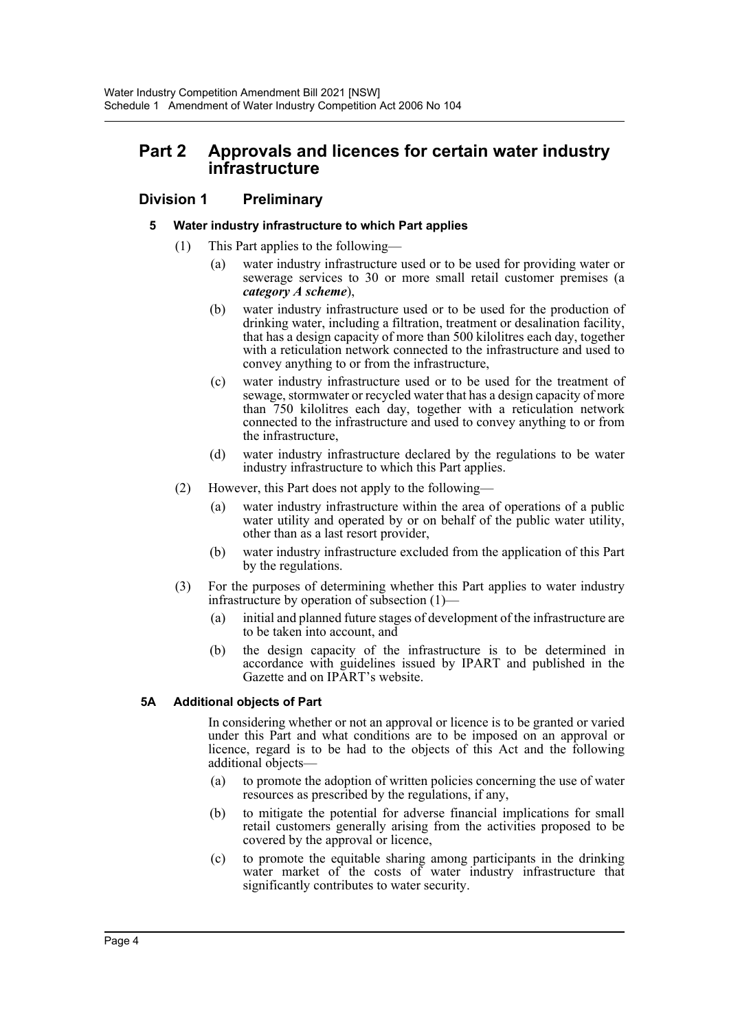## Part 2 Approvals and licences for certain water industry infrastructure

### Division 1 Preliminary

#### 5 Water industry infrastructure to which Part applies

(1) This Part applies to the following—

(a) water industry infrastructure used or to be used for providing water or sewerage services to 30 or more small retail customer premises (a ***category A scheme***),

(b) water industry infrastructure used or to be used for the production of drinking water, including a filtration, treatment or desalination facility, that has a design capacity of more than 500 kilolitres each day, together with a reticulation network connected to the infrastructure and used to convey anything to or from the infrastructure,

(c) water industry infrastructure used or to be used for the treatment of sewage, stormwater or recycled water that has a design capacity of more than 750 kilolitres each day, together with a reticulation network connected to the infrastructure and used to convey anything to or from the infrastructure,

(d) water industry infrastructure declared by the regulations to be water industry infrastructure to which this Part applies.

(2) However, this Part does not apply to the following—

(a) water industry infrastructure within the area of operations of a public water utility and operated by or on behalf of the public water utility, other than as a last resort provider,

(b) water industry infrastructure excluded from the application of this Part by the regulations.

(3) For the purposes of determining whether this Part applies to water industry infrastructure by operation of subsection (1)—

(a) initial and planned future stages of development of the infrastructure are to be taken into account, and

(b) the design capacity of the infrastructure is to be determined in accordance with guidelines issued by IPART and published in the Gazette and on IPART's website.

#### 5A Additional objects of Part

In considering whether or not an approval or licence is to be granted or varied under this Part and what conditions are to be imposed on an approval or licence, regard is to be had to the objects of this Act and the following additional objects—

(a) to promote the adoption of written policies concerning the use of water resources as prescribed by the regulations, if any,

(b) to mitigate the potential for adverse financial implications for small retail customers generally arising from the activities proposed to be covered by the approval or licence,

(c) to promote the equitable sharing among participants in the drinking water market of the costs of water industry infrastructure that significantly contributes to water security.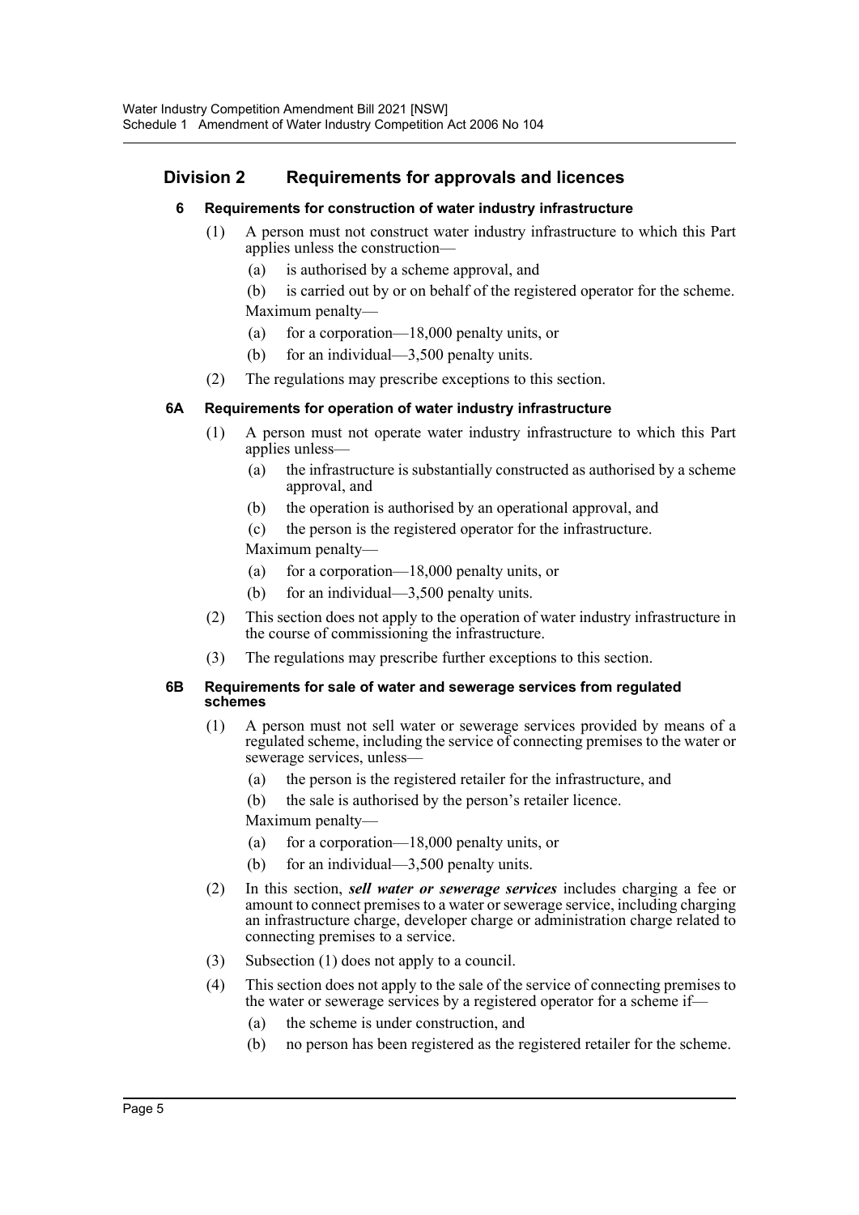## Division 2 Requirements for approvals and licences

### 6 Requirements for construction of water industry infrastructure

(1) A person must not construct water industry infrastructure to which this Part applies unless the construction—

(a) is authorised by a scheme approval, and

(b) is carried out by or on behalf of the registered operator for the scheme.

Maximum penalty—

(a) for a corporation—18,000 penalty units, or

(b) for an individual—3,500 penalty units.

(2) The regulations may prescribe exceptions to this section.

### 6A Requirements for operation of water industry infrastructure

(1) A person must not operate water industry infrastructure to which this Part applies unless—

(a) the infrastructure is substantially constructed as authorised by a scheme approval, and

(b) the operation is authorised by an operational approval, and

(c) the person is the registered operator for the infrastructure.

Maximum penalty—

(a) for a corporation—18,000 penalty units, or

(b) for an individual—3,500 penalty units.

(2) This section does not apply to the operation of water industry infrastructure in the course of commissioning the infrastructure.

(3) The regulations may prescribe further exceptions to this section.

### 6B Requirements for sale of water and sewerage services from regulated schemes

(1) A person must not sell water or sewerage services provided by means of a regulated scheme, including the service of connecting premises to the water or sewerage services, unless—

(a) the person is the registered retailer for the infrastructure, and

(b) the sale is authorised by the person's retailer licence.

Maximum penalty—

(a) for a corporation—18,000 penalty units, or

(b) for an individual—3,500 penalty units.

(2) In this section, ***sell water or sewerage services*** includes charging a fee or amount to connect premises to a water or sewerage service, including charging an infrastructure charge, developer charge or administration charge related to connecting premises to a service.

(3) Subsection (1) does not apply to a council.

(4) This section does not apply to the sale of the service of connecting premises to the water or sewerage services by a registered operator for a scheme if—

(a) the scheme is under construction, and

(b) no person has been registered as the registered retailer for the scheme.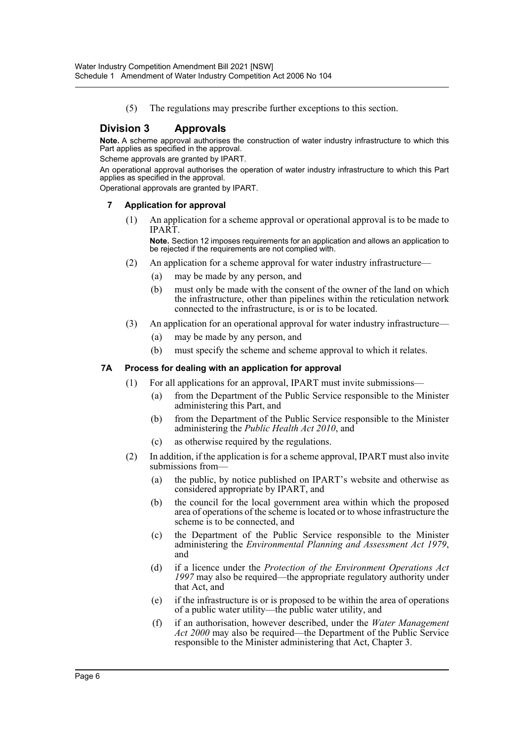(5) The regulations may prescribe further exceptions to this section.

## Division 3 Approvals

**Note.** A scheme approval authorises the construction of water industry infrastructure to which this Part applies as specified in the approval.

Scheme approvals are granted by IPART.

An operational approval authorises the operation of water industry infrastructure to which this Part applies as specified in the approval.

Operational approvals are granted by IPART.

### 7 Application for approval

(1) An application for a scheme approval or operational approval is to be made to IPART.

**Note.** Section 12 imposes requirements for an application and allows an application to be rejected if the requirements are not complied with.

(2) An application for a scheme approval for water industry infrastructure—

(a) may be made by any person, and

(b) must only be made with the consent of the owner of the land on which the infrastructure, other than pipelines within the reticulation network connected to the infrastructure, is or is to be located.

(3) An application for an operational approval for water industry infrastructure—

(a) may be made by any person, and

(b) must specify the scheme and scheme approval to which it relates.

### 7A Process for dealing with an application for approval

(1) For all applications for an approval, IPART must invite submissions—

(a) from the Department of the Public Service responsible to the Minister administering this Part, and

(b) from the Department of the Public Service responsible to the Minister administering the *Public Health Act 2010*, and

(c) as otherwise required by the regulations.

(2) In addition, if the application is for a scheme approval, IPART must also invite submissions from—

(a) the public, by notice published on IPART's website and otherwise as considered appropriate by IPART, and

(b) the council for the local government area within which the proposed area of operations of the scheme is located or to whose infrastructure the scheme is to be connected, and

(c) the Department of the Public Service responsible to the Minister administering the *Environmental Planning and Assessment Act 1979*, and

(d) if a licence under the *Protection of the Environment Operations Act 1997* may also be required—the appropriate regulatory authority under that Act, and

(e) if the infrastructure is or is proposed to be within the area of operations of a public water utility—the public water utility, and

(f) if an authorisation, however described, under the *Water Management Act 2000* may also be required—the Department of the Public Service responsible to the Minister administering that Act, Chapter 3.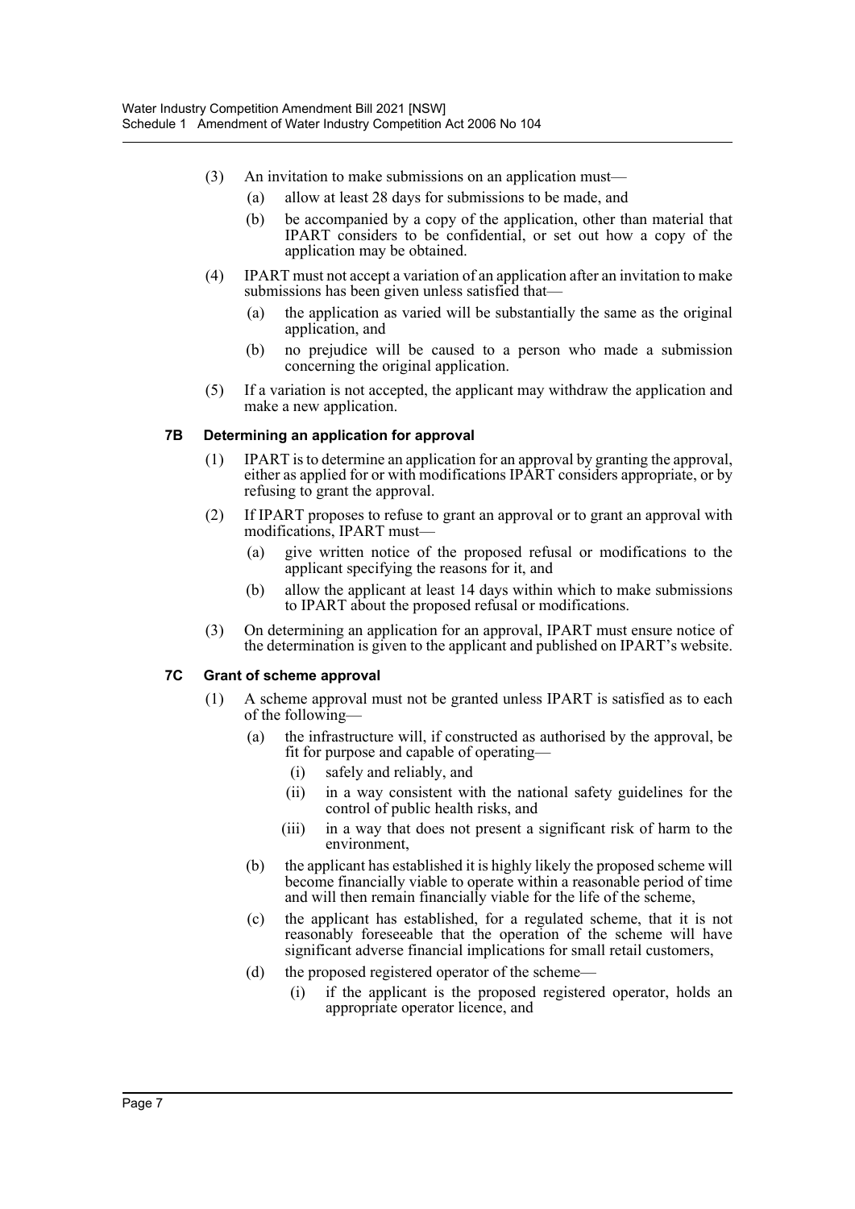(3) An invitation to make submissions on an application must—

- (a) allow at least 28 days for submissions to be made, and
- (b) be accompanied by a copy of the application, other than material that IPART considers to be confidential, or set out how a copy of the application may be obtained.

(4) IPART must not accept a variation of an application after an invitation to make submissions has been given unless satisfied that—

- (a) the application as varied will be substantially the same as the original application, and
- (b) no prejudice will be caused to a person who made a submission concerning the original application.

(5) If a variation is not accepted, the applicant may withdraw the application and make a new application.

### 7B Determining an application for approval

(1) IPART is to determine an application for an approval by granting the approval, either as applied for or with modifications IPART considers appropriate, or by refusing to grant the approval.

(2) If IPART proposes to refuse to grant an approval or to grant an approval with modifications, IPART must—

- (a) give written notice of the proposed refusal or modifications to the applicant specifying the reasons for it, and
- (b) allow the applicant at least 14 days within which to make submissions to IPART about the proposed refusal or modifications.

(3) On determining an application for an approval, IPART must ensure notice of the determination is given to the applicant and published on IPART's website.

### 7C Grant of scheme approval

(1) A scheme approval must not be granted unless IPART is satisfied as to each of the following—

- (a) the infrastructure will, if constructed as authorised by the approval, be fit for purpose and capable of operating—
  - (i) safely and reliably, and
  - (ii) in a way consistent with the national safety guidelines for the control of public health risks, and
  - (iii) in a way that does not present a significant risk of harm to the environment,
- (b) the applicant has established it is highly likely the proposed scheme will become financially viable to operate within a reasonable period of time and will then remain financially viable for the life of the scheme,
- (c) the applicant has established, for a regulated scheme, that it is not reasonably foreseeable that the operation of the scheme will have significant adverse financial implications for small retail customers,
- (d) the proposed registered operator of the scheme—
  - (i) if the applicant is the proposed registered operator, holds an appropriate operator licence, and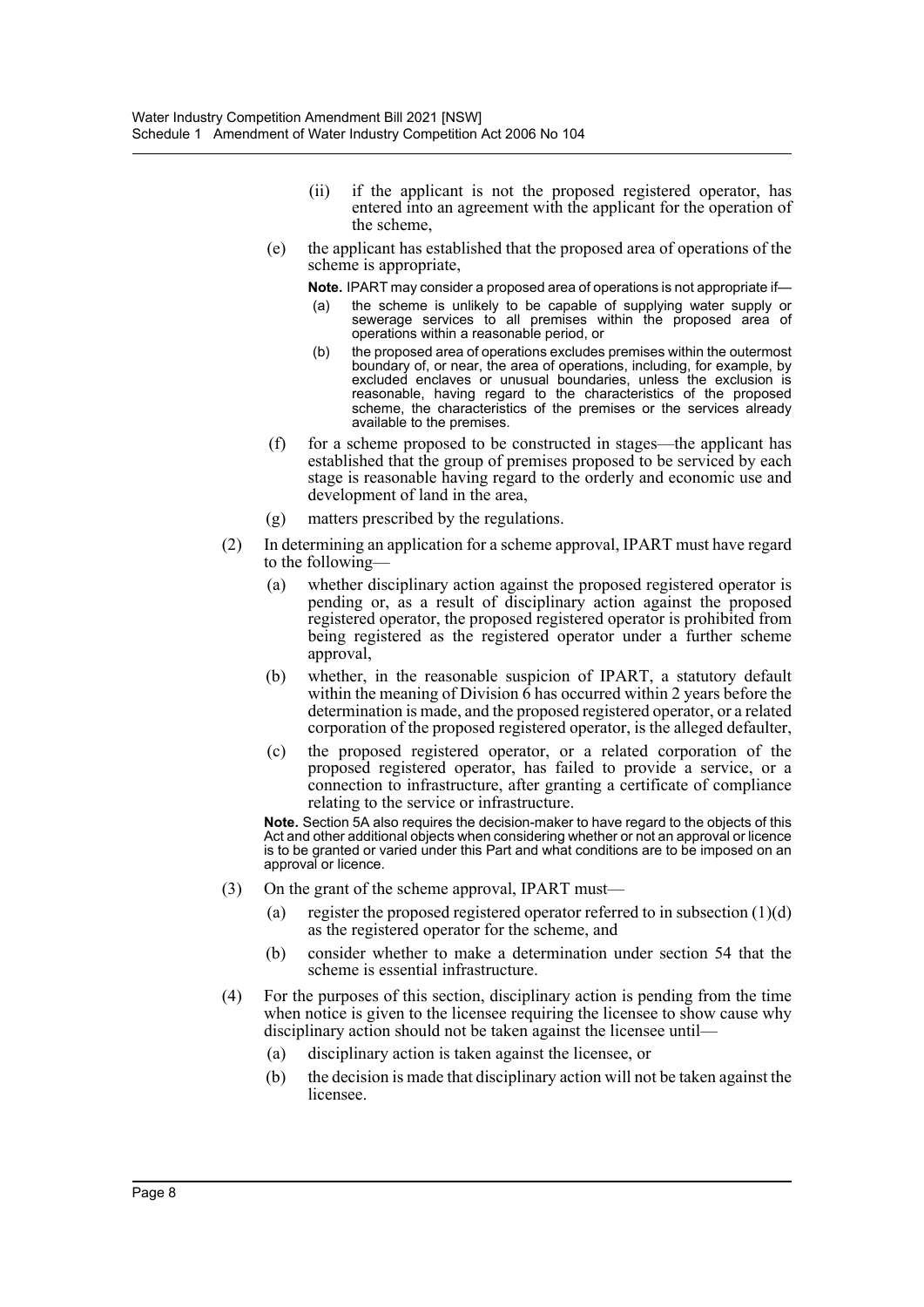(ii) if the applicant is not the proposed registered operator, has entered into an agreement with the applicant for the operation of the scheme,

(e) the applicant has established that the proposed area of operations of the scheme is appropriate,

**Note.** IPART may consider a proposed area of operations is not appropriate if—

(a) the scheme is unlikely to be capable of supplying water supply or sewerage services to all premises within the proposed area of operations within a reasonable period, or

(b) the proposed area of operations excludes premises within the outermost boundary of, or near, the area of operations, including, for example, by excluded enclaves or unusual boundaries, unless the exclusion is reasonable, having regard to the characteristics of the proposed scheme, the characteristics of the premises or the services already available to the premises.

(f) for a scheme proposed to be constructed in stages—the applicant has established that the group of premises proposed to be serviced by each stage is reasonable having regard to the orderly and economic use and development of land in the area,

(g) matters prescribed by the regulations.

(2) In determining an application for a scheme approval, IPART must have regard to the following—

(a) whether disciplinary action against the proposed registered operator is pending or, as a result of disciplinary action against the proposed registered operator, the proposed registered operator is prohibited from being registered as the registered operator under a further scheme approval,

(b) whether, in the reasonable suspicion of IPART, a statutory default within the meaning of Division 6 has occurred within 2 years before the determination is made, and the proposed registered operator, or a related corporation of the proposed registered operator, is the alleged defaulter,

(c) the proposed registered operator, or a related corporation of the proposed registered operator, has failed to provide a service, or a connection to infrastructure, after granting a certificate of compliance relating to the service or infrastructure.

**Note.** Section 5A also requires the decision-maker to have regard to the objects of this Act and other additional objects when considering whether or not an approval or licence is to be granted or varied under this Part and what conditions are to be imposed on an approval or licence.

(3) On the grant of the scheme approval, IPART must—

(a) register the proposed registered operator referred to in subsection (1)(d) as the registered operator for the scheme, and

(b) consider whether to make a determination under section 54 that the scheme is essential infrastructure.

(4) For the purposes of this section, disciplinary action is pending from the time when notice is given to the licensee requiring the licensee to show cause why disciplinary action should not be taken against the licensee until—

(a) disciplinary action is taken against the licensee, or

(b) the decision is made that disciplinary action will not be taken against the licensee.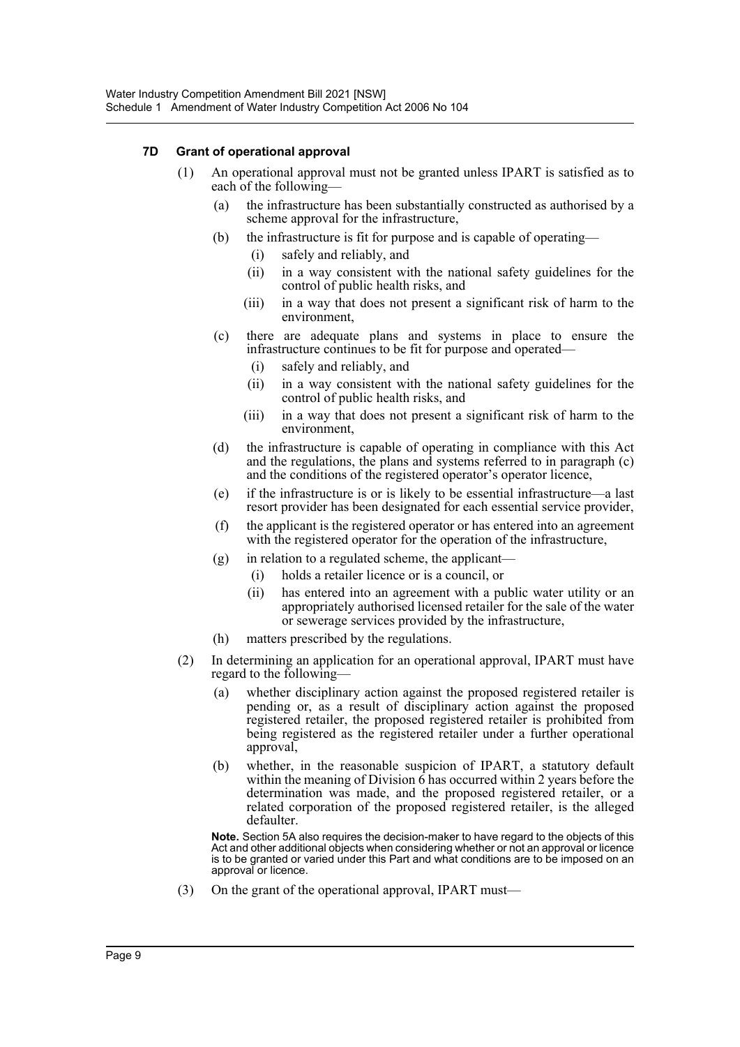#### 7D Grant of operational approval

(1) An operational approval must not be granted unless IPART is satisfied as to each of the following—

(a) the infrastructure has been substantially constructed as authorised by a scheme approval for the infrastructure,

(b) the infrastructure is fit for purpose and is capable of operating—

(i) safely and reliably, and

(ii) in a way consistent with the national safety guidelines for the control of public health risks, and

(iii) in a way that does not present a significant risk of harm to the environment,

(c) there are adequate plans and systems in place to ensure the infrastructure continues to be fit for purpose and operated—

(i) safely and reliably, and

(ii) in a way consistent with the national safety guidelines for the control of public health risks, and

(iii) in a way that does not present a significant risk of harm to the environment,

(d) the infrastructure is capable of operating in compliance with this Act and the regulations, the plans and systems referred to in paragraph (c) and the conditions of the registered operator's operator licence,

(e) if the infrastructure is or is likely to be essential infrastructure—a last resort provider has been designated for each essential service provider,

(f) the applicant is the registered operator or has entered into an agreement with the registered operator for the operation of the infrastructure,

(g) in relation to a regulated scheme, the applicant—

(i) holds a retailer licence or is a council, or

(ii) has entered into an agreement with a public water utility or an appropriately authorised licensed retailer for the sale of the water or sewerage services provided by the infrastructure,

(h) matters prescribed by the regulations.

(2) In determining an application for an operational approval, IPART must have regard to the following—

(a) whether disciplinary action against the proposed registered retailer is pending or, as a result of disciplinary action against the proposed registered retailer, the proposed registered retailer is prohibited from being registered as the registered retailer under a further operational approval,

(b) whether, in the reasonable suspicion of IPART, a statutory default within the meaning of Division 6 has occurred within 2 years before the determination was made, and the proposed registered retailer, or a related corporation of the proposed registered retailer, is the alleged defaulter.

**Note.** Section 5A also requires the decision-maker to have regard to the objects of this Act and other additional objects when considering whether or not an approval or licence is to be granted or varied under this Part and what conditions are to be imposed on an approval or licence.

(3) On the grant of the operational approval, IPART must—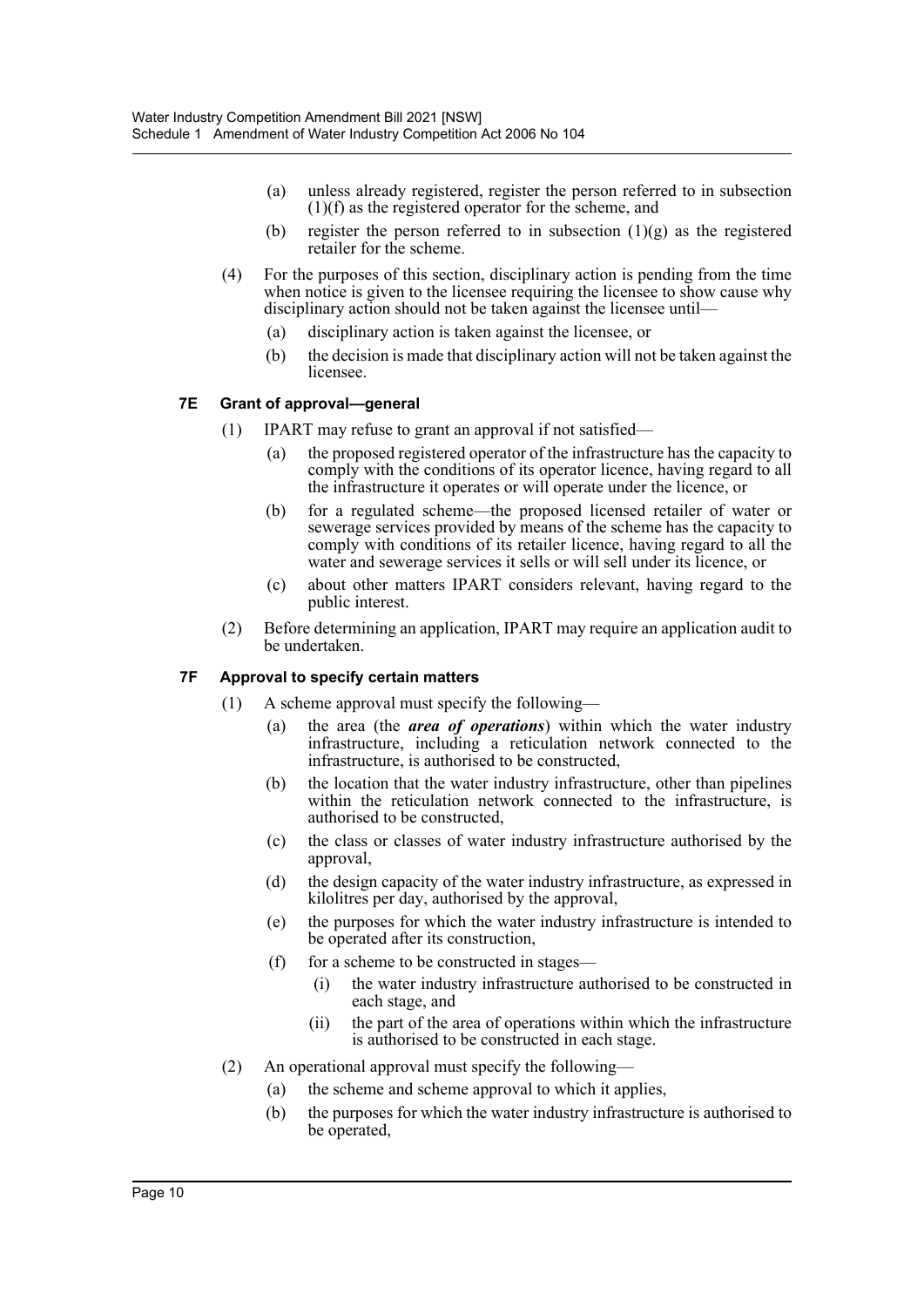(a) unless already registered, register the person referred to in subsection (1)(f) as the registered operator for the scheme, and

(b) register the person referred to in subsection (1)(g) as the registered retailer for the scheme.

(4) For the purposes of this section, disciplinary action is pending from the time when notice is given to the licensee requiring the licensee to show cause why disciplinary action should not be taken against the licensee until—

(a) disciplinary action is taken against the licensee, or

(b) the decision is made that disciplinary action will not be taken against the licensee.

### 7E Grant of approval—general

(1) IPART may refuse to grant an approval if not satisfied—

(a) the proposed registered operator of the infrastructure has the capacity to comply with the conditions of its operator licence, having regard to all the infrastructure it operates or will operate under the licence, or

(b) for a regulated scheme—the proposed licensed retailer of water or sewerage services provided by means of the scheme has the capacity to comply with conditions of its retailer licence, having regard to all the water and sewerage services it sells or will sell under its licence, or

(c) about other matters IPART considers relevant, having regard to the public interest.

(2) Before determining an application, IPART may require an application audit to be undertaken.

### 7F Approval to specify certain matters

(1) A scheme approval must specify the following—

(a) the area (the ***area of operations***) within which the water industry infrastructure, including a reticulation network connected to the infrastructure, is authorised to be constructed,

(b) the location that the water industry infrastructure, other than pipelines within the reticulation network connected to the infrastructure, is authorised to be constructed,

(c) the class or classes of water industry infrastructure authorised by the approval,

(d) the design capacity of the water industry infrastructure, as expressed in kilolitres per day, authorised by the approval,

(e) the purposes for which the water industry infrastructure is intended to be operated after its construction,

(f) for a scheme to be constructed in stages—

(i) the water industry infrastructure authorised to be constructed in each stage, and

(ii) the part of the area of operations within which the infrastructure is authorised to be constructed in each stage.

(2) An operational approval must specify the following—

(a) the scheme and scheme approval to which it applies,

(b) the purposes for which the water industry infrastructure is authorised to be operated,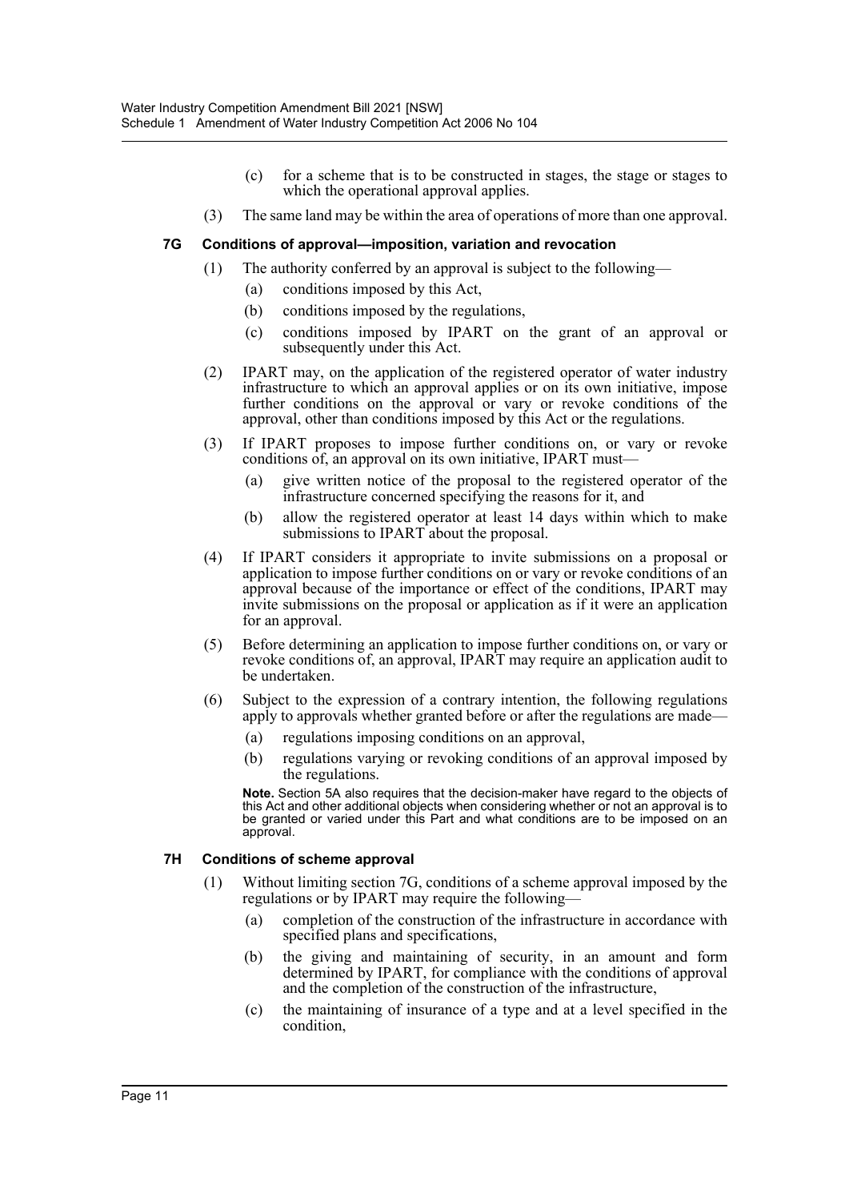(c) for a scheme that is to be constructed in stages, the stage or stages to which the operational approval applies.

(3) The same land may be within the area of operations of more than one approval.

### 7G Conditions of approval—imposition, variation and revocation

(1) The authority conferred by an approval is subject to the following—

(a) conditions imposed by this Act,

(b) conditions imposed by the regulations,

(c) conditions imposed by IPART on the grant of an approval or subsequently under this Act.

(2) IPART may, on the application of the registered operator of water industry infrastructure to which an approval applies or on its own initiative, impose further conditions on the approval or vary or revoke conditions of the approval, other than conditions imposed by this Act or the regulations.

(3) If IPART proposes to impose further conditions on, or vary or revoke conditions of, an approval on its own initiative, IPART must—

(a) give written notice of the proposal to the registered operator of the infrastructure concerned specifying the reasons for it, and

(b) allow the registered operator at least 14 days within which to make submissions to IPART about the proposal.

(4) If IPART considers it appropriate to invite submissions on a proposal or application to impose further conditions on or vary or revoke conditions of an approval because of the importance or effect of the conditions, IPART may invite submissions on the proposal or application as if it were an application for an approval.

(5) Before determining an application to impose further conditions on, or vary or revoke conditions of, an approval, IPART may require an application audit to be undertaken.

(6) Subject to the expression of a contrary intention, the following regulations apply to approvals whether granted before or after the regulations are made—

(a) regulations imposing conditions on an approval,

(b) regulations varying or revoking conditions of an approval imposed by the regulations.

**Note.** Section 5A also requires that the decision-maker have regard to the objects of this Act and other additional objects when considering whether or not an approval is to be granted or varied under this Part and what conditions are to be imposed on an approval.

### 7H Conditions of scheme approval

(1) Without limiting section 7G, conditions of a scheme approval imposed by the regulations or by IPART may require the following—

(a) completion of the construction of the infrastructure in accordance with specified plans and specifications,

(b) the giving and maintaining of security, in an amount and form determined by IPART, for compliance with the conditions of approval and the completion of the construction of the infrastructure,

(c) the maintaining of insurance of a type and at a level specified in the condition,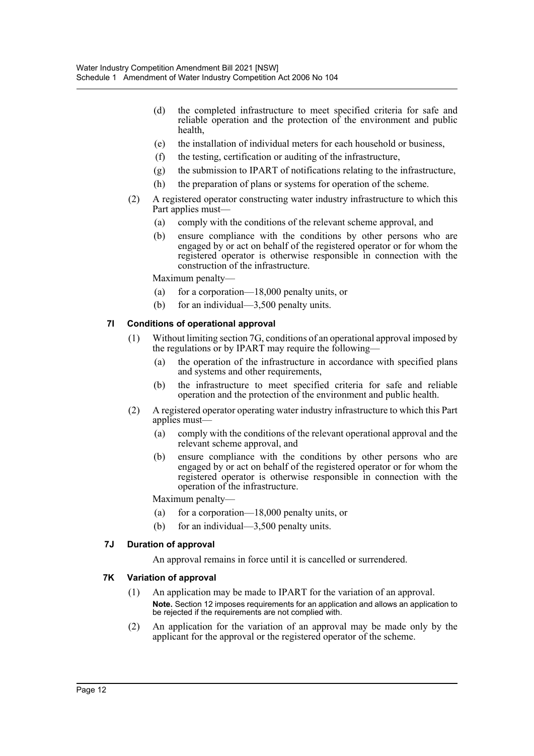(d) the completed infrastructure to meet specified criteria for safe and reliable operation and the protection of the environment and public health,

(e) the installation of individual meters for each household or business,

(f) the testing, certification or auditing of the infrastructure,

(g) the submission to IPART of notifications relating to the infrastructure,

(h) the preparation of plans or systems for operation of the scheme.

(2) A registered operator constructing water industry infrastructure to which this Part applies must—

(a) comply with the conditions of the relevant scheme approval, and

(b) ensure compliance with the conditions by other persons who are engaged by or act on behalf of the registered operator or for whom the registered operator is otherwise responsible in connection with the construction of the infrastructure.

Maximum penalty—

(a) for a corporation—18,000 penalty units, or

(b) for an individual—3,500 penalty units.

### 7I Conditions of operational approval

(1) Without limiting section 7G, conditions of an operational approval imposed by the regulations or by IPART may require the following—

(a) the operation of the infrastructure in accordance with specified plans and systems and other requirements,

(b) the infrastructure to meet specified criteria for safe and reliable operation and the protection of the environment and public health.

(2) A registered operator operating water industry infrastructure to which this Part applies must—

(a) comply with the conditions of the relevant operational approval and the relevant scheme approval, and

(b) ensure compliance with the conditions by other persons who are engaged by or act on behalf of the registered operator or for whom the registered operator is otherwise responsible in connection with the operation of the infrastructure.

Maximum penalty—

(a) for a corporation—18,000 penalty units, or

(b) for an individual—3,500 penalty units.

### 7J Duration of approval

An approval remains in force until it is cancelled or surrendered.

### 7K Variation of approval

(1) An application may be made to IPART for the variation of an approval.

**Note.** Section 12 imposes requirements for an application and allows an application to be rejected if the requirements are not complied with.

(2) An application for the variation of an approval may be made only by the applicant for the approval or the registered operator of the scheme.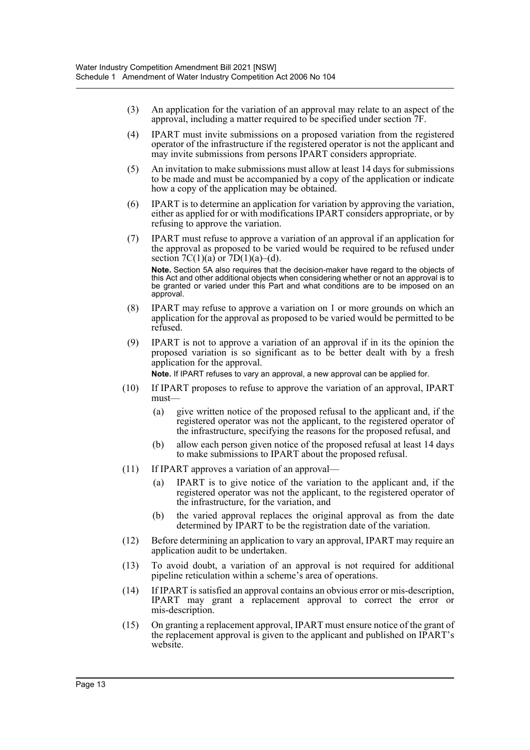(3) An application for the variation of an approval may relate to an aspect of the approval, including a matter required to be specified under section 7F.

(4) IPART must invite submissions on a proposed variation from the registered operator of the infrastructure if the registered operator is not the applicant and may invite submissions from persons IPART considers appropriate.

(5) An invitation to make submissions must allow at least 14 days for submissions to be made and must be accompanied by a copy of the application or indicate how a copy of the application may be obtained.

(6) IPART is to determine an application for variation by approving the variation, either as applied for or with modifications IPART considers appropriate, or by refusing to approve the variation.

(7) IPART must refuse to approve a variation of an approval if an application for the approval as proposed to be varied would be required to be refused under section 7C(1)(a) or 7D(1)(a)–(d).

**Note.** Section 5A also requires that the decision-maker have regard to the objects of this Act and other additional objects when considering whether or not an approval is to be granted or varied under this Part and what conditions are to be imposed on an approval.

(8) IPART may refuse to approve a variation on 1 or more grounds on which an application for the approval as proposed to be varied would be permitted to be refused.

(9) IPART is not to approve a variation of an approval if in its the opinion the proposed variation is so significant as to be better dealt with by a fresh application for the approval.

**Note.** If IPART refuses to vary an approval, a new approval can be applied for.

(10) If IPART proposes to refuse to approve the variation of an approval, IPART must—

(a) give written notice of the proposed refusal to the applicant and, if the registered operator was not the applicant, to the registered operator of the infrastructure, specifying the reasons for the proposed refusal, and

(b) allow each person given notice of the proposed refusal at least 14 days to make submissions to IPART about the proposed refusal.

(11) If IPART approves a variation of an approval—

(a) IPART is to give notice of the variation to the applicant and, if the registered operator was not the applicant, to the registered operator of the infrastructure, for the variation, and

(b) the varied approval replaces the original approval as from the date determined by IPART to be the registration date of the variation.

(12) Before determining an application to vary an approval, IPART may require an application audit to be undertaken.

(13) To avoid doubt, a variation of an approval is not required for additional pipeline reticulation within a scheme's area of operations.

(14) If IPART is satisfied an approval contains an obvious error or mis-description, IPART may grant a replacement approval to correct the error or mis-description.

(15) On granting a replacement approval, IPART must ensure notice of the grant of the replacement approval is given to the applicant and published on IPART's website.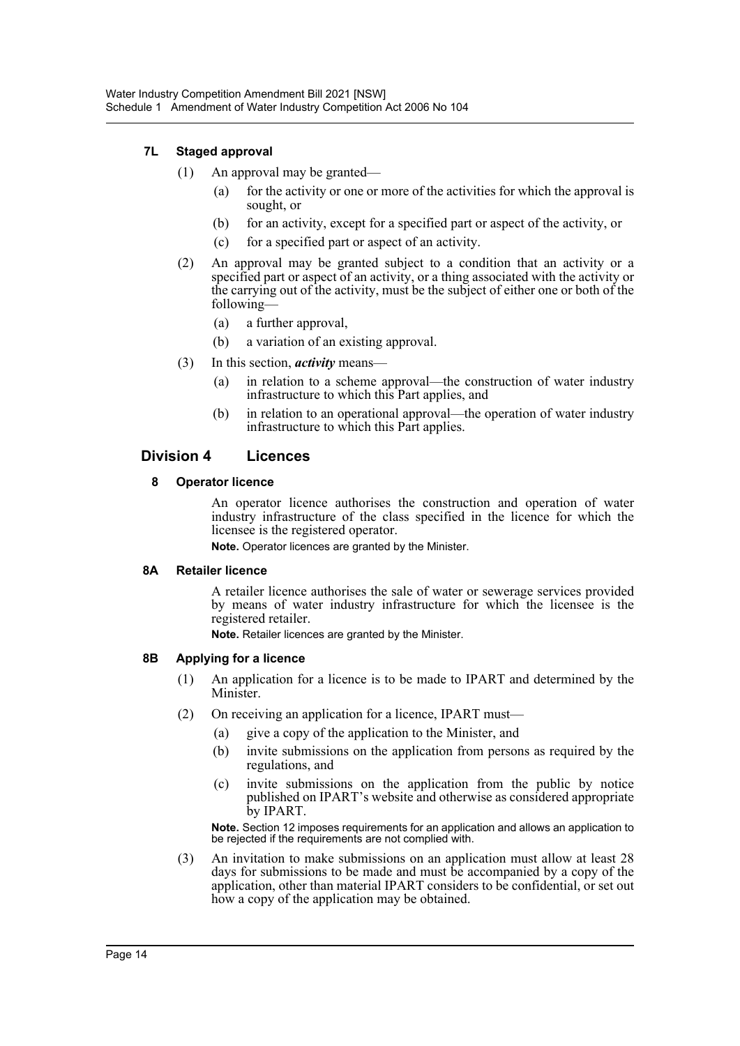#### 7L Staged approval

(1) An approval may be granted—

(a) for the activity or one or more of the activities for which the approval is sought, or

(b) for an activity, except for a specified part or aspect of the activity, or

(c) for a specified part or aspect of an activity.

(2) An approval may be granted subject to a condition that an activity or a specified part or aspect of an activity, or a thing associated with the activity or the carrying out of the activity, must be the subject of either one or both of the following—

(a) a further approval,

(b) a variation of an existing approval.

(3) In this section, ***activity*** means—

(a) in relation to a scheme approval—the construction of water industry infrastructure to which this Part applies, and

(b) in relation to an operational approval—the operation of water industry infrastructure to which this Part applies.

### Division 4 Licences

#### 8 Operator licence

An operator licence authorises the construction and operation of water industry infrastructure of the class specified in the licence for which the licensee is the registered operator.

**Note.** Operator licences are granted by the Minister.

#### 8A Retailer licence

A retailer licence authorises the sale of water or sewerage services provided by means of water industry infrastructure for which the licensee is the registered retailer.

**Note.** Retailer licences are granted by the Minister.

#### 8B Applying for a licence

(1) An application for a licence is to be made to IPART and determined by the Minister.

(2) On receiving an application for a licence, IPART must—

(a) give a copy of the application to the Minister, and

(b) invite submissions on the application from persons as required by the regulations, and

(c) invite submissions on the application from the public by notice published on IPART's website and otherwise as considered appropriate by IPART.

**Note.** Section 12 imposes requirements for an application and allows an application to be rejected if the requirements are not complied with.

(3) An invitation to make submissions on an application must allow at least 28 days for submissions to be made and must be accompanied by a copy of the application, other than material IPART considers to be confidential, or set out how a copy of the application may be obtained.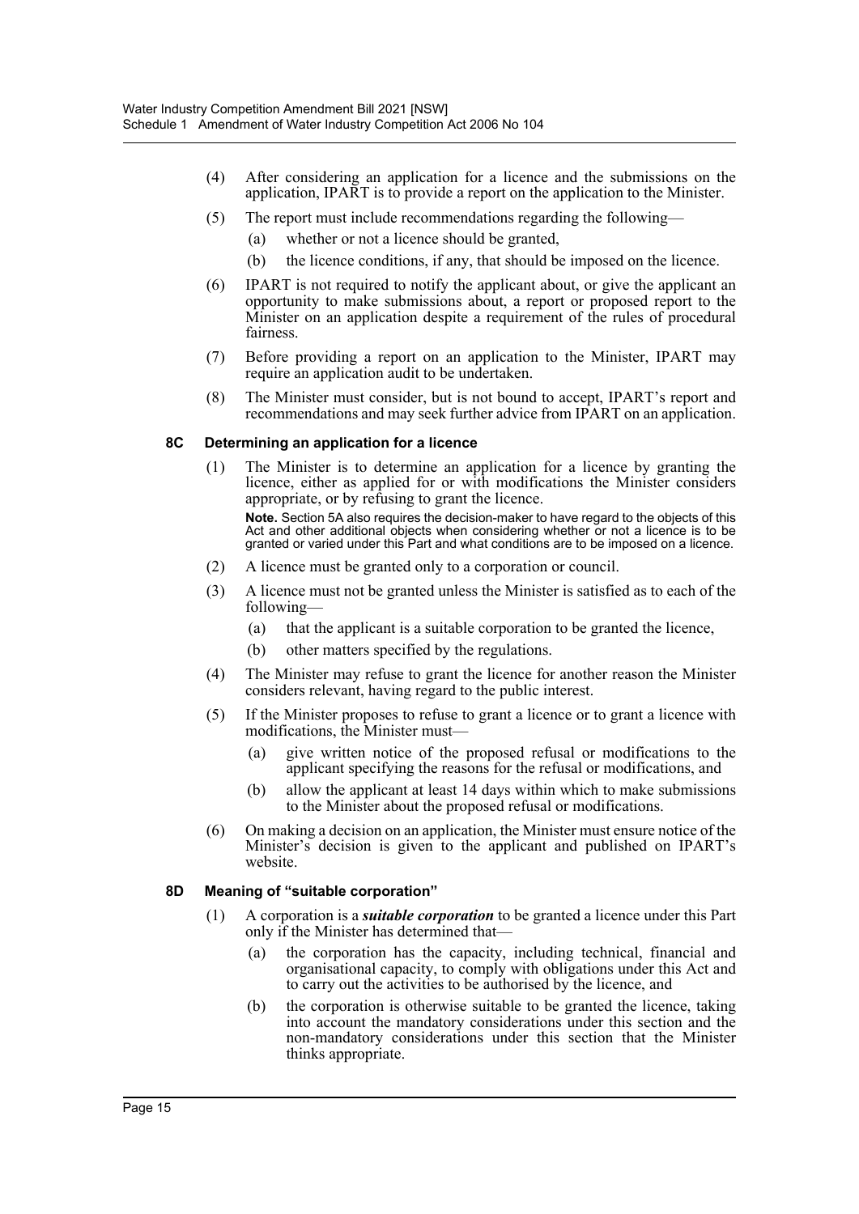(4) After considering an application for a licence and the submissions on the application, IPART is to provide a report on the application to the Minister.

(5) The report must include recommendations regarding the following—

(a) whether or not a licence should be granted,

(b) the licence conditions, if any, that should be imposed on the licence.

(6) IPART is not required to notify the applicant about, or give the applicant an opportunity to make submissions about, a report or proposed report to the Minister on an application despite a requirement of the rules of procedural fairness.

(7) Before providing a report on an application to the Minister, IPART may require an application audit to be undertaken.

(8) The Minister must consider, but is not bound to accept, IPART's report and recommendations and may seek further advice from IPART on an application.

#### 8C Determining an application for a licence

(1) The Minister is to determine an application for a licence by granting the licence, either as applied for or with modifications the Minister considers appropriate, or by refusing to grant the licence.

**Note.** Section 5A also requires the decision-maker to have regard to the objects of this Act and other additional objects when considering whether or not a licence is to be granted or varied under this Part and what conditions are to be imposed on a licence.

(2) A licence must be granted only to a corporation or council.

(3) A licence must not be granted unless the Minister is satisfied as to each of the following—

(a) that the applicant is a suitable corporation to be granted the licence,

(b) other matters specified by the regulations.

(4) The Minister may refuse to grant the licence for another reason the Minister considers relevant, having regard to the public interest.

(5) If the Minister proposes to refuse to grant a licence or to grant a licence with modifications, the Minister must—

(a) give written notice of the proposed refusal or modifications to the applicant specifying the reasons for the refusal or modifications, and

(b) allow the applicant at least 14 days within which to make submissions to the Minister about the proposed refusal or modifications.

(6) On making a decision on an application, the Minister must ensure notice of the Minister's decision is given to the applicant and published on IPART's website.

#### 8D Meaning of "suitable corporation"

(1) A corporation is a ***suitable corporation*** to be granted a licence under this Part only if the Minister has determined that—

(a) the corporation has the capacity, including technical, financial and organisational capacity, to comply with obligations under this Act and to carry out the activities to be authorised by the licence, and

(b) the corporation is otherwise suitable to be granted the licence, taking into account the mandatory considerations under this section and the non-mandatory considerations under this section that the Minister thinks appropriate.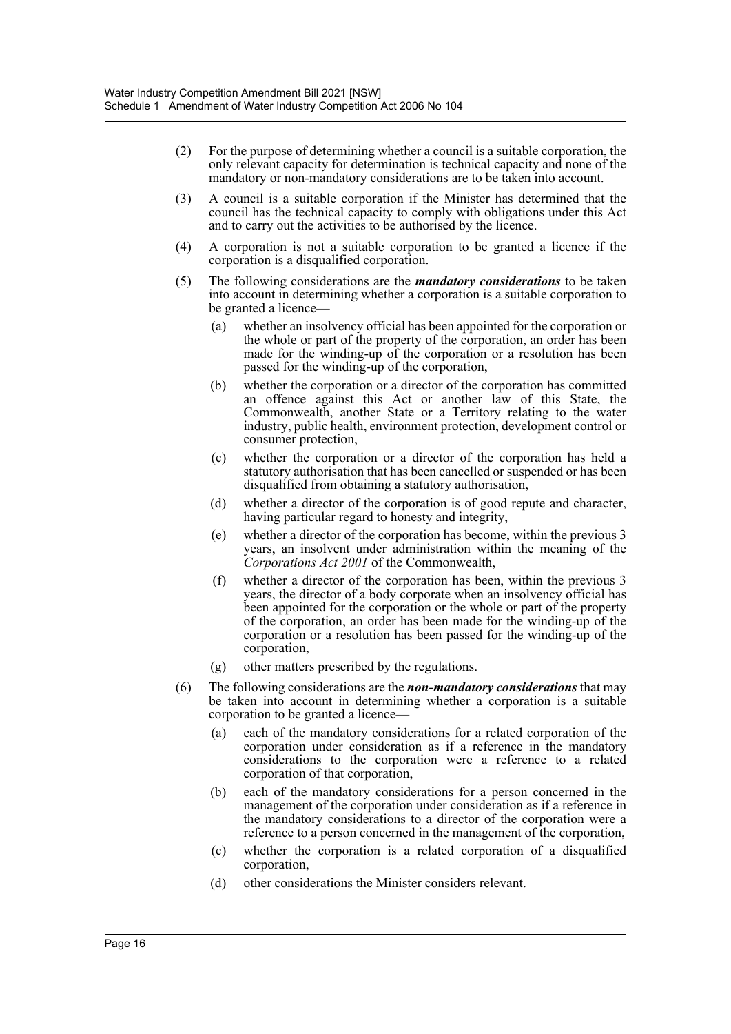(2) For the purpose of determining whether a council is a suitable corporation, the only relevant capacity for determination is technical capacity and none of the mandatory or non-mandatory considerations are to be taken into account.

(3) A council is a suitable corporation if the Minister has determined that the council has the technical capacity to comply with obligations under this Act and to carry out the activities to be authorised by the licence.

(4) A corporation is not a suitable corporation to be granted a licence if the corporation is a disqualified corporation.

(5) The following considerations are the ***mandatory considerations*** to be taken into account in determining whether a corporation is a suitable corporation to be granted a licence—

(a) whether an insolvency official has been appointed for the corporation or the whole or part of the property of the corporation, an order has been made for the winding-up of the corporation or a resolution has been passed for the winding-up of the corporation,

(b) whether the corporation or a director of the corporation has committed an offence against this Act or another law of this State, the Commonwealth, another State or a Territory relating to the water industry, public health, environment protection, development control or consumer protection,

(c) whether the corporation or a director of the corporation has held a statutory authorisation that has been cancelled or suspended or has been disqualified from obtaining a statutory authorisation,

(d) whether a director of the corporation is of good repute and character, having particular regard to honesty and integrity,

(e) whether a director of the corporation has become, within the previous 3 years, an insolvent under administration within the meaning of the *Corporations Act 2001* of the Commonwealth,

(f) whether a director of the corporation has been, within the previous 3 years, the director of a body corporate when an insolvency official has been appointed for the corporation or the whole or part of the property of the corporation, an order has been made for the winding-up of the corporation or a resolution has been passed for the winding-up of the corporation,

(g) other matters prescribed by the regulations.

(6) The following considerations are the ***non-mandatory considerations*** that may be taken into account in determining whether a corporation is a suitable corporation to be granted a licence—

(a) each of the mandatory considerations for a related corporation of the corporation under consideration as if a reference in the mandatory considerations to the corporation were a reference to a related corporation of that corporation,

(b) each of the mandatory considerations for a person concerned in the management of the corporation under consideration as if a reference in the mandatory considerations to a director of the corporation were a reference to a person concerned in the management of the corporation,

(c) whether the corporation is a related corporation of a disqualified corporation,

(d) other considerations the Minister considers relevant.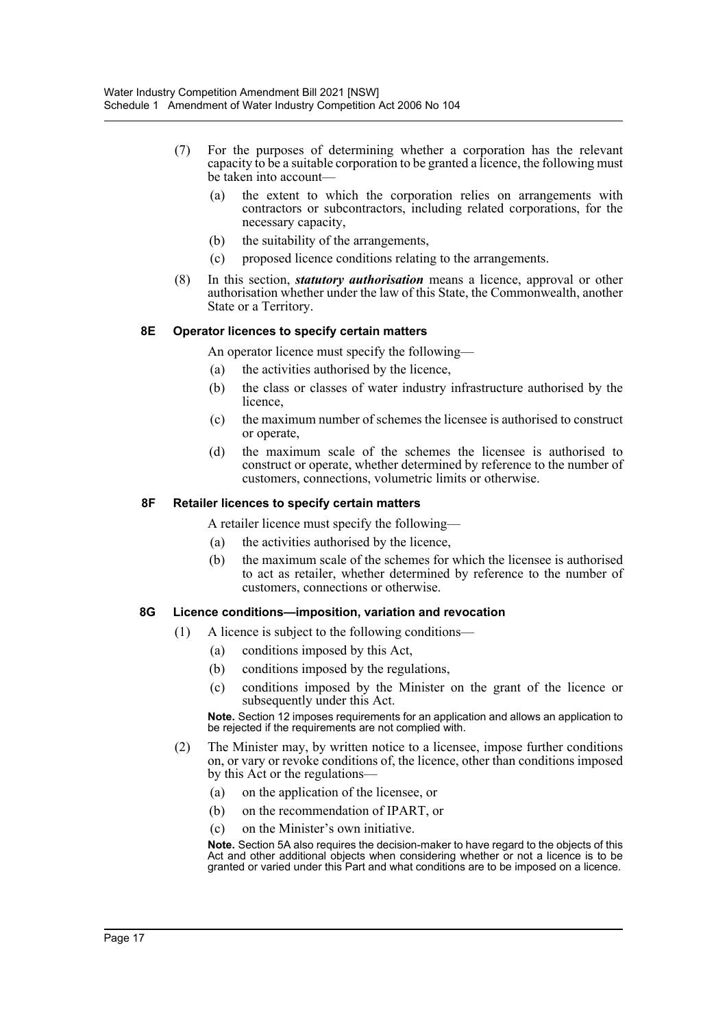(7) For the purposes of determining whether a corporation has the relevant capacity to be a suitable corporation to be granted a licence, the following must be taken into account—

  (a) the extent to which the corporation relies on arrangements with contractors or subcontractors, including related corporations, for the necessary capacity,

  (b) the suitability of the arrangements,

  (c) proposed licence conditions relating to the arrangements.

(8) In this section, ***statutory authorisation*** means a licence, approval or other authorisation whether under the law of this State, the Commonwealth, another State or a Territory.

#### 8E Operator licences to specify certain matters

An operator licence must specify the following—

  (a) the activities authorised by the licence,

  (b) the class or classes of water industry infrastructure authorised by the licence,

  (c) the maximum number of schemes the licensee is authorised to construct or operate,

  (d) the maximum scale of the schemes the licensee is authorised to construct or operate, whether determined by reference to the number of customers, connections, volumetric limits or otherwise.

#### 8F Retailer licences to specify certain matters

A retailer licence must specify the following—

  (a) the activities authorised by the licence,

  (b) the maximum scale of the schemes for which the licensee is authorised to act as retailer, whether determined by reference to the number of customers, connections or otherwise.

#### 8G Licence conditions—imposition, variation and revocation

(1) A licence is subject to the following conditions—

  (a) conditions imposed by this Act,

  (b) conditions imposed by the regulations,

  (c) conditions imposed by the Minister on the grant of the licence or subsequently under this Act.

**Note.** Section 12 imposes requirements for an application and allows an application to be rejected if the requirements are not complied with.

(2) The Minister may, by written notice to a licensee, impose further conditions on, or vary or revoke conditions of, the licence, other than conditions imposed by this Act or the regulations—

  (a) on the application of the licensee, or

  (b) on the recommendation of IPART, or

  (c) on the Minister's own initiative.

**Note.** Section 5A also requires the decision-maker to have regard to the objects of this Act and other additional objects when considering whether or not a licence is to be granted or varied under this Part and what conditions are to be imposed on a licence.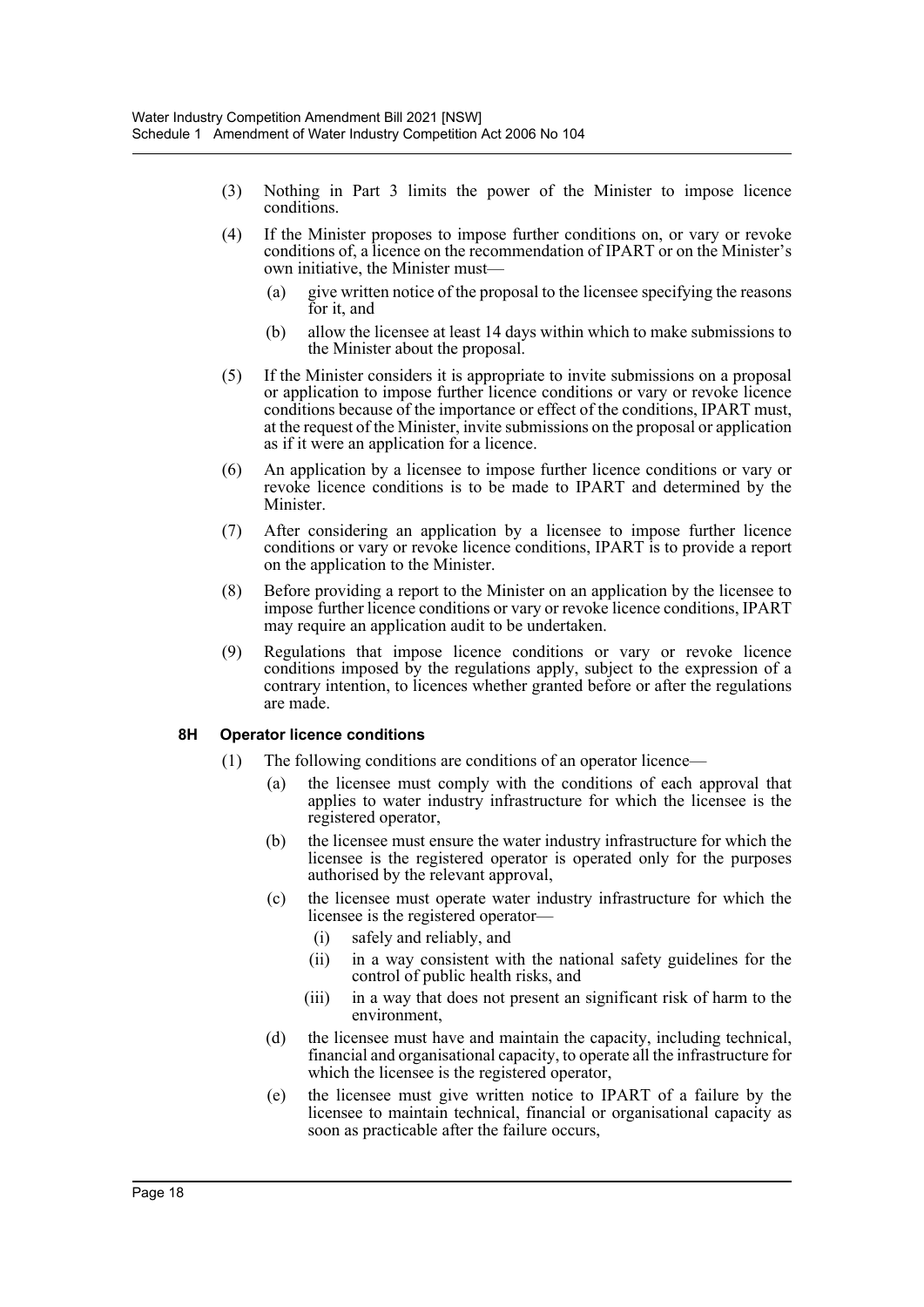(3) Nothing in Part 3 limits the power of the Minister to impose licence conditions.

(4) If the Minister proposes to impose further conditions on, or vary or revoke conditions of, a licence on the recommendation of IPART or on the Minister's own initiative, the Minister must—

(a) give written notice of the proposal to the licensee specifying the reasons for it, and

(b) allow the licensee at least 14 days within which to make submissions to the Minister about the proposal.

(5) If the Minister considers it is appropriate to invite submissions on a proposal or application to impose further licence conditions or vary or revoke licence conditions because of the importance or effect of the conditions, IPART must, at the request of the Minister, invite submissions on the proposal or application as if it were an application for a licence.

(6) An application by a licensee to impose further licence conditions or vary or revoke licence conditions is to be made to IPART and determined by the Minister.

(7) After considering an application by a licensee to impose further licence conditions or vary or revoke licence conditions, IPART is to provide a report on the application to the Minister.

(8) Before providing a report to the Minister on an application by the licensee to impose further licence conditions or vary or revoke licence conditions, IPART may require an application audit to be undertaken.

(9) Regulations that impose licence conditions or vary or revoke licence conditions imposed by the regulations apply, subject to the expression of a contrary intention, to licences whether granted before or after the regulations are made.

### 8H Operator licence conditions

(1) The following conditions are conditions of an operator licence—

(a) the licensee must comply with the conditions of each approval that applies to water industry infrastructure for which the licensee is the registered operator,

(b) the licensee must ensure the water industry infrastructure for which the licensee is the registered operator is operated only for the purposes authorised by the relevant approval,

(c) the licensee must operate water industry infrastructure for which the licensee is the registered operator—

(i) safely and reliably, and

(ii) in a way consistent with the national safety guidelines for the control of public health risks, and

(iii) in a way that does not present an significant risk of harm to the environment,

(d) the licensee must have and maintain the capacity, including technical, financial and organisational capacity, to operate all the infrastructure for which the licensee is the registered operator,

(e) the licensee must give written notice to IPART of a failure by the licensee to maintain technical, financial or organisational capacity as soon as practicable after the failure occurs,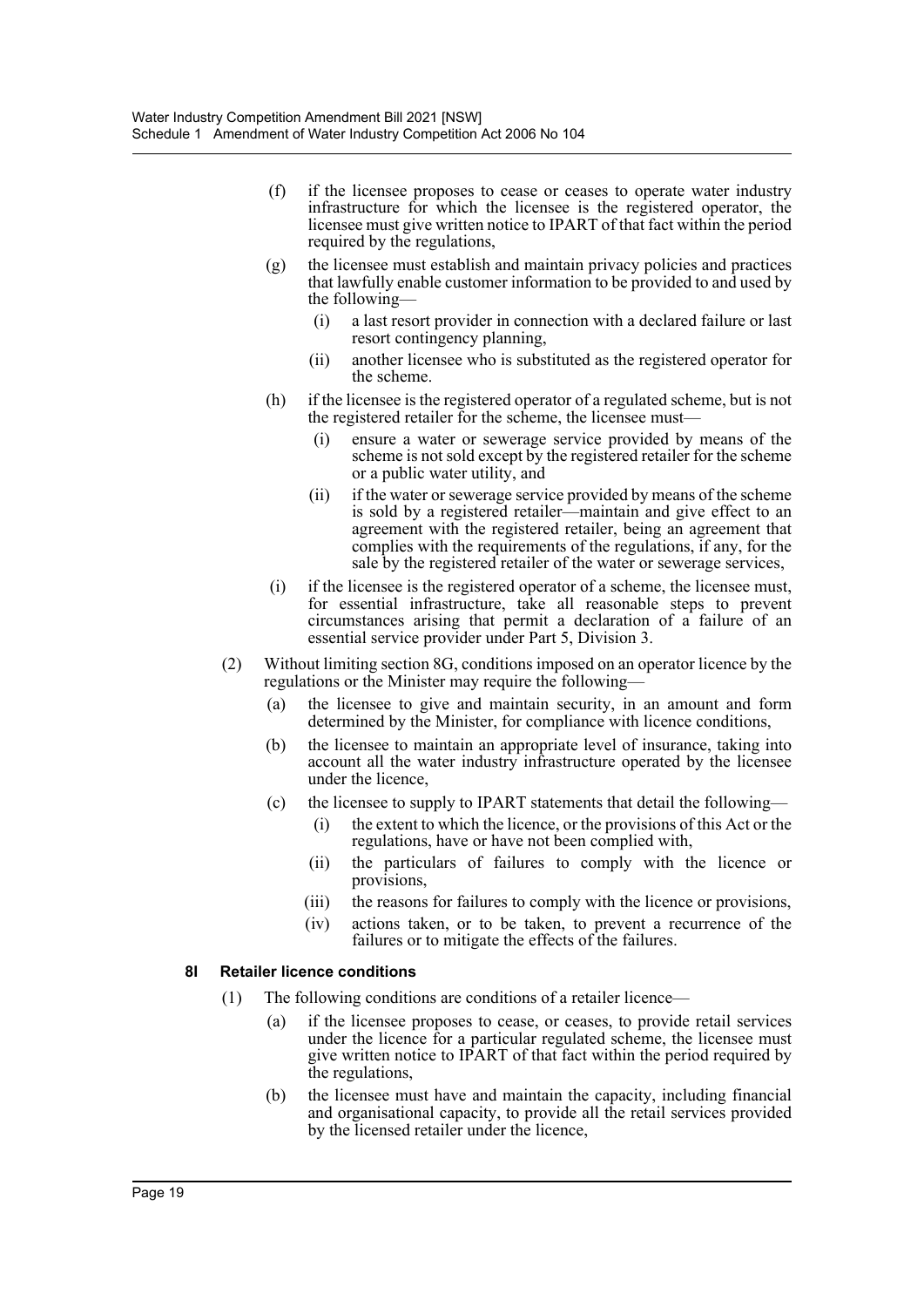(f) if the licensee proposes to cease or ceases to operate water industry infrastructure for which the licensee is the registered operator, the licensee must give written notice to IPART of that fact within the period required by the regulations,

(g) the licensee must establish and maintain privacy policies and practices that lawfully enable customer information to be provided to and used by the following—

  (i) a last resort provider in connection with a declared failure or last resort contingency planning,

  (ii) another licensee who is substituted as the registered operator for the scheme.

(h) if the licensee is the registered operator of a regulated scheme, but is not the registered retailer for the scheme, the licensee must—

  (i) ensure a water or sewerage service provided by means of the scheme is not sold except by the registered retailer for the scheme or a public water utility, and

  (ii) if the water or sewerage service provided by means of the scheme is sold by a registered retailer—maintain and give effect to an agreement with the registered retailer, being an agreement that complies with the requirements of the regulations, if any, for the sale by the registered retailer of the water or sewerage services,

(i) if the licensee is the registered operator of a scheme, the licensee must, for essential infrastructure, take all reasonable steps to prevent circumstances arising that permit a declaration of a failure of an essential service provider under Part 5, Division 3.

(2) Without limiting section 8G, conditions imposed on an operator licence by the regulations or the Minister may require the following—

  (a) the licensee to give and maintain security, in an amount and form determined by the Minister, for compliance with licence conditions,

  (b) the licensee to maintain an appropriate level of insurance, taking into account all the water industry infrastructure operated by the licensee under the licence,

  (c) the licensee to supply to IPART statements that detail the following—

    (i) the extent to which the licence, or the provisions of this Act or the regulations, have or have not been complied with,

    (ii) the particulars of failures to comply with the licence or provisions,

    (iii) the reasons for failures to comply with the licence or provisions,

    (iv) actions taken, or to be taken, to prevent a recurrence of the failures or to mitigate the effects of the failures.

### 8I Retailer licence conditions

(1) The following conditions are conditions of a retailer licence—

  (a) if the licensee proposes to cease, or ceases, to provide retail services under the licence for a particular regulated scheme, the licensee must give written notice to IPART of that fact within the period required by the regulations,

  (b) the licensee must have and maintain the capacity, including financial and organisational capacity, to provide all the retail services provided by the licensed retailer under the licence,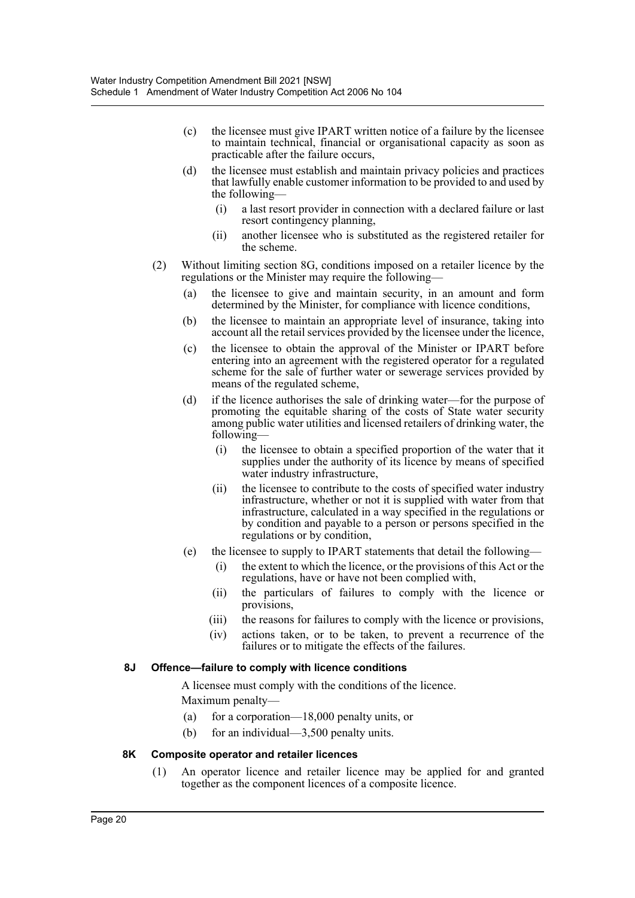(c) the licensee must give IPART written notice of a failure by the licensee to maintain technical, financial or organisational capacity as soon as practicable after the failure occurs,

(d) the licensee must establish and maintain privacy policies and practices that lawfully enable customer information to be provided to and used by the following—

(i) a last resort provider in connection with a declared failure or last resort contingency planning,

(ii) another licensee who is substituted as the registered retailer for the scheme.

(2) Without limiting section 8G, conditions imposed on a retailer licence by the regulations or the Minister may require the following—

(a) the licensee to give and maintain security, in an amount and form determined by the Minister, for compliance with licence conditions,

(b) the licensee to maintain an appropriate level of insurance, taking into account all the retail services provided by the licensee under the licence,

(c) the licensee to obtain the approval of the Minister or IPART before entering into an agreement with the registered operator for a regulated scheme for the sale of further water or sewerage services provided by means of the regulated scheme,

(d) if the licence authorises the sale of drinking water—for the purpose of promoting the equitable sharing of the costs of State water security among public water utilities and licensed retailers of drinking water, the following—

(i) the licensee to obtain a specified proportion of the water that it supplies under the authority of its licence by means of specified water industry infrastructure,

(ii) the licensee to contribute to the costs of specified water industry infrastructure, whether or not it is supplied with water from that infrastructure, calculated in a way specified in the regulations or by condition and payable to a person or persons specified in the regulations or by condition,

(e) the licensee to supply to IPART statements that detail the following—

(i) the extent to which the licence, or the provisions of this Act or the regulations, have or have not been complied with,

(ii) the particulars of failures to comply with the licence or provisions,

(iii) the reasons for failures to comply with the licence or provisions,

(iv) actions taken, or to be taken, to prevent a recurrence of the failures or to mitigate the effects of the failures.

### 8J Offence—failure to comply with licence conditions

A licensee must comply with the conditions of the licence.

Maximum penalty—

(a) for a corporation—18,000 penalty units, or

(b) for an individual—3,500 penalty units.

### 8K Composite operator and retailer licences

(1) An operator licence and retailer licence may be applied for and granted together as the component licences of a composite licence.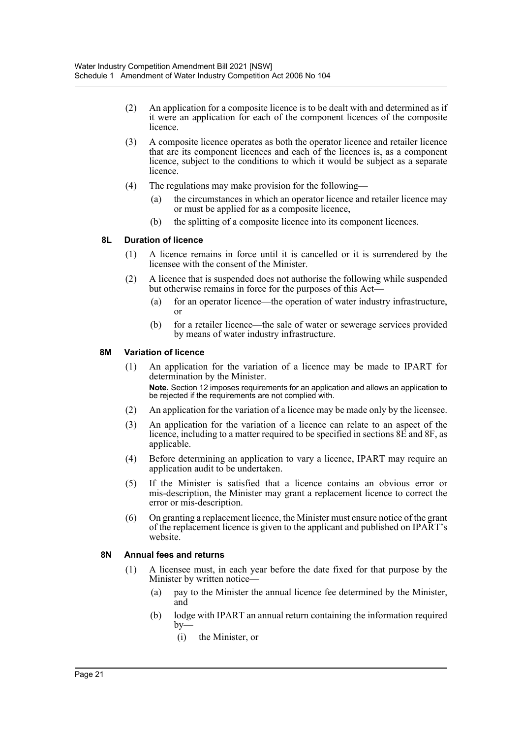(2) An application for a composite licence is to be dealt with and determined as if it were an application for each of the component licences of the composite licence.

(3) A composite licence operates as both the operator licence and retailer licence that are its component licences and each of the licences is, as a component licence, subject to the conditions to which it would be subject as a separate licence.

(4) The regulations may make provision for the following—

(a) the circumstances in which an operator licence and retailer licence may or must be applied for as a composite licence,

(b) the splitting of a composite licence into its component licences.

### 8L Duration of licence

(1) A licence remains in force until it is cancelled or it is surrendered by the licensee with the consent of the Minister.

(2) A licence that is suspended does not authorise the following while suspended but otherwise remains in force for the purposes of this Act—

(a) for an operator licence—the operation of water industry infrastructure, or

(b) for a retailer licence—the sale of water or sewerage services provided by means of water industry infrastructure.

### 8M Variation of licence

(1) An application for the variation of a licence may be made to IPART for determination by the Minister.

**Note.** Section 12 imposes requirements for an application and allows an application to be rejected if the requirements are not complied with.

(2) An application for the variation of a licence may be made only by the licensee.

(3) An application for the variation of a licence can relate to an aspect of the licence, including to a matter required to be specified in sections 8E and 8F, as applicable.

(4) Before determining an application to vary a licence, IPART may require an application audit to be undertaken.

(5) If the Minister is satisfied that a licence contains an obvious error or mis-description, the Minister may grant a replacement licence to correct the error or mis-description.

(6) On granting a replacement licence, the Minister must ensure notice of the grant of the replacement licence is given to the applicant and published on IPART's website.

### 8N Annual fees and returns

(1) A licensee must, in each year before the date fixed for that purpose by the Minister by written notice—

(a) pay to the Minister the annual licence fee determined by the Minister, and

(b) lodge with IPART an annual return containing the information required by—

(i) the Minister, or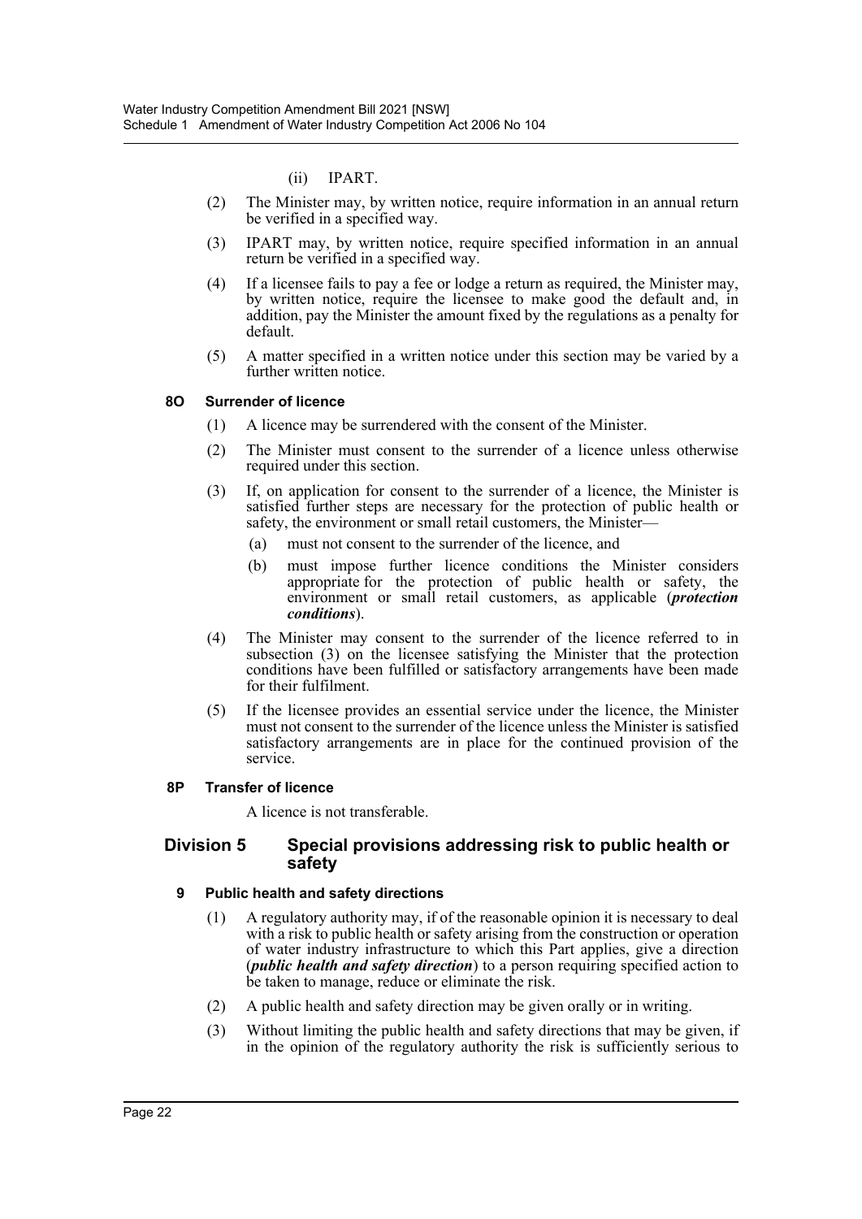(ii) IPART.

(2) The Minister may, by written notice, require information in an annual return be verified in a specified way.

(3) IPART may, by written notice, require specified information in an annual return be verified in a specified way.

(4) If a licensee fails to pay a fee or lodge a return as required, the Minister may, by written notice, require the licensee to make good the default and, in addition, pay the Minister the amount fixed by the regulations as a penalty for default.

(5) A matter specified in a written notice under this section may be varied by a further written notice.

#### 8O Surrender of licence

(1) A licence may be surrendered with the consent of the Minister.

(2) The Minister must consent to the surrender of a licence unless otherwise required under this section.

(3) If, on application for consent to the surrender of a licence, the Minister is satisfied further steps are necessary for the protection of public health or safety, the environment or small retail customers, the Minister—

(a) must not consent to the surrender of the licence, and

(b) must impose further licence conditions the Minister considers appropriate for the protection of public health or safety, the environment or small retail customers, as applicable (***protection conditions***).

(4) The Minister may consent to the surrender of the licence referred to in subsection (3) on the licensee satisfying the Minister that the protection conditions have been fulfilled or satisfactory arrangements have been made for their fulfilment.

(5) If the licensee provides an essential service under the licence, the Minister must not consent to the surrender of the licence unless the Minister is satisfied satisfactory arrangements are in place for the continued provision of the service.

#### 8P Transfer of licence

A licence is not transferable.

### Division 5 Special provisions addressing risk to public health or safety

#### 9 Public health and safety directions

(1) A regulatory authority may, if of the reasonable opinion it is necessary to deal with a risk to public health or safety arising from the construction or operation of water industry infrastructure to which this Part applies, give a direction (***public health and safety direction***) to a person requiring specified action to be taken to manage, reduce or eliminate the risk.

(2) A public health and safety direction may be given orally or in writing.

(3) Without limiting the public health and safety directions that may be given, if in the opinion of the regulatory authority the risk is sufficiently serious to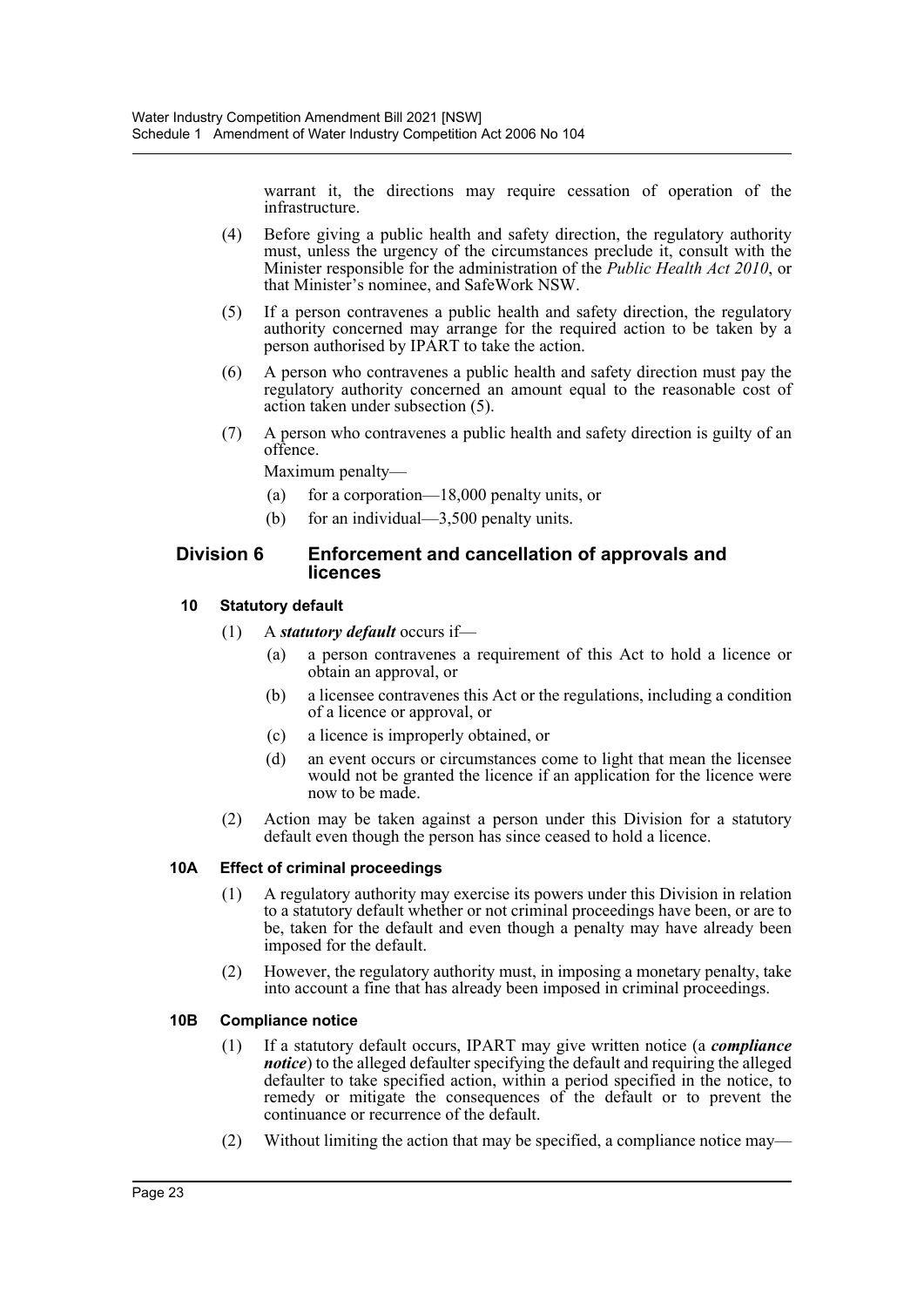warrant it, the directions may require cessation of operation of the infrastructure.

(4) Before giving a public health and safety direction, the regulatory authority must, unless the urgency of the circumstances preclude it, consult with the Minister responsible for the administration of the *Public Health Act 2010*, or that Minister's nominee, and SafeWork NSW.

(5) If a person contravenes a public health and safety direction, the regulatory authority concerned may arrange for the required action to be taken by a person authorised by IPART to take the action.

(6) A person who contravenes a public health and safety direction must pay the regulatory authority concerned an amount equal to the reasonable cost of action taken under subsection (5).

(7) A person who contravenes a public health and safety direction is guilty of an offence.

Maximum penalty—

(a) for a corporation—18,000 penalty units, or

(b) for an individual—3,500 penalty units.

## Division 6 Enforcement and cancellation of approvals and licences

### 10 Statutory default

(1) A ***statutory default*** occurs if—

(a) a person contravenes a requirement of this Act to hold a licence or obtain an approval, or

(b) a licensee contravenes this Act or the regulations, including a condition of a licence or approval, or

(c) a licence is improperly obtained, or

(d) an event occurs or circumstances come to light that mean the licensee would not be granted the licence if an application for the licence were now to be made.

(2) Action may be taken against a person under this Division for a statutory default even though the person has since ceased to hold a licence.

### 10A Effect of criminal proceedings

(1) A regulatory authority may exercise its powers under this Division in relation to a statutory default whether or not criminal proceedings have been, or are to be, taken for the default and even though a penalty may have already been imposed for the default.

(2) However, the regulatory authority must, in imposing a monetary penalty, take into account a fine that has already been imposed in criminal proceedings.

### 10B Compliance notice

(1) If a statutory default occurs, IPART may give written notice (a ***compliance notice***) to the alleged defaulter specifying the default and requiring the alleged defaulter to take specified action, within a period specified in the notice, to remedy or mitigate the consequences of the default or to prevent the continuance or recurrence of the default.

(2) Without limiting the action that may be specified, a compliance notice may—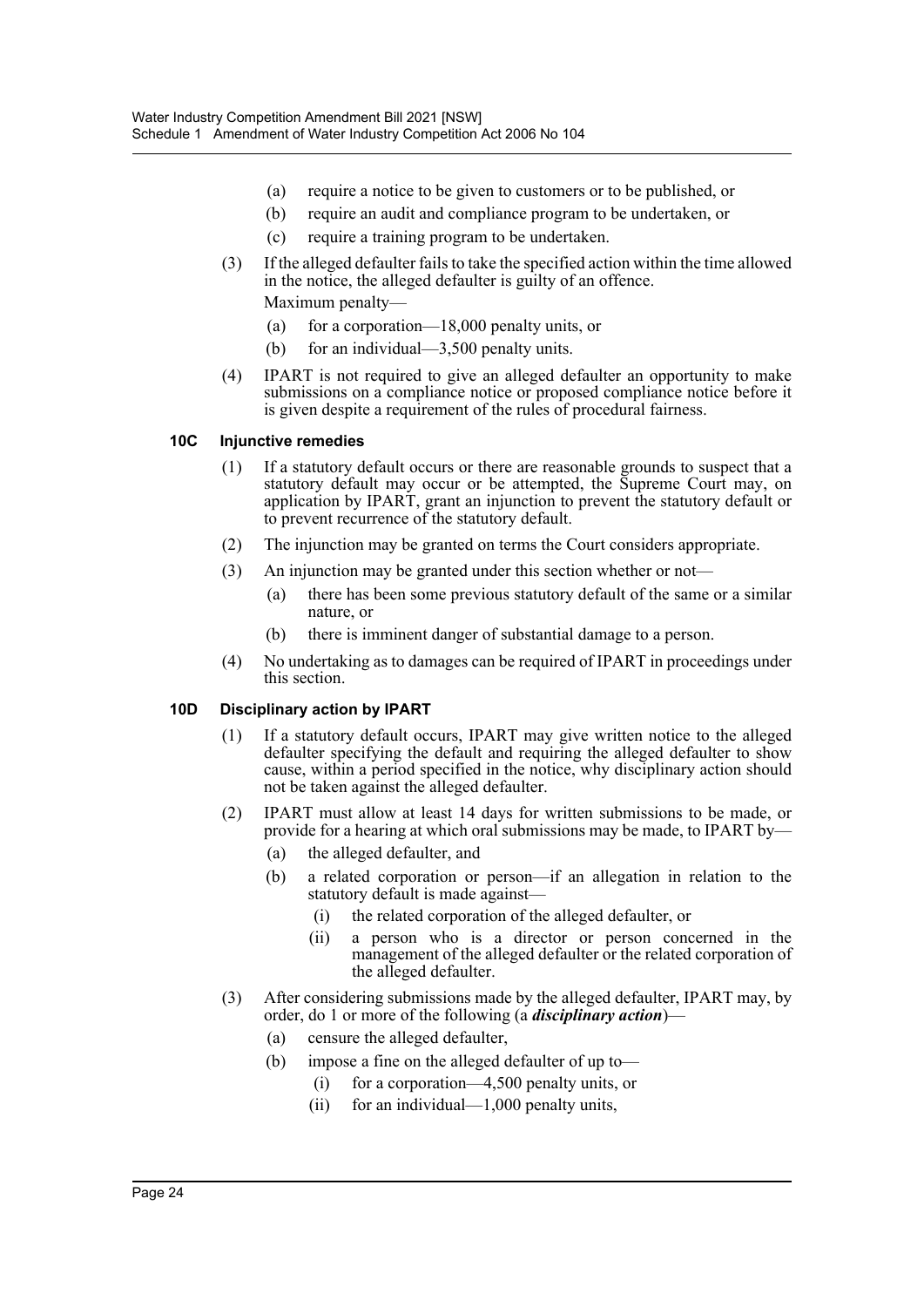(a) require a notice to be given to customers or to be published, or

(b) require an audit and compliance program to be undertaken, or

(c) require a training program to be undertaken.

(3) If the alleged defaulter fails to take the specified action within the time allowed in the notice, the alleged defaulter is guilty of an offence.

Maximum penalty—

(a) for a corporation—18,000 penalty units, or

(b) for an individual—3,500 penalty units.

(4) IPART is not required to give an alleged defaulter an opportunity to make submissions on a compliance notice or proposed compliance notice before it is given despite a requirement of the rules of procedural fairness.

#### 10C Injunctive remedies

(1) If a statutory default occurs or there are reasonable grounds to suspect that a statutory default may occur or be attempted, the Supreme Court may, on application by IPART, grant an injunction to prevent the statutory default or to prevent recurrence of the statutory default.

(2) The injunction may be granted on terms the Court considers appropriate.

(3) An injunction may be granted under this section whether or not—

(a) there has been some previous statutory default of the same or a similar nature, or

(b) there is imminent danger of substantial damage to a person.

(4) No undertaking as to damages can be required of IPART in proceedings under this section.

#### 10D Disciplinary action by IPART

(1) If a statutory default occurs, IPART may give written notice to the alleged defaulter specifying the default and requiring the alleged defaulter to show cause, within a period specified in the notice, why disciplinary action should not be taken against the alleged defaulter.

(2) IPART must allow at least 14 days for written submissions to be made, or provide for a hearing at which oral submissions may be made, to IPART by—

(a) the alleged defaulter, and

(b) a related corporation or person—if an allegation in relation to the statutory default is made against—

(i) the related corporation of the alleged defaulter, or

(ii) a person who is a director or person concerned in the management of the alleged defaulter or the related corporation of the alleged defaulter.

(3) After considering submissions made by the alleged defaulter, IPART may, by order, do 1 or more of the following (a ***disciplinary action***)—

(a) censure the alleged defaulter,

(b) impose a fine on the alleged defaulter of up to—

(i) for a corporation—4,500 penalty units, or

(ii) for an individual—1,000 penalty units,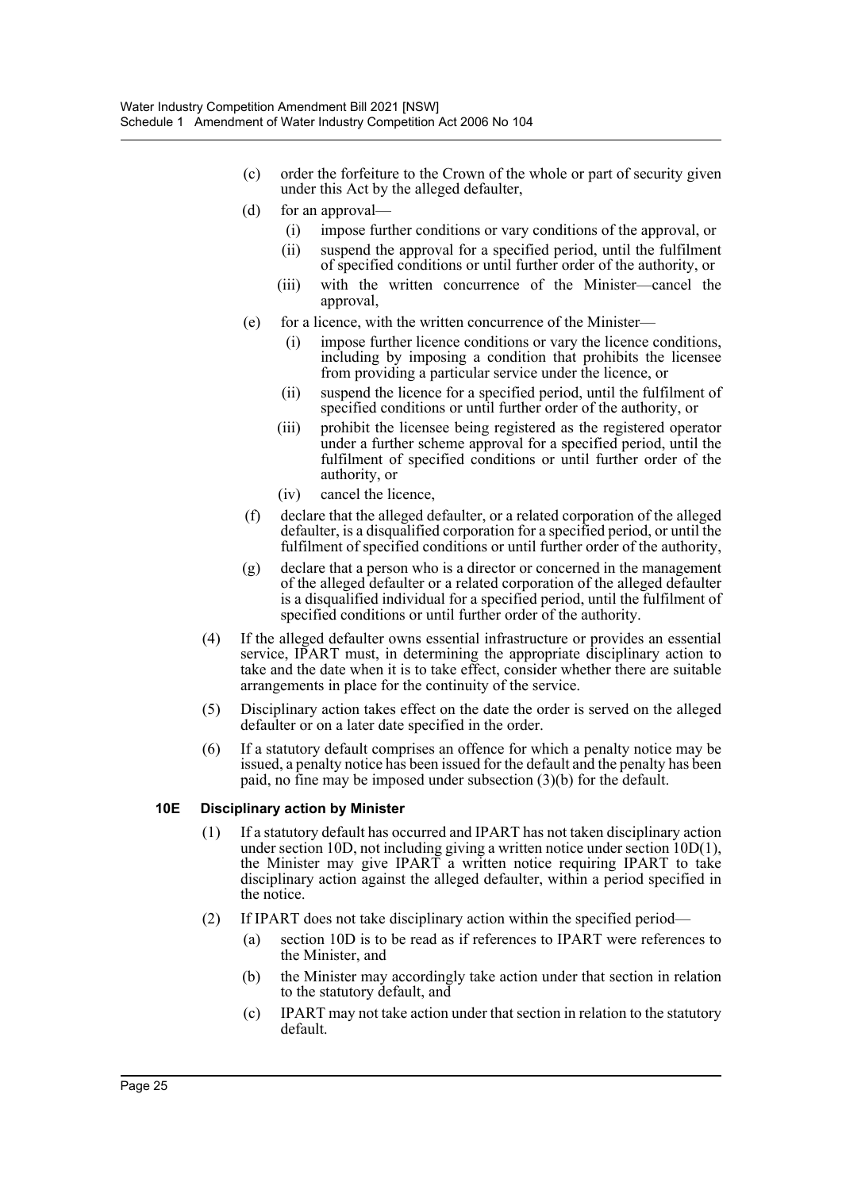(c) order the forfeiture to the Crown of the whole or part of security given under this Act by the alleged defaulter,

(d) for an approval—

(i) impose further conditions or vary conditions of the approval, or

(ii) suspend the approval for a specified period, until the fulfilment of specified conditions or until further order of the authority, or

(iii) with the written concurrence of the Minister—cancel the approval,

(e) for a licence, with the written concurrence of the Minister—

(i) impose further licence conditions or vary the licence conditions, including by imposing a condition that prohibits the licensee from providing a particular service under the licence, or

(ii) suspend the licence for a specified period, until the fulfilment of specified conditions or until further order of the authority, or

(iii) prohibit the licensee being registered as the registered operator under a further scheme approval for a specified period, until the fulfilment of specified conditions or until further order of the authority, or

(iv) cancel the licence,

(f) declare that the alleged defaulter, or a related corporation of the alleged defaulter, is a disqualified corporation for a specified period, or until the fulfilment of specified conditions or until further order of the authority,

(g) declare that a person who is a director or concerned in the management of the alleged defaulter or a related corporation of the alleged defaulter is a disqualified individual for a specified period, until the fulfilment of specified conditions or until further order of the authority.

(4) If the alleged defaulter owns essential infrastructure or provides an essential service, IPART must, in determining the appropriate disciplinary action to take and the date when it is to take effect, consider whether there are suitable arrangements in place for the continuity of the service.

(5) Disciplinary action takes effect on the date the order is served on the alleged defaulter or on a later date specified in the order.

(6) If a statutory default comprises an offence for which a penalty notice may be issued, a penalty notice has been issued for the default and the penalty has been paid, no fine may be imposed under subsection (3)(b) for the default.

**10E Disciplinary action by Minister**

(1) If a statutory default has occurred and IPART has not taken disciplinary action under section 10D, not including giving a written notice under section 10D(1), the Minister may give IPART a written notice requiring IPART to take disciplinary action against the alleged defaulter, within a period specified in the notice.

(2) If IPART does not take disciplinary action within the specified period—

(a) section 10D is to be read as if references to IPART were references to the Minister, and

(b) the Minister may accordingly take action under that section in relation to the statutory default, and

(c) IPART may not take action under that section in relation to the statutory default.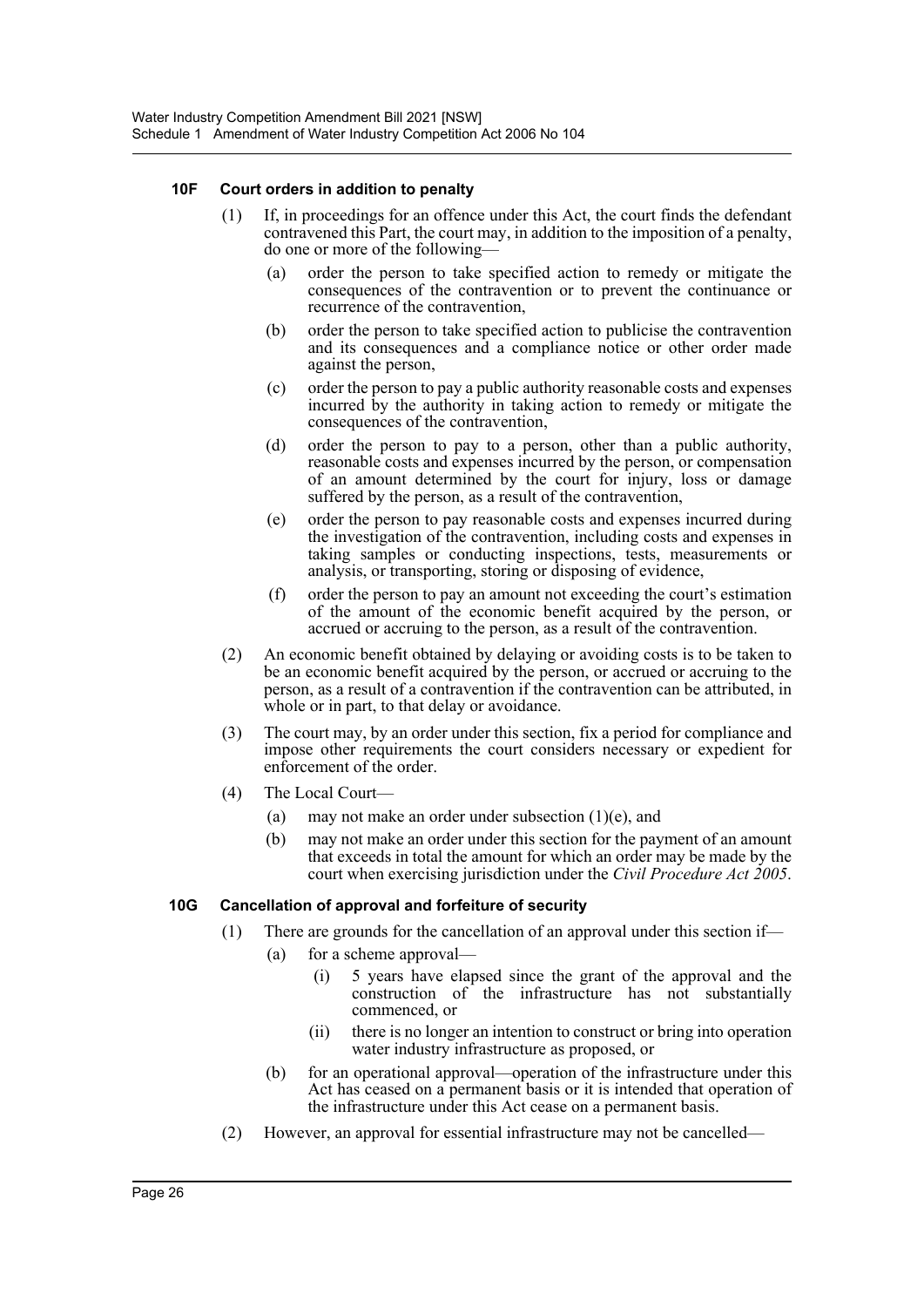### 10F Court orders in addition to penalty

(1) If, in proceedings for an offence under this Act, the court finds the defendant contravened this Part, the court may, in addition to the imposition of a penalty, do one or more of the following—

- (a) order the person to take specified action to remedy or mitigate the consequences of the contravention or to prevent the continuance or recurrence of the contravention,
- (b) order the person to take specified action to publicise the contravention and its consequences and a compliance notice or other order made against the person,
- (c) order the person to pay a public authority reasonable costs and expenses incurred by the authority in taking action to remedy or mitigate the consequences of the contravention,
- (d) order the person to pay to a person, other than a public authority, reasonable costs and expenses incurred by the person, or compensation of an amount determined by the court for injury, loss or damage suffered by the person, as a result of the contravention,
- (e) order the person to pay reasonable costs and expenses incurred during the investigation of the contravention, including costs and expenses in taking samples or conducting inspections, tests, measurements or analysis, or transporting, storing or disposing of evidence,
- (f) order the person to pay an amount not exceeding the court's estimation of the amount of the economic benefit acquired by the person, or accrued or accruing to the person, as a result of the contravention.

(2) An economic benefit obtained by delaying or avoiding costs is to be taken to be an economic benefit acquired by the person, or accrued or accruing to the person, as a result of a contravention if the contravention can be attributed, in whole or in part, to that delay or avoidance.

(3) The court may, by an order under this section, fix a period for compliance and impose other requirements the court considers necessary or expedient for enforcement of the order.

(4) The Local Court—

- (a) may not make an order under subsection (1)(e), and
- (b) may not make an order under this section for the payment of an amount that exceeds in total the amount for which an order may be made by the court when exercising jurisdiction under the *Civil Procedure Act 2005*.

### 10G Cancellation of approval and forfeiture of security

(1) There are grounds for the cancellation of an approval under this section if—

- (a) for a scheme approval—
  - (i) 5 years have elapsed since the grant of the approval and the construction of the infrastructure has not substantially commenced, or
  - (ii) there is no longer an intention to construct or bring into operation water industry infrastructure as proposed, or
- (b) for an operational approval—operation of the infrastructure under this Act has ceased on a permanent basis or it is intended that operation of the infrastructure under this Act cease on a permanent basis.

(2) However, an approval for essential infrastructure may not be cancelled—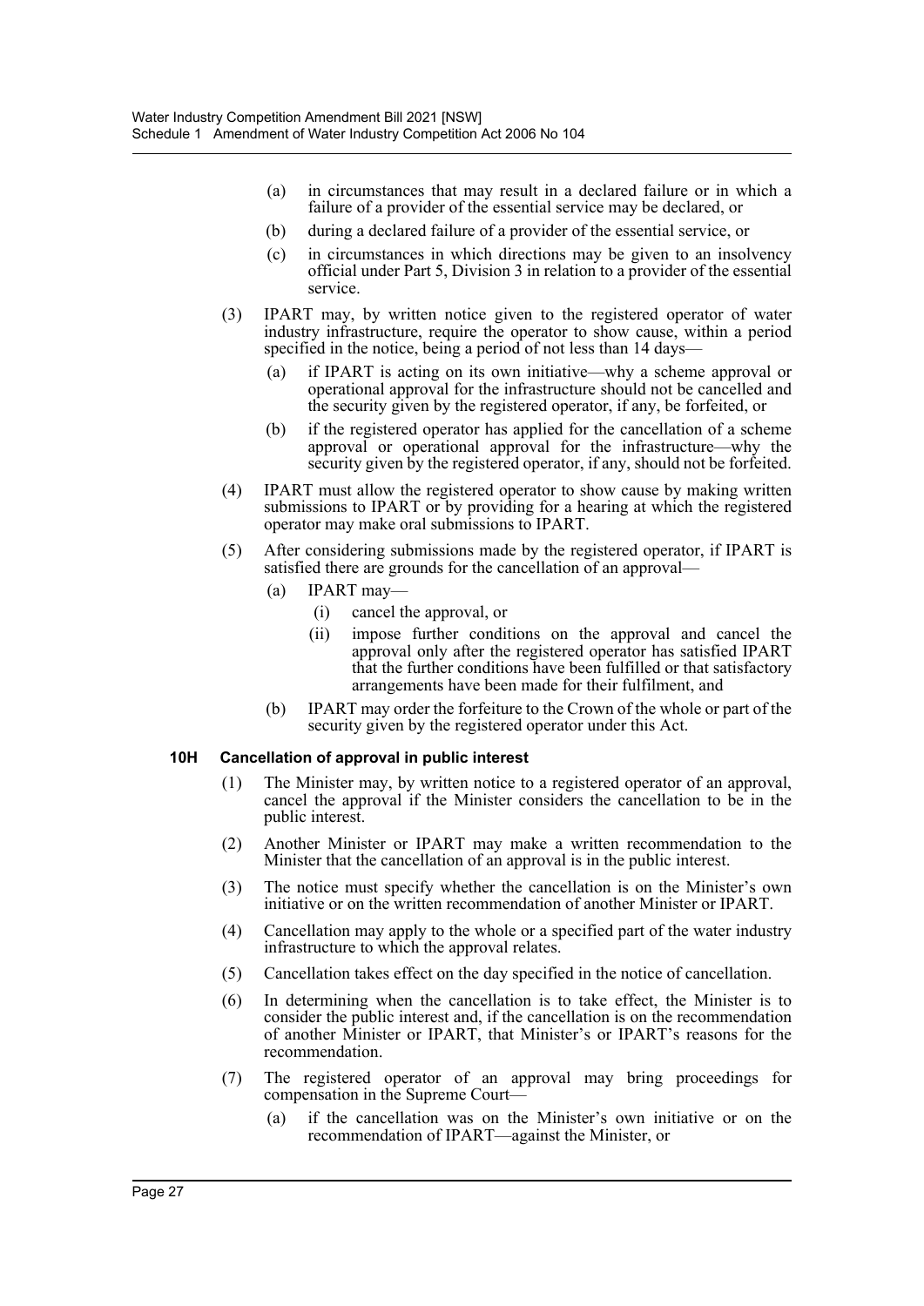(a) in circumstances that may result in a declared failure or in which a failure of a provider of the essential service may be declared, or

(b) during a declared failure of a provider of the essential service, or

(c) in circumstances in which directions may be given to an insolvency official under Part 5, Division 3 in relation to a provider of the essential service.

(3) IPART may, by written notice given to the registered operator of water industry infrastructure, require the operator to show cause, within a period specified in the notice, being a period of not less than 14 days—

(a) if IPART is acting on its own initiative—why a scheme approval or operational approval for the infrastructure should not be cancelled and the security given by the registered operator, if any, be forfeited, or

(b) if the registered operator has applied for the cancellation of a scheme approval or operational approval for the infrastructure—why the security given by the registered operator, if any, should not be forfeited.

(4) IPART must allow the registered operator to show cause by making written submissions to IPART or by providing for a hearing at which the registered operator may make oral submissions to IPART.

(5) After considering submissions made by the registered operator, if IPART is satisfied there are grounds for the cancellation of an approval—

(a) IPART may—

(i) cancel the approval, or

(ii) impose further conditions on the approval and cancel the approval only after the registered operator has satisfied IPART that the further conditions have been fulfilled or that satisfactory arrangements have been made for their fulfilment, and

(b) IPART may order the forfeiture to the Crown of the whole or part of the security given by the registered operator under this Act.

#### 10H Cancellation of approval in public interest

(1) The Minister may, by written notice to a registered operator of an approval, cancel the approval if the Minister considers the cancellation to be in the public interest.

(2) Another Minister or IPART may make a written recommendation to the Minister that the cancellation of an approval is in the public interest.

(3) The notice must specify whether the cancellation is on the Minister's own initiative or on the written recommendation of another Minister or IPART.

(4) Cancellation may apply to the whole or a specified part of the water industry infrastructure to which the approval relates.

(5) Cancellation takes effect on the day specified in the notice of cancellation.

(6) In determining when the cancellation is to take effect, the Minister is to consider the public interest and, if the cancellation is on the recommendation of another Minister or IPART, that Minister's or IPART's reasons for the recommendation.

(7) The registered operator of an approval may bring proceedings for compensation in the Supreme Court—

(a) if the cancellation was on the Minister's own initiative or on the recommendation of IPART—against the Minister, or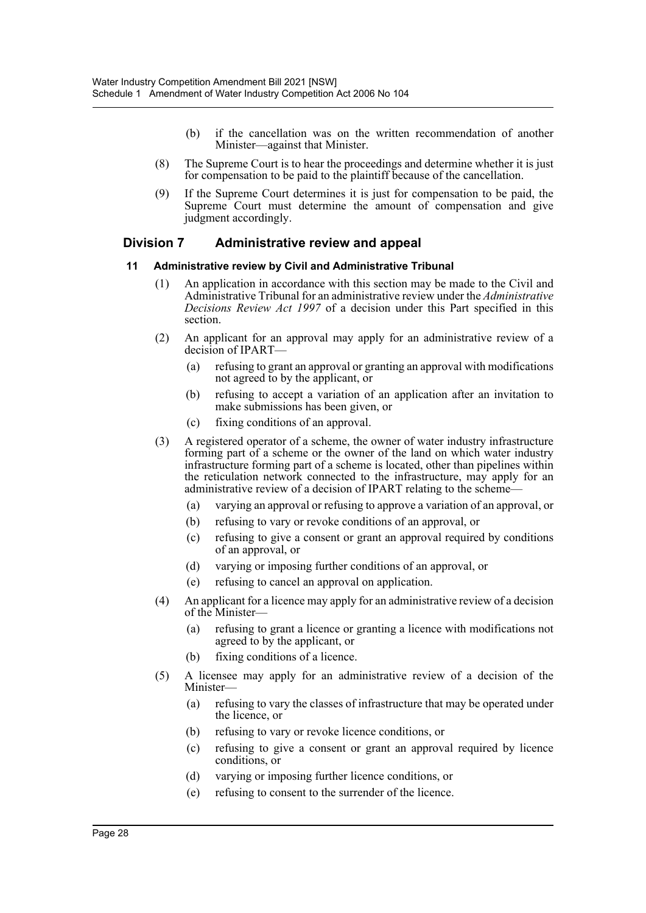(b) if the cancellation was on the written recommendation of another Minister—against that Minister.

(8) The Supreme Court is to hear the proceedings and determine whether it is just for compensation to be paid to the plaintiff because of the cancellation.

(9) If the Supreme Court determines it is just for compensation to be paid, the Supreme Court must determine the amount of compensation and give judgment accordingly.

## Division 7 Administrative review and appeal

#### 11 Administrative review by Civil and Administrative Tribunal

(1) An application in accordance with this section may be made to the Civil and Administrative Tribunal for an administrative review under the *Administrative Decisions Review Act 1997* of a decision under this Part specified in this section.

(2) An applicant for an approval may apply for an administrative review of a decision of IPART—

- (a) refusing to grant an approval or granting an approval with modifications not agreed to by the applicant, or
- (b) refusing to accept a variation of an application after an invitation to make submissions has been given, or
- (c) fixing conditions of an approval.

(3) A registered operator of a scheme, the owner of water industry infrastructure forming part of a scheme or the owner of the land on which water industry infrastructure forming part of a scheme is located, other than pipelines within the reticulation network connected to the infrastructure, may apply for an administrative review of a decision of IPART relating to the scheme—

- (a) varying an approval or refusing to approve a variation of an approval, or
- (b) refusing to vary or revoke conditions of an approval, or
- (c) refusing to give a consent or grant an approval required by conditions of an approval, or
- (d) varying or imposing further conditions of an approval, or
- (e) refusing to cancel an approval on application.

(4) An applicant for a licence may apply for an administrative review of a decision of the Minister—

- (a) refusing to grant a licence or granting a licence with modifications not agreed to by the applicant, or
- (b) fixing conditions of a licence.

(5) A licensee may apply for an administrative review of a decision of the Minister—

- (a) refusing to vary the classes of infrastructure that may be operated under the licence, or
- (b) refusing to vary or revoke licence conditions, or
- (c) refusing to give a consent or grant an approval required by licence conditions, or
- (d) varying or imposing further licence conditions, or
- (e) refusing to consent to the surrender of the licence.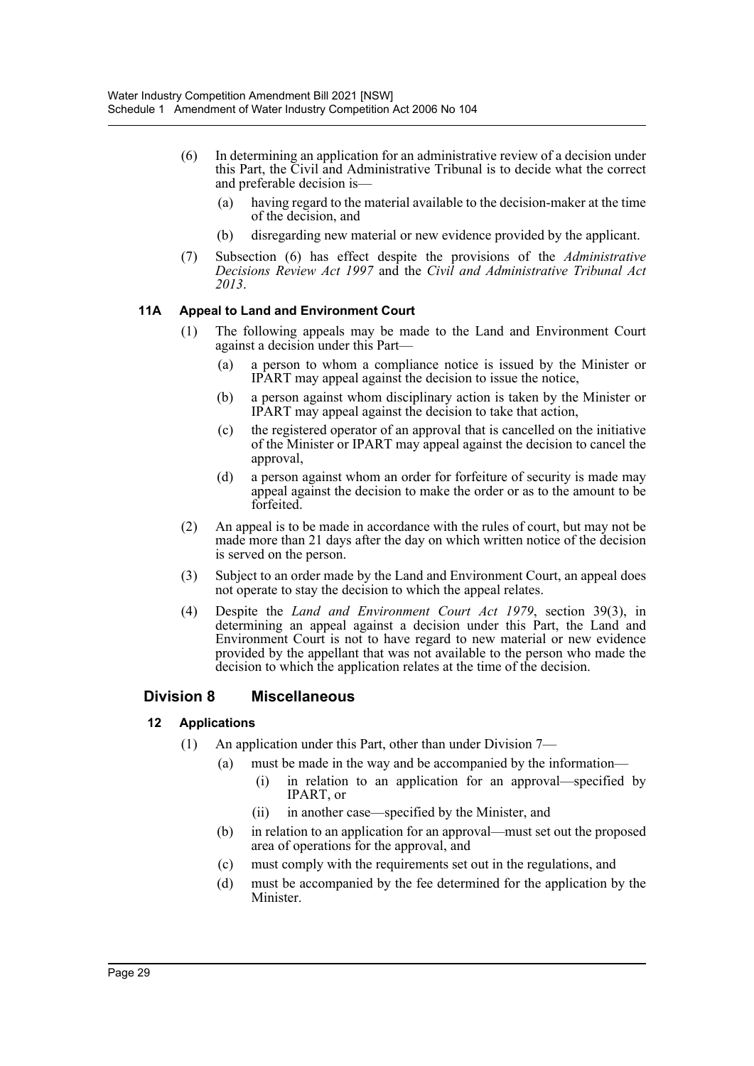(6) In determining an application for an administrative review of a decision under this Part, the Civil and Administrative Tribunal is to decide what the correct and preferable decision is—

(a) having regard to the material available to the decision-maker at the time of the decision, and

(b) disregarding new material or new evidence provided by the applicant.

(7) Subsection (6) has effect despite the provisions of the *Administrative Decisions Review Act 1997* and the *Civil and Administrative Tribunal Act 2013*.

#### 11A Appeal to Land and Environment Court

(1) The following appeals may be made to the Land and Environment Court against a decision under this Part—

(a) a person to whom a compliance notice is issued by the Minister or IPART may appeal against the decision to issue the notice,

(b) a person against whom disciplinary action is taken by the Minister or IPART may appeal against the decision to take that action,

(c) the registered operator of an approval that is cancelled on the initiative of the Minister or IPART may appeal against the decision to cancel the approval,

(d) a person against whom an order for forfeiture of security is made may appeal against the decision to make the order or as to the amount to be forfeited.

(2) An appeal is to be made in accordance with the rules of court, but may not be made more than 21 days after the day on which written notice of the decision is served on the person.

(3) Subject to an order made by the Land and Environment Court, an appeal does not operate to stay the decision to which the appeal relates.

(4) Despite the *Land and Environment Court Act 1979*, section 39(3), in determining an appeal against a decision under this Part, the Land and Environment Court is not to have regard to new material or new evidence provided by the appellant that was not available to the person who made the decision to which the application relates at the time of the decision.

### Division 8 Miscellaneous

#### 12 Applications

(1) An application under this Part, other than under Division 7—

(a) must be made in the way and be accompanied by the information—

(i) in relation to an application for an approval—specified by IPART, or

(ii) in another case—specified by the Minister, and

(b) in relation to an application for an approval—must set out the proposed area of operations for the approval, and

(c) must comply with the requirements set out in the regulations, and

(d) must be accompanied by the fee determined for the application by the Minister.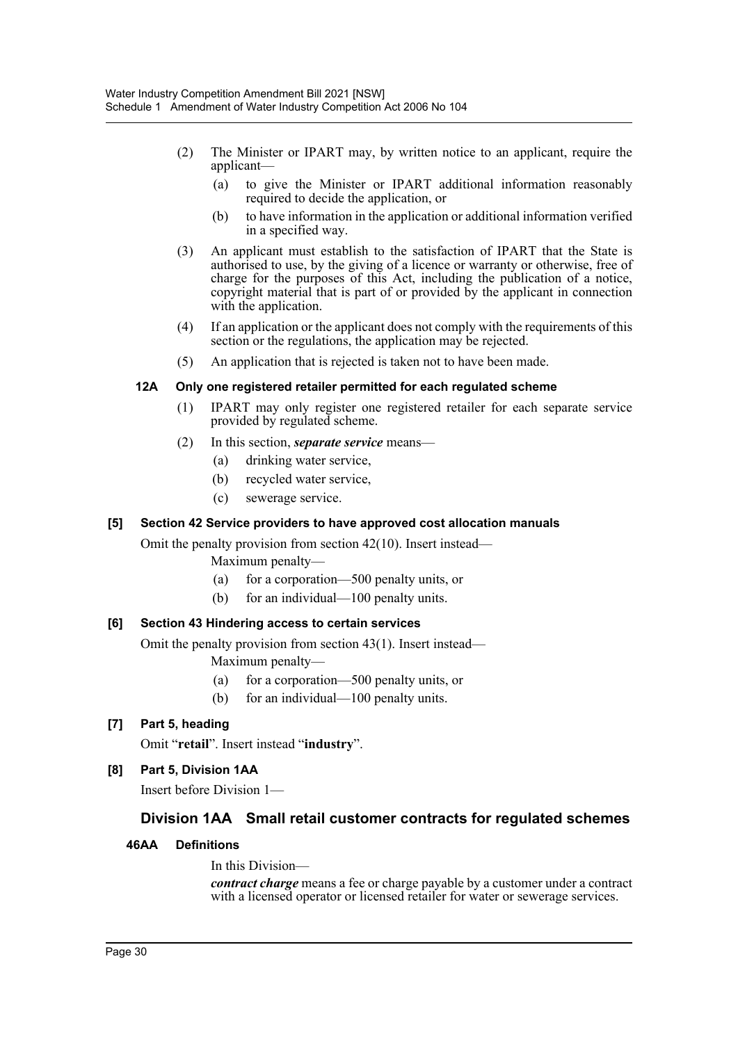(2) The Minister or IPART may, by written notice to an applicant, require the applicant—

(a) to give the Minister or IPART additional information reasonably required to decide the application, or

(b) to have information in the application or additional information verified in a specified way.

(3) An applicant must establish to the satisfaction of IPART that the State is authorised to use, by the giving of a licence or warranty or otherwise, free of charge for the purposes of this Act, including the publication of a notice, copyright material that is part of or provided by the applicant in connection with the application.

(4) If an application or the applicant does not comply with the requirements of this section or the regulations, the application may be rejected.

(5) An application that is rejected is taken not to have been made.

#### 12A Only one registered retailer permitted for each regulated scheme

(1) IPART may only register one registered retailer for each separate service provided by regulated scheme.

(2) In this section, ***separate service*** means—

(a) drinking water service,

(b) recycled water service,

(c) sewerage service.

### [5] Section 42 Service providers to have approved cost allocation manuals

Omit the penalty provision from section 42(10). Insert instead—

Maximum penalty—

(a) for a corporation—500 penalty units, or

(b) for an individual—100 penalty units.

### [6] Section 43 Hindering access to certain services

Omit the penalty provision from section 43(1). Insert instead—

Maximum penalty—

(a) for a corporation—500 penalty units, or

(b) for an individual—100 penalty units.

### [7] Part 5, heading

Omit "**retail**". Insert instead "**industry**".

### [8] Part 5, Division 1AA

Insert before Division 1—

## Division 1AA Small retail customer contracts for regulated schemes

#### 46AA Definitions

In this Division—

***contract charge*** means a fee or charge payable by a customer under a contract with a licensed operator or licensed retailer for water or sewerage services.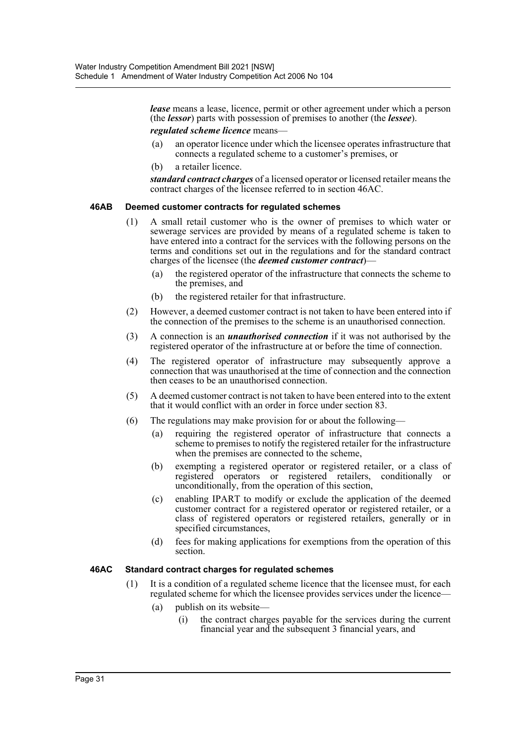***lease*** means a lease, licence, permit or other agreement under which a person (the ***lessor***) parts with possession of premises to another (the ***lessee***).

***regulated scheme licence*** means—

(a) an operator licence under which the licensee operates infrastructure that connects a regulated scheme to a customer's premises, or

(b) a retailer licence.

***standard contract charges*** of a licensed operator or licensed retailer means the contract charges of the licensee referred to in section 46AC.

#### 46AB Deemed customer contracts for regulated schemes

(1) A small retail customer who is the owner of premises to which water or sewerage services are provided by means of a regulated scheme is taken to have entered into a contract for the services with the following persons on the terms and conditions set out in the regulations and for the standard contract charges of the licensee (the ***deemed customer contract***)—

(a) the registered operator of the infrastructure that connects the scheme to the premises, and

(b) the registered retailer for that infrastructure.

(2) However, a deemed customer contract is not taken to have been entered into if the connection of the premises to the scheme is an unauthorised connection.

(3) A connection is an ***unauthorised connection*** if it was not authorised by the registered operator of the infrastructure at or before the time of connection.

(4) The registered operator of infrastructure may subsequently approve a connection that was unauthorised at the time of connection and the connection then ceases to be an unauthorised connection.

(5) A deemed customer contract is not taken to have been entered into to the extent that it would conflict with an order in force under section 83.

(6) The regulations may make provision for or about the following—

(a) requiring the registered operator of infrastructure that connects a scheme to premises to notify the registered retailer for the infrastructure when the premises are connected to the scheme,

(b) exempting a registered operator or registered retailer, or a class of registered operators or registered retailers, conditionally or unconditionally, from the operation of this section,

(c) enabling IPART to modify or exclude the application of the deemed customer contract for a registered operator or registered retailer, or a class of registered operators or registered retailers, generally or in specified circumstances,

(d) fees for making applications for exemptions from the operation of this section.

#### 46AC Standard contract charges for regulated schemes

(1) It is a condition of a regulated scheme licence that the licensee must, for each regulated scheme for which the licensee provides services under the licence—

(a) publish on its website—

(i) the contract charges payable for the services during the current financial year and the subsequent 3 financial years, and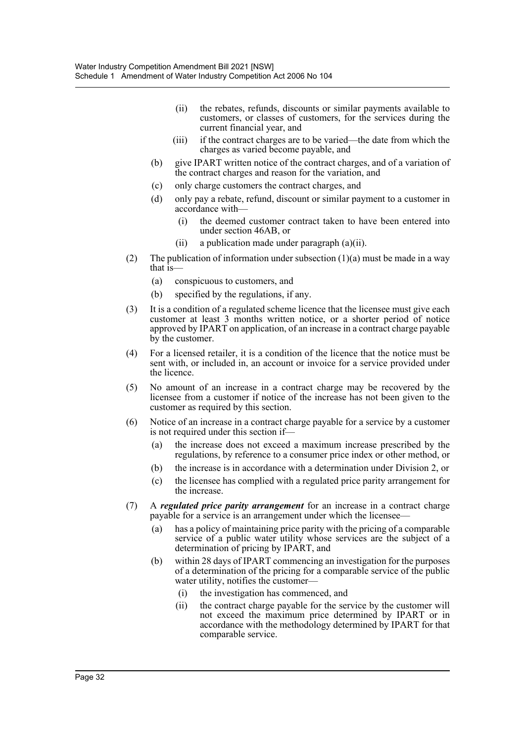(ii) the rebates, refunds, discounts or similar payments available to customers, or classes of customers, for the services during the current financial year, and

(iii) if the contract charges are to be varied—the date from which the charges as varied become payable, and

(b) give IPART written notice of the contract charges, and of a variation of the contract charges and reason for the variation, and

(c) only charge customers the contract charges, and

(d) only pay a rebate, refund, discount or similar payment to a customer in accordance with—

(i) the deemed customer contract taken to have been entered into under section 46AB, or

(ii) a publication made under paragraph (a)(ii).

(2) The publication of information under subsection (1)(a) must be made in a way that is—

(a) conspicuous to customers, and

(b) specified by the regulations, if any.

(3) It is a condition of a regulated scheme licence that the licensee must give each customer at least 3 months written notice, or a shorter period of notice approved by IPART on application, of an increase in a contract charge payable by the customer.

(4) For a licensed retailer, it is a condition of the licence that the notice must be sent with, or included in, an account or invoice for a service provided under the licence.

(5) No amount of an increase in a contract charge may be recovered by the licensee from a customer if notice of the increase has not been given to the customer as required by this section.

(6) Notice of an increase in a contract charge payable for a service by a customer is not required under this section if—

(a) the increase does not exceed a maximum increase prescribed by the regulations, by reference to a consumer price index or other method, or

(b) the increase is in accordance with a determination under Division 2, or

(c) the licensee has complied with a regulated price parity arrangement for the increase.

(7) A ***regulated price parity arrangement*** for an increase in a contract charge payable for a service is an arrangement under which the licensee—

(a) has a policy of maintaining price parity with the pricing of a comparable service of a public water utility whose services are the subject of a determination of pricing by IPART, and

(b) within 28 days of IPART commencing an investigation for the purposes of a determination of the pricing for a comparable service of the public water utility, notifies the customer—

(i) the investigation has commenced, and

(ii) the contract charge payable for the service by the customer will not exceed the maximum price determined by IPART or in accordance with the methodology determined by IPART for that comparable service.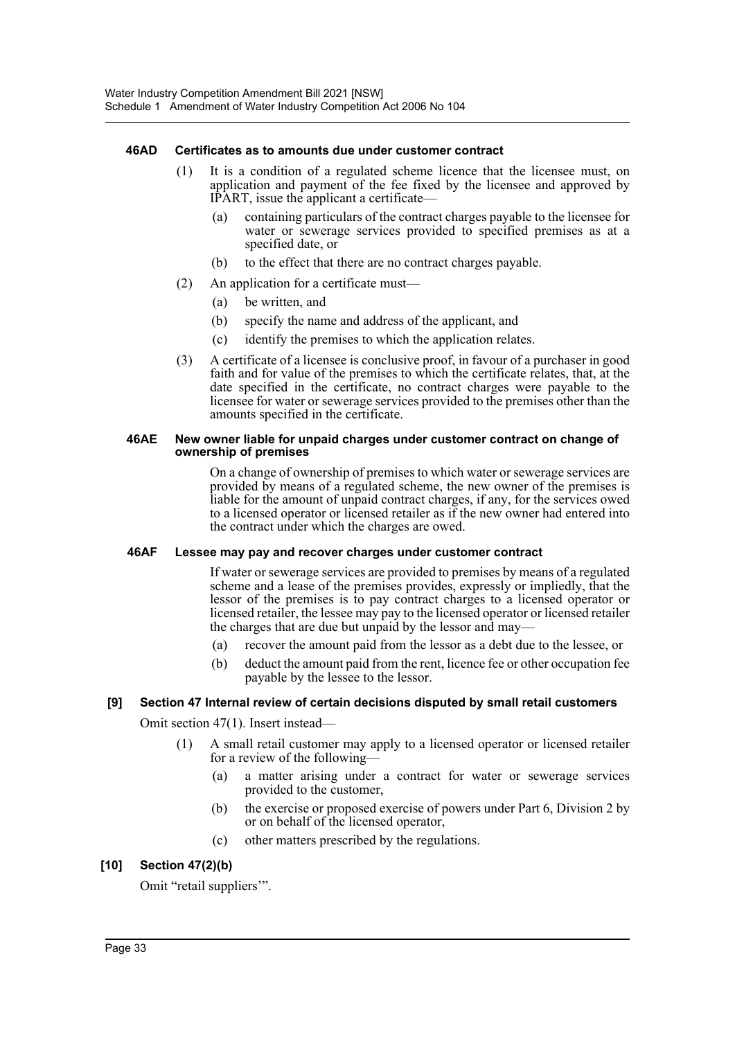#### 46AD Certificates as to amounts due under customer contract

(1) It is a condition of a regulated scheme licence that the licensee must, on application and payment of the fee fixed by the licensee and approved by IPART, issue the applicant a certificate—

(a) containing particulars of the contract charges payable to the licensee for water or sewerage services provided to specified premises as at a specified date, or

(b) to the effect that there are no contract charges payable.

(2) An application for a certificate must—

(a) be written, and

(b) specify the name and address of the applicant, and

(c) identify the premises to which the application relates.

(3) A certificate of a licensee is conclusive proof, in favour of a purchaser in good faith and for value of the premises to which the certificate relates, that, at the date specified in the certificate, no contract charges were payable to the licensee for water or sewerage services provided to the premises other than the amounts specified in the certificate.

#### 46AE New owner liable for unpaid charges under customer contract on change of ownership of premises

On a change of ownership of premises to which water or sewerage services are provided by means of a regulated scheme, the new owner of the premises is liable for the amount of unpaid contract charges, if any, for the services owed to a licensed operator or licensed retailer as if the new owner had entered into the contract under which the charges are owed.

#### 46AF Lessee may pay and recover charges under customer contract

If water or sewerage services are provided to premises by means of a regulated scheme and a lease of the premises provides, expressly or impliedly, that the lessor of the premises is to pay contract charges to a licensed operator or licensed retailer, the lessee may pay to the licensed operator or licensed retailer the charges that are due but unpaid by the lessor and may—

(a) recover the amount paid from the lessor as a debt due to the lessee, or

(b) deduct the amount paid from the rent, licence fee or other occupation fee payable by the lessee to the lessor.

### [9] Section 47 Internal review of certain decisions disputed by small retail customers

Omit section 47(1). Insert instead—

(1) A small retail customer may apply to a licensed operator or licensed retailer for a review of the following—

(a) a matter arising under a contract for water or sewerage services provided to the customer,

(b) the exercise or proposed exercise of powers under Part 6, Division 2 by or on behalf of the licensed operator,

(c) other matters prescribed by the regulations.

### [10] Section 47(2)(b)

Omit "retail suppliers'".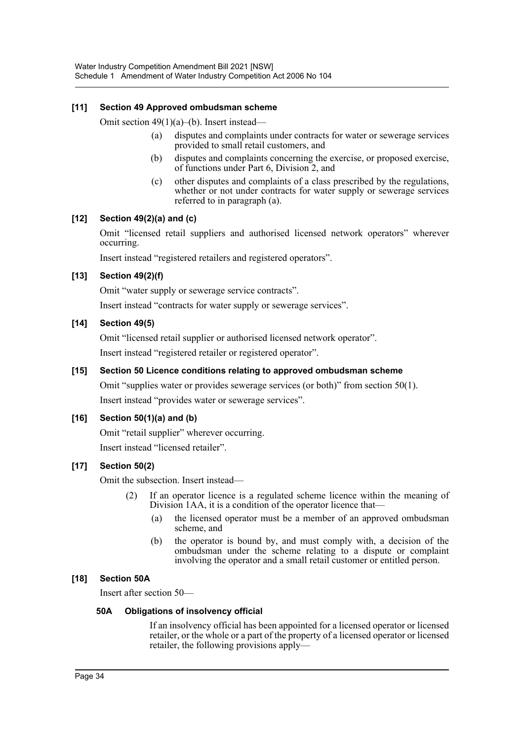### [11] Section 49 Approved ombudsman scheme

Omit section 49(1)(a)–(b). Insert instead—

> (a) disputes and complaints under contracts for water or sewerage services provided to small retail customers, and
>
> (b) disputes and complaints concerning the exercise, or proposed exercise, of functions under Part 6, Division 2, and
>
> (c) other disputes and complaints of a class prescribed by the regulations, whether or not under contracts for water supply or sewerage services referred to in paragraph (a).

### [12] Section 49(2)(a) and (c)

Omit "licensed retail suppliers and authorised licensed network operators" wherever occurring.

Insert instead "registered retailers and registered operators".

### [13] Section 49(2)(f)

Omit "water supply or sewerage service contracts".

Insert instead "contracts for water supply or sewerage services".

### [14] Section 49(5)

Omit "licensed retail supplier or authorised licensed network operator".

Insert instead "registered retailer or registered operator".

### [15] Section 50 Licence conditions relating to approved ombudsman scheme

Omit "supplies water or provides sewerage services (or both)" from section 50(1).

Insert instead "provides water or sewerage services".

### [16] Section 50(1)(a) and (b)

Omit "retail supplier" wherever occurring.

Insert instead "licensed retailer".

### [17] Section 50(2)

Omit the subsection. Insert instead—

> (2) If an operator licence is a regulated scheme licence within the meaning of Division 1AA, it is a condition of the operator licence that—
>
> > (a) the licensed operator must be a member of an approved ombudsman scheme, and
> >
> > (b) the operator is bound by, and must comply with, a decision of the ombudsman under the scheme relating to a dispute or complaint involving the operator and a small retail customer or entitled person.

### [18] Section 50A

Insert after section 50—

> **50A Obligations of insolvency official**
>
> If an insolvency official has been appointed for a licensed operator or licensed retailer, or the whole or a part of the property of a licensed operator or licensed retailer, the following provisions apply—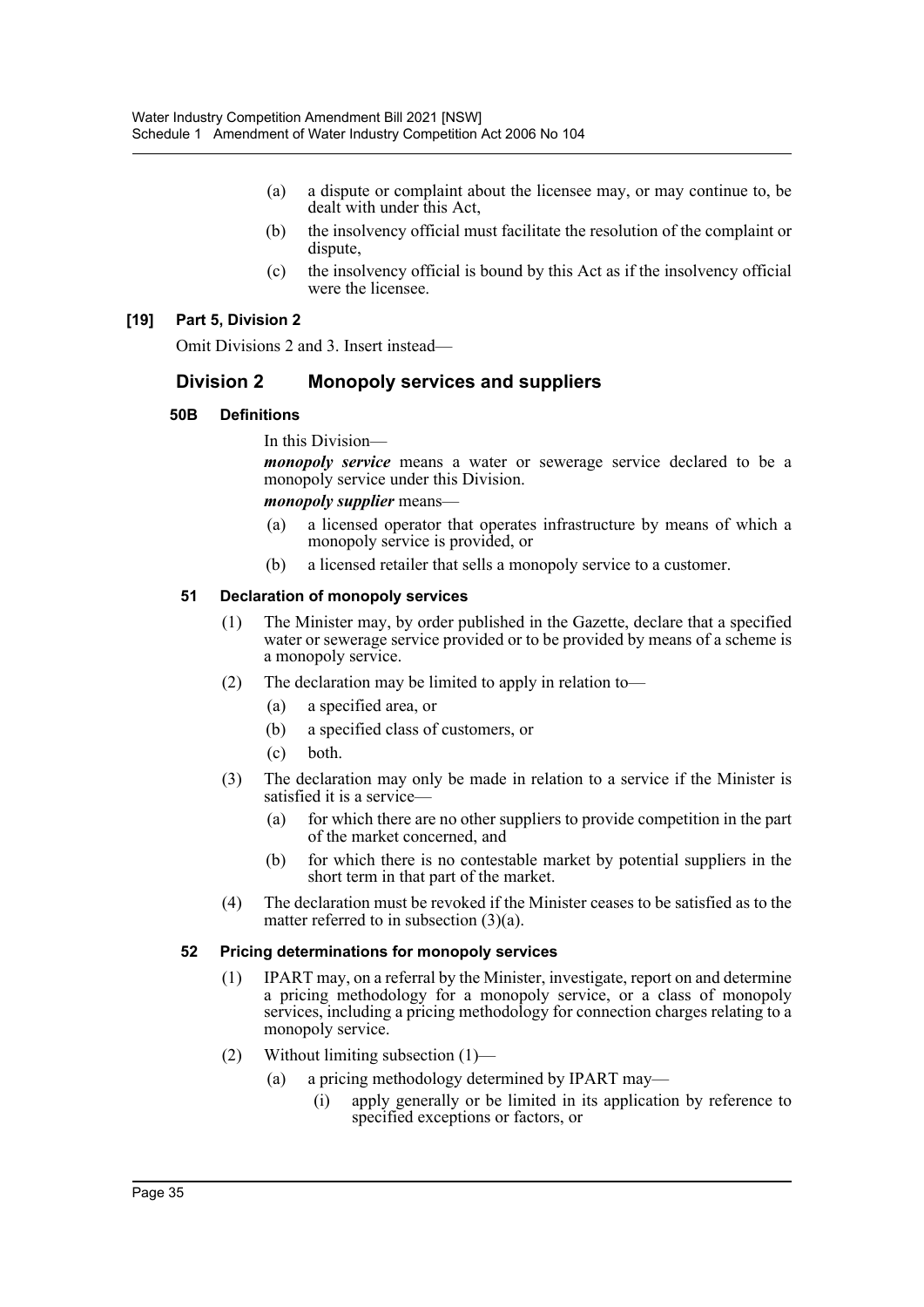(a) a dispute or complaint about the licensee may, or may continue to, be dealt with under this Act,

(b) the insolvency official must facilitate the resolution of the complaint or dispute,

(c) the insolvency official is bound by this Act as if the insolvency official were the licensee.

**[19] Part 5, Division 2**

Omit Divisions 2 and 3. Insert instead—

## Division 2 Monopoly services and suppliers

### 50B Definitions

In this Division—

***monopoly service*** means a water or sewerage service declared to be a monopoly service under this Division.

***monopoly supplier*** means—

(a) a licensed operator that operates infrastructure by means of which a monopoly service is provided, or

(b) a licensed retailer that sells a monopoly service to a customer.

### 51 Declaration of monopoly services

(1) The Minister may, by order published in the Gazette, declare that a specified water or sewerage service provided or to be provided by means of a scheme is a monopoly service.

(2) The declaration may be limited to apply in relation to—

(a) a specified area, or

(b) a specified class of customers, or

(c) both.

(3) The declaration may only be made in relation to a service if the Minister is satisfied it is a service—

(a) for which there are no other suppliers to provide competition in the part of the market concerned, and

(b) for which there is no contestable market by potential suppliers in the short term in that part of the market.

(4) The declaration must be revoked if the Minister ceases to be satisfied as to the matter referred to in subsection (3)(a).

### 52 Pricing determinations for monopoly services

(1) IPART may, on a referral by the Minister, investigate, report on and determine a pricing methodology for a monopoly service, or a class of monopoly services, including a pricing methodology for connection charges relating to a monopoly service.

(2) Without limiting subsection (1)—

(a) a pricing methodology determined by IPART may—

(i) apply generally or be limited in its application by reference to specified exceptions or factors, or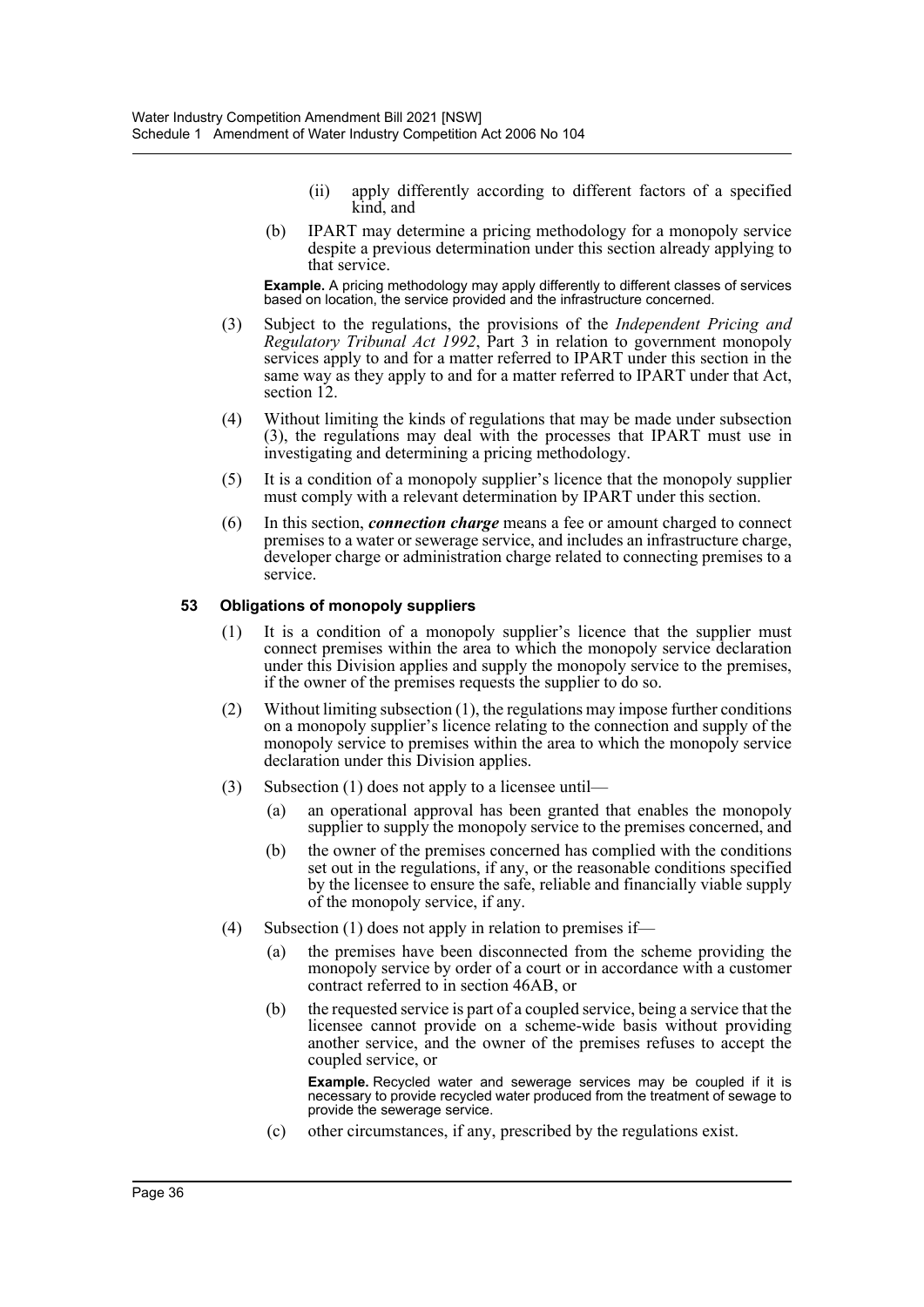(ii) apply differently according to different factors of a specified kind, and

(b) IPART may determine a pricing methodology for a monopoly service despite a previous determination under this section already applying to that service.

**Example.** A pricing methodology may apply differently to different classes of services based on location, the service provided and the infrastructure concerned.

(3) Subject to the regulations, the provisions of the *Independent Pricing and Regulatory Tribunal Act 1992*, Part 3 in relation to government monopoly services apply to and for a matter referred to IPART under this section in the same way as they apply to and for a matter referred to IPART under that Act, section 12.

(4) Without limiting the kinds of regulations that may be made under subsection (3), the regulations may deal with the processes that IPART must use in investigating and determining a pricing methodology.

(5) It is a condition of a monopoly supplier's licence that the monopoly supplier must comply with a relevant determination by IPART under this section.

(6) In this section, ***connection charge*** means a fee or amount charged to connect premises to a water or sewerage service, and includes an infrastructure charge, developer charge or administration charge related to connecting premises to a service.

### 53 Obligations of monopoly suppliers

(1) It is a condition of a monopoly supplier's licence that the supplier must connect premises within the area to which the monopoly service declaration under this Division applies and supply the monopoly service to the premises, if the owner of the premises requests the supplier to do so.

(2) Without limiting subsection (1), the regulations may impose further conditions on a monopoly supplier's licence relating to the connection and supply of the monopoly service to premises within the area to which the monopoly service declaration under this Division applies.

(3) Subsection (1) does not apply to a licensee until—

(a) an operational approval has been granted that enables the monopoly supplier to supply the monopoly service to the premises concerned, and

(b) the owner of the premises concerned has complied with the conditions set out in the regulations, if any, or the reasonable conditions specified by the licensee to ensure the safe, reliable and financially viable supply of the monopoly service, if any.

(4) Subsection (1) does not apply in relation to premises if—

(a) the premises have been disconnected from the scheme providing the monopoly service by order of a court or in accordance with a customer contract referred to in section 46AB, or

(b) the requested service is part of a coupled service, being a service that the licensee cannot provide on a scheme-wide basis without providing another service, and the owner of the premises refuses to accept the coupled service, or

**Example.** Recycled water and sewerage services may be coupled if it is necessary to provide recycled water produced from the treatment of sewage to provide the sewerage service.

(c) other circumstances, if any, prescribed by the regulations exist.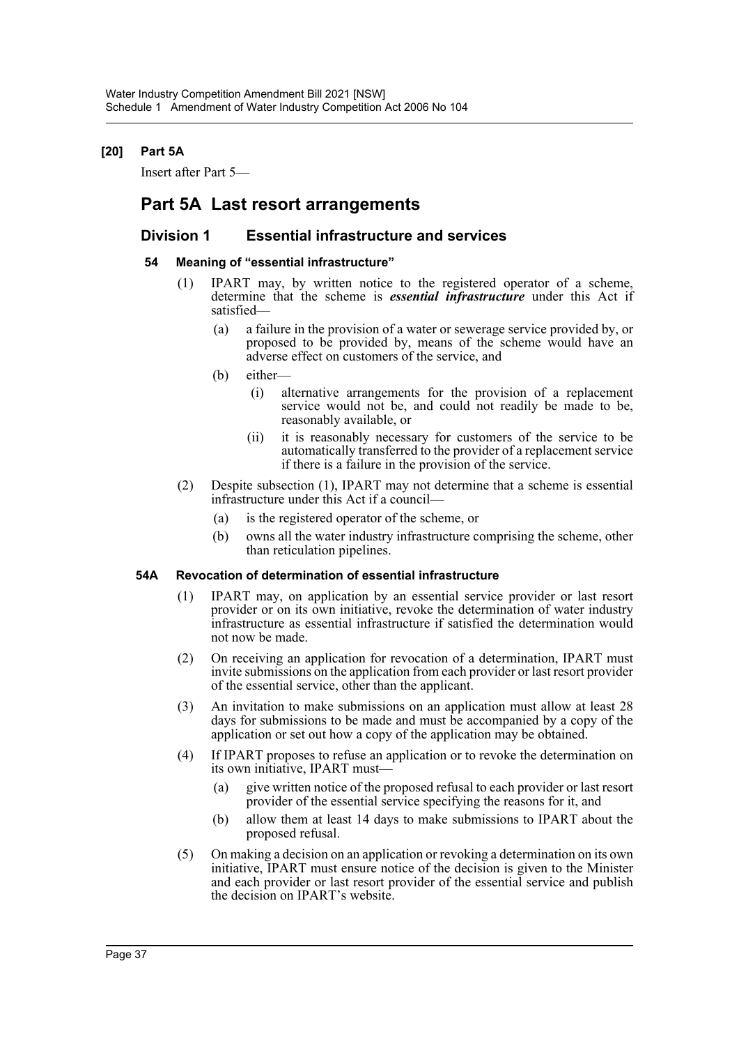**[20] Part 5A**

Insert after Part 5—

# Part 5A Last resort arrangements

## Division 1 Essential infrastructure and services

### 54 Meaning of "essential infrastructure"

(1) IPART may, by written notice to the registered operator of a scheme, determine that the scheme is ***essential infrastructure*** under this Act if satisfied—

(a) a failure in the provision of a water or sewerage service provided by, or proposed to be provided by, means of the scheme would have an adverse effect on customers of the service, and

(b) either—

(i) alternative arrangements for the provision of a replacement service would not be, and could not readily be made to be, reasonably available, or

(ii) it is reasonably necessary for customers of the service to be automatically transferred to the provider of a replacement service if there is a failure in the provision of the service.

(2) Despite subsection (1), IPART may not determine that a scheme is essential infrastructure under this Act if a council—

(a) is the registered operator of the scheme, or

(b) owns all the water industry infrastructure comprising the scheme, other than reticulation pipelines.

### 54A Revocation of determination of essential infrastructure

(1) IPART may, on application by an essential service provider or last resort provider or on its own initiative, revoke the determination of water industry infrastructure as essential infrastructure if satisfied the determination would not now be made.

(2) On receiving an application for revocation of a determination, IPART must invite submissions on the application from each provider or last resort provider of the essential service, other than the applicant.

(3) An invitation to make submissions on an application must allow at least 28 days for submissions to be made and must be accompanied by a copy of the application or set out how a copy of the application may be obtained.

(4) If IPART proposes to refuse an application or to revoke the determination on its own initiative, IPART must—

(a) give written notice of the proposed refusal to each provider or last resort provider of the essential service specifying the reasons for it, and

(b) allow them at least 14 days to make submissions to IPART about the proposed refusal.

(5) On making a decision on an application or revoking a determination on its own initiative, IPART must ensure notice of the decision is given to the Minister and each provider or last resort provider of the essential service and publish the decision on IPART's website.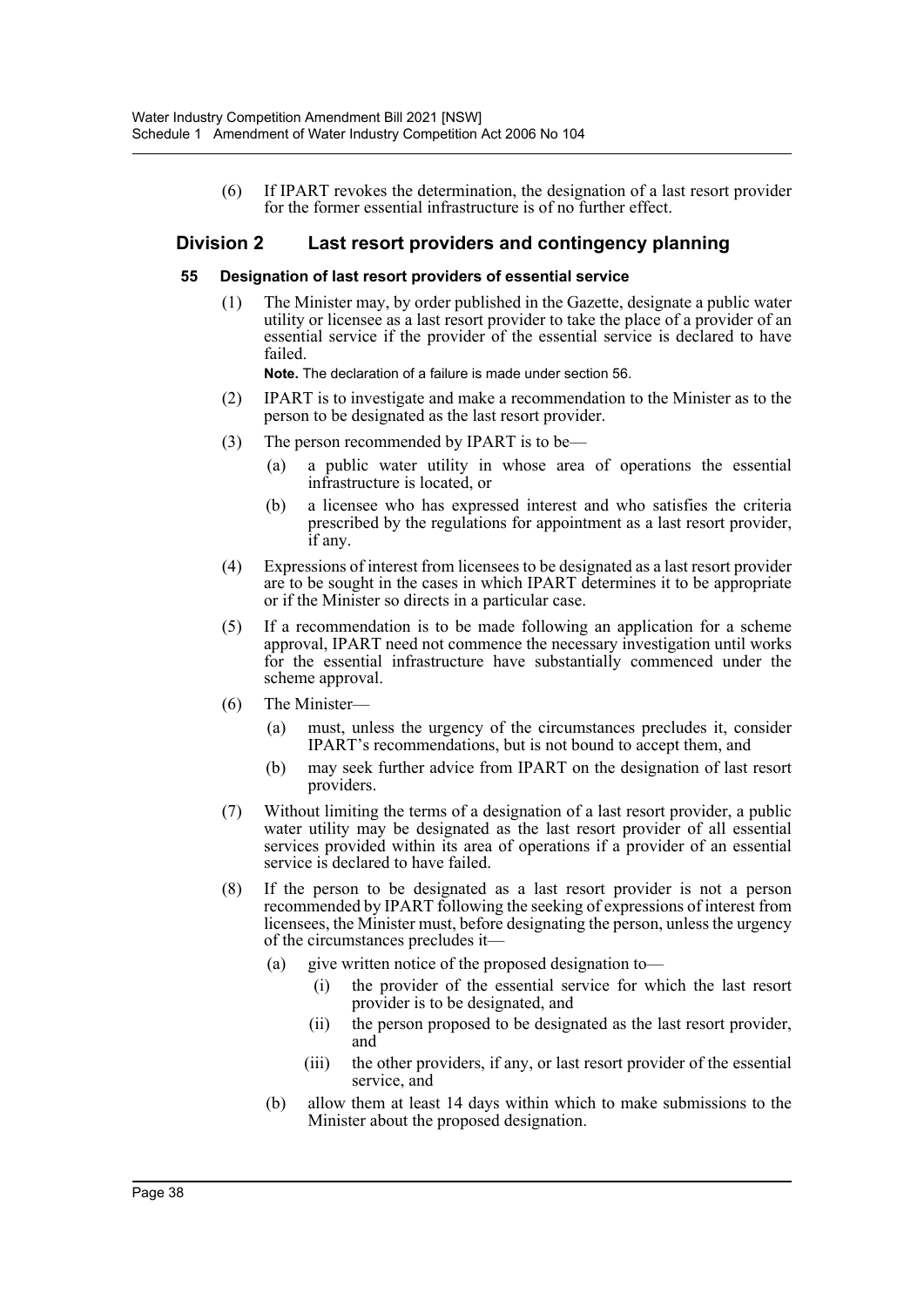(6) If IPART revokes the determination, the designation of a last resort provider for the former essential infrastructure is of no further effect.

## Division 2 Last resort providers and contingency planning

### 55 Designation of last resort providers of essential service

(1) The Minister may, by order published in the Gazette, designate a public water utility or licensee as a last resort provider to take the place of a provider of an essential service if the provider of the essential service is declared to have failed.

**Note.** The declaration of a failure is made under section 56.

(2) IPART is to investigate and make a recommendation to the Minister as to the person to be designated as the last resort provider.

(3) The person recommended by IPART is to be—

(a) a public water utility in whose area of operations the essential infrastructure is located, or

(b) a licensee who has expressed interest and who satisfies the criteria prescribed by the regulations for appointment as a last resort provider, if any.

(4) Expressions of interest from licensees to be designated as a last resort provider are to be sought in the cases in which IPART determines it to be appropriate or if the Minister so directs in a particular case.

(5) If a recommendation is to be made following an application for a scheme approval, IPART need not commence the necessary investigation until works for the essential infrastructure have substantially commenced under the scheme approval.

(6) The Minister—

(a) must, unless the urgency of the circumstances precludes it, consider IPART's recommendations, but is not bound to accept them, and

(b) may seek further advice from IPART on the designation of last resort providers.

(7) Without limiting the terms of a designation of a last resort provider, a public water utility may be designated as the last resort provider of all essential services provided within its area of operations if a provider of an essential service is declared to have failed.

(8) If the person to be designated as a last resort provider is not a person recommended by IPART following the seeking of expressions of interest from licensees, the Minister must, before designating the person, unless the urgency of the circumstances precludes it—

(a) give written notice of the proposed designation to—

(i) the provider of the essential service for which the last resort provider is to be designated, and

(ii) the person proposed to be designated as the last resort provider, and

(iii) the other providers, if any, or last resort provider of the essential service, and

(b) allow them at least 14 days within which to make submissions to the Minister about the proposed designation.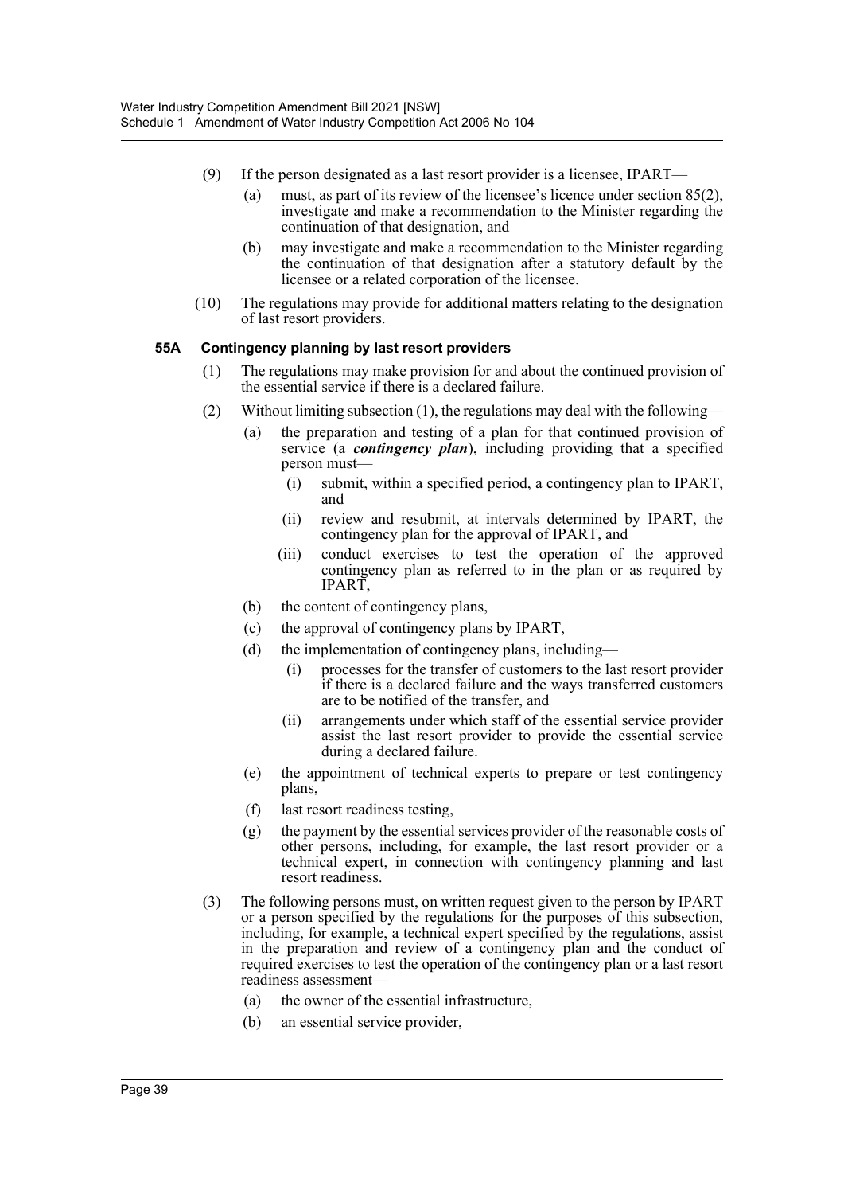(9) If the person designated as a last resort provider is a licensee, IPART—

(a) must, as part of its review of the licensee's licence under section 85(2), investigate and make a recommendation to the Minister regarding the continuation of that designation, and

(b) may investigate and make a recommendation to the Minister regarding the continuation of that designation after a statutory default by the licensee or a related corporation of the licensee.

(10) The regulations may provide for additional matters relating to the designation of last resort providers.

**55A Contingency planning by last resort providers**

(1) The regulations may make provision for and about the continued provision of the essential service if there is a declared failure.

(2) Without limiting subsection (1), the regulations may deal with the following—

(a) the preparation and testing of a plan for that continued provision of service (a ***contingency plan***), including providing that a specified person must—

(i) submit, within a specified period, a contingency plan to IPART, and

(ii) review and resubmit, at intervals determined by IPART, the contingency plan for the approval of IPART, and

(iii) conduct exercises to test the operation of the approved contingency plan as referred to in the plan or as required by IPART,

(b) the content of contingency plans,

(c) the approval of contingency plans by IPART,

(d) the implementation of contingency plans, including—

(i) processes for the transfer of customers to the last resort provider if there is a declared failure and the ways transferred customers are to be notified of the transfer, and

(ii) arrangements under which staff of the essential service provider assist the last resort provider to provide the essential service during a declared failure.

(e) the appointment of technical experts to prepare or test contingency plans,

(f) last resort readiness testing,

(g) the payment by the essential services provider of the reasonable costs of other persons, including, for example, the last resort provider or a technical expert, in connection with contingency planning and last resort readiness.

(3) The following persons must, on written request given to the person by IPART or a person specified by the regulations for the purposes of this subsection, including, for example, a technical expert specified by the regulations, assist in the preparation and review of a contingency plan and the conduct of required exercises to test the operation of the contingency plan or a last resort readiness assessment—

(a) the owner of the essential infrastructure,

(b) an essential service provider,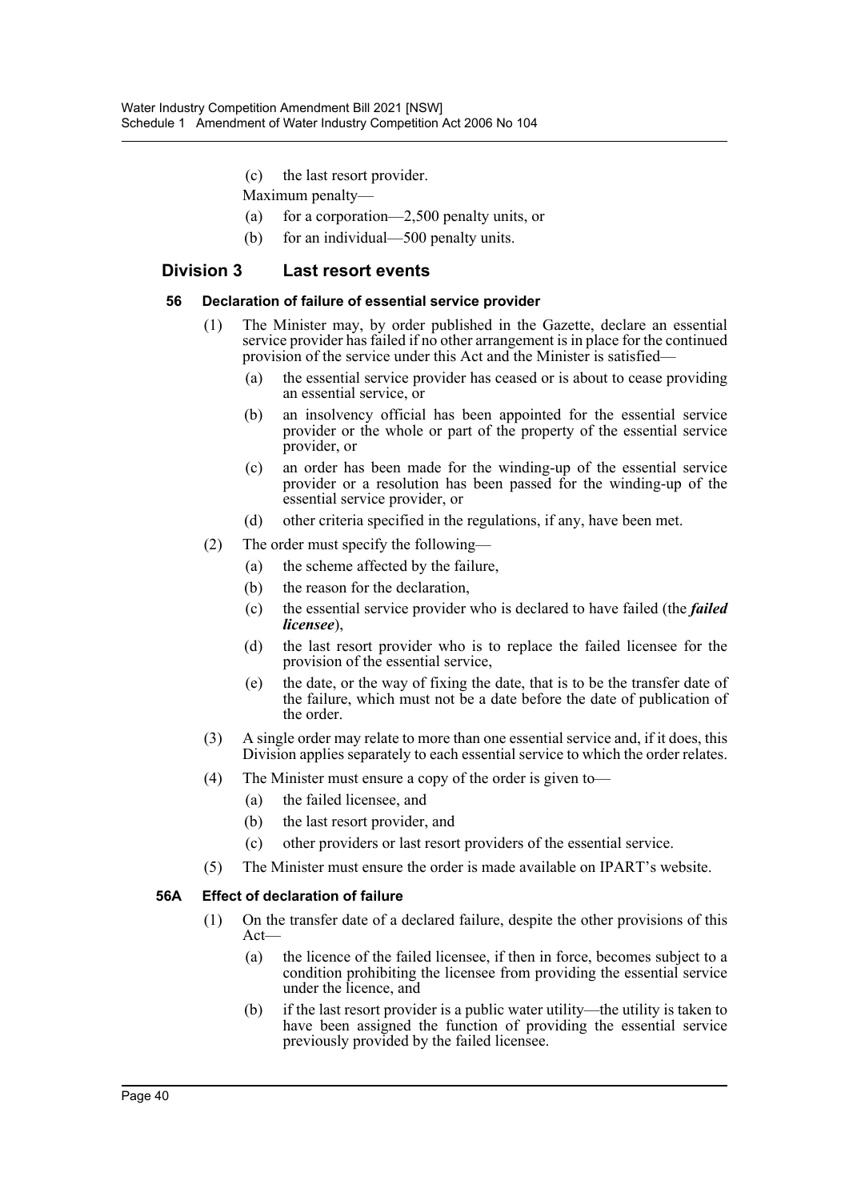(c) the last resort provider.

Maximum penalty—

(a) for a corporation—2,500 penalty units, or

(b) for an individual—500 penalty units.

## Division 3 Last resort events

### 56 Declaration of failure of essential service provider

(1) The Minister may, by order published in the Gazette, declare an essential service provider has failed if no other arrangement is in place for the continued provision of the service under this Act and the Minister is satisfied—

(a) the essential service provider has ceased or is about to cease providing an essential service, or

(b) an insolvency official has been appointed for the essential service provider or the whole or part of the property of the essential service provider, or

(c) an order has been made for the winding-up of the essential service provider or a resolution has been passed for the winding-up of the essential service provider, or

(d) other criteria specified in the regulations, if any, have been met.

(2) The order must specify the following—

(a) the scheme affected by the failure,

(b) the reason for the declaration,

(c) the essential service provider who is declared to have failed (the ***failed licensee***),

(d) the last resort provider who is to replace the failed licensee for the provision of the essential service,

(e) the date, or the way of fixing the date, that is to be the transfer date of the failure, which must not be a date before the date of publication of the order.

(3) A single order may relate to more than one essential service and, if it does, this Division applies separately to each essential service to which the order relates.

(4) The Minister must ensure a copy of the order is given to—

(a) the failed licensee, and

(b) the last resort provider, and

(c) other providers or last resort providers of the essential service.

(5) The Minister must ensure the order is made available on IPART's website.

### 56A Effect of declaration of failure

(1) On the transfer date of a declared failure, despite the other provisions of this Act—

(a) the licence of the failed licensee, if then in force, becomes subject to a condition prohibiting the licensee from providing the essential service under the licence, and

(b) if the last resort provider is a public water utility—the utility is taken to have been assigned the function of providing the essential service previously provided by the failed licensee.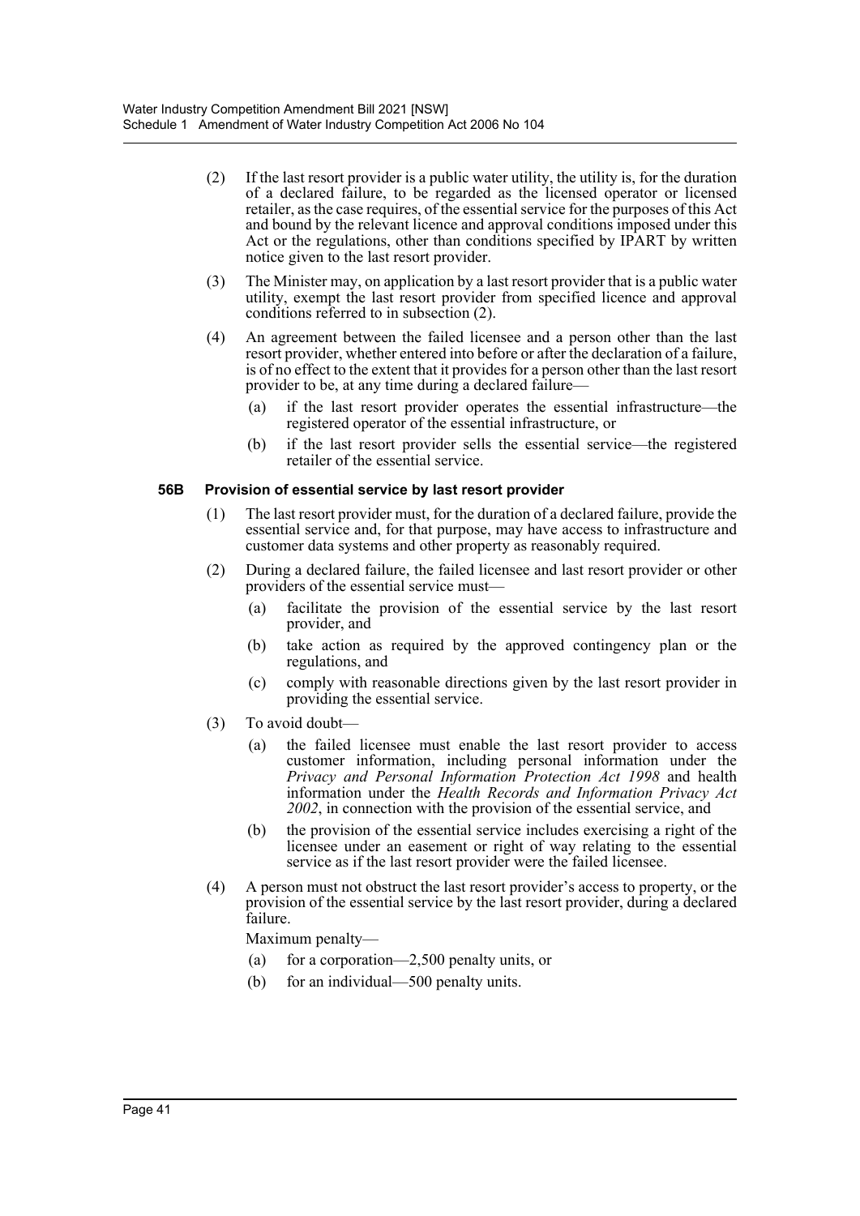(2) If the last resort provider is a public water utility, the utility is, for the duration of a declared failure, to be regarded as the licensed operator or licensed retailer, as the case requires, of the essential service for the purposes of this Act and bound by the relevant licence and approval conditions imposed under this Act or the regulations, other than conditions specified by IPART by written notice given to the last resort provider.

(3) The Minister may, on application by a last resort provider that is a public water utility, exempt the last resort provider from specified licence and approval conditions referred to in subsection (2).

(4) An agreement between the failed licensee and a person other than the last resort provider, whether entered into before or after the declaration of a failure, is of no effect to the extent that it provides for a person other than the last resort provider to be, at any time during a declared failure—

(a) if the last resort provider operates the essential infrastructure—the registered operator of the essential infrastructure, or

(b) if the last resort provider sells the essential service—the registered retailer of the essential service.

**56B Provision of essential service by last resort provider**

(1) The last resort provider must, for the duration of a declared failure, provide the essential service and, for that purpose, may have access to infrastructure and customer data systems and other property as reasonably required.

(2) During a declared failure, the failed licensee and last resort provider or other providers of the essential service must—

(a) facilitate the provision of the essential service by the last resort provider, and

(b) take action as required by the approved contingency plan or the regulations, and

(c) comply with reasonable directions given by the last resort provider in providing the essential service.

(3) To avoid doubt—

(a) the failed licensee must enable the last resort provider to access customer information, including personal information under the *Privacy and Personal Information Protection Act 1998* and health information under the *Health Records and Information Privacy Act 2002*, in connection with the provision of the essential service, and

(b) the provision of the essential service includes exercising a right of the licensee under an easement or right of way relating to the essential service as if the last resort provider were the failed licensee.

(4) A person must not obstruct the last resort provider's access to property, or the provision of the essential service by the last resort provider, during a declared failure.

Maximum penalty—

(a) for a corporation—2,500 penalty units, or

(b) for an individual—500 penalty units.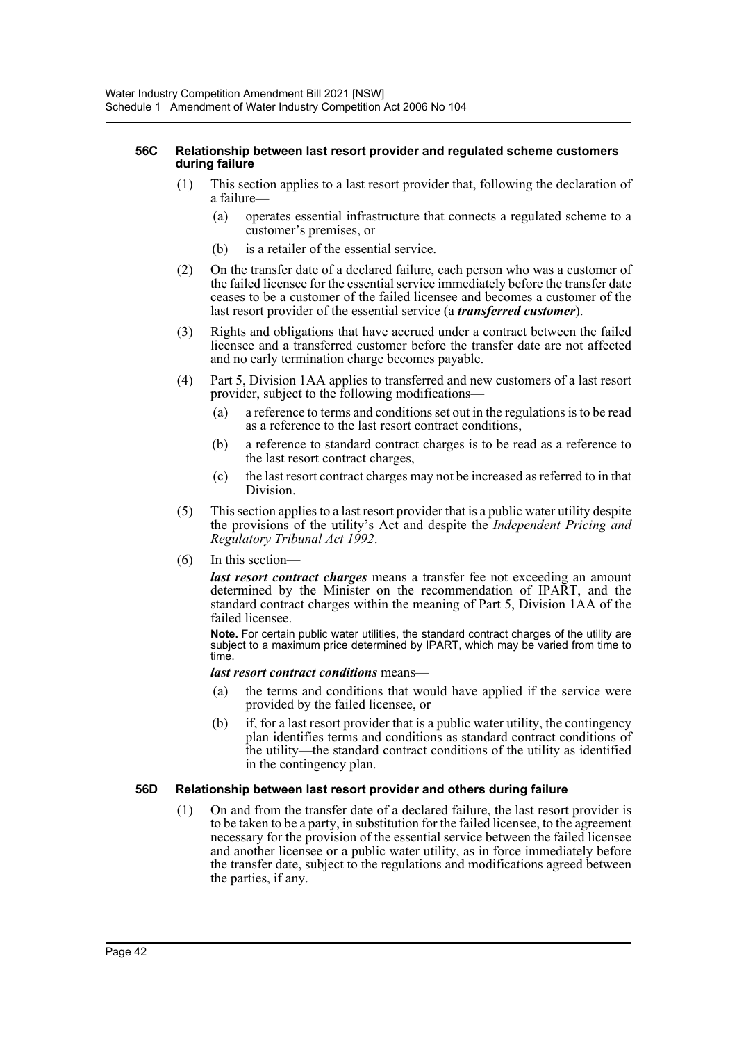#### 56C Relationship between last resort provider and regulated scheme customers during failure

(1) This section applies to a last resort provider that, following the declaration of a failure—

- (a) operates essential infrastructure that connects a regulated scheme to a customer's premises, or
- (b) is a retailer of the essential service.

(2) On the transfer date of a declared failure, each person who was a customer of the failed licensee for the essential service immediately before the transfer date ceases to be a customer of the failed licensee and becomes a customer of the last resort provider of the essential service (a ***transferred customer***).

(3) Rights and obligations that have accrued under a contract between the failed licensee and a transferred customer before the transfer date are not affected and no early termination charge becomes payable.

(4) Part 5, Division 1AA applies to transferred and new customers of a last resort provider, subject to the following modifications—

- (a) a reference to terms and conditions set out in the regulations is to be read as a reference to the last resort contract conditions,
- (b) a reference to standard contract charges is to be read as a reference to the last resort contract charges,
- (c) the last resort contract charges may not be increased as referred to in that Division.

(5) This section applies to a last resort provider that is a public water utility despite the provisions of the utility's Act and despite the *Independent Pricing and Regulatory Tribunal Act 1992*.

(6) In this section—

***last resort contract charges*** means a transfer fee not exceeding an amount determined by the Minister on the recommendation of IPART, and the standard contract charges within the meaning of Part 5, Division 1AA of the failed licensee.

**Note.** For certain public water utilities, the standard contract charges of the utility are subject to a maximum price determined by IPART, which may be varied from time to time.

***last resort contract conditions*** means—

- (a) the terms and conditions that would have applied if the service were provided by the failed licensee, or
- (b) if, for a last resort provider that is a public water utility, the contingency plan identifies terms and conditions as standard contract conditions of the utility—the standard contract conditions of the utility as identified in the contingency plan.

#### 56D Relationship between last resort provider and others during failure

(1) On and from the transfer date of a declared failure, the last resort provider is to be taken to be a party, in substitution for the failed licensee, to the agreement necessary for the provision of the essential service between the failed licensee and another licensee or a public water utility, as in force immediately before the transfer date, subject to the regulations and modifications agreed between the parties, if any.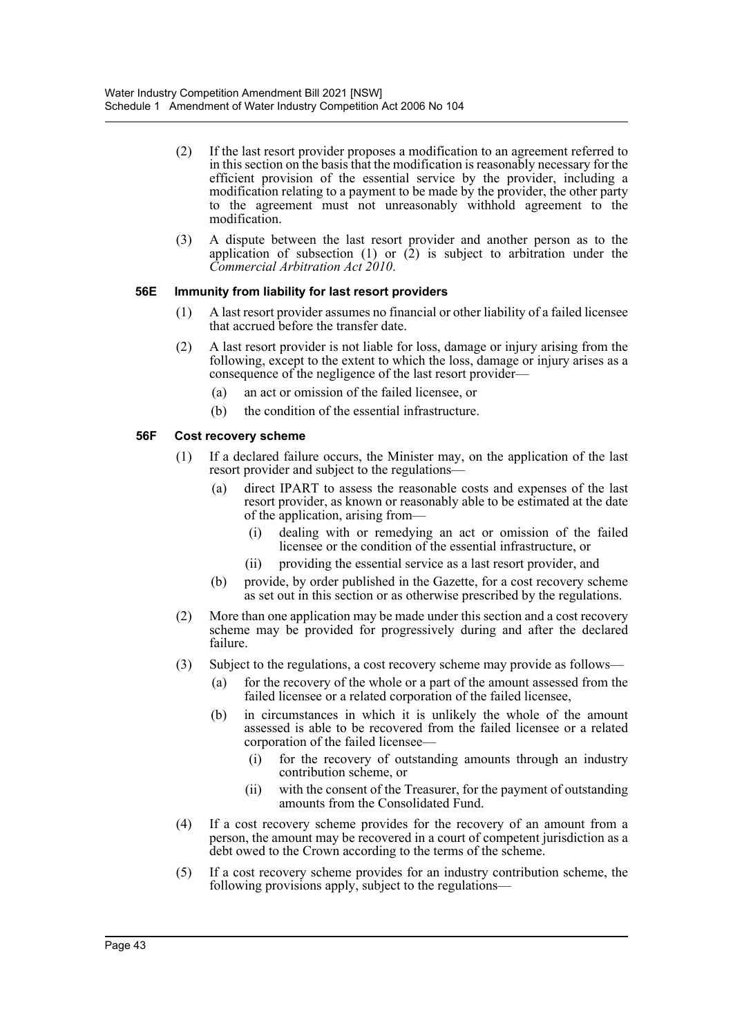(2) If the last resort provider proposes a modification to an agreement referred to in this section on the basis that the modification is reasonably necessary for the efficient provision of the essential service by the provider, including a modification relating to a payment to be made by the provider, the other party to the agreement must not unreasonably withhold agreement to the modification.

(3) A dispute between the last resort provider and another person as to the application of subsection (1) or (2) is subject to arbitration under the *Commercial Arbitration Act 2010*.

#### 56E Immunity from liability for last resort providers

(1) A last resort provider assumes no financial or other liability of a failed licensee that accrued before the transfer date.

(2) A last resort provider is not liable for loss, damage or injury arising from the following, except to the extent to which the loss, damage or injury arises as a consequence of the negligence of the last resort provider—

- (a) an act or omission of the failed licensee, or
- (b) the condition of the essential infrastructure.

#### 56F Cost recovery scheme

(1) If a declared failure occurs, the Minister may, on the application of the last resort provider and subject to the regulations—

- (a) direct IPART to assess the reasonable costs and expenses of the last resort provider, as known or reasonably able to be estimated at the date of the application, arising from—
  - (i) dealing with or remedying an act or omission of the failed licensee or the condition of the essential infrastructure, or
  - (ii) providing the essential service as a last resort provider, and
- (b) provide, by order published in the Gazette, for a cost recovery scheme as set out in this section or as otherwise prescribed by the regulations.

(2) More than one application may be made under this section and a cost recovery scheme may be provided for progressively during and after the declared failure.

(3) Subject to the regulations, a cost recovery scheme may provide as follows—

- (a) for the recovery of the whole or a part of the amount assessed from the failed licensee or a related corporation of the failed licensee,
- (b) in circumstances in which it is unlikely the whole of the amount assessed is able to be recovered from the failed licensee or a related corporation of the failed licensee—
  - (i) for the recovery of outstanding amounts through an industry contribution scheme, or
  - (ii) with the consent of the Treasurer, for the payment of outstanding amounts from the Consolidated Fund.

(4) If a cost recovery scheme provides for the recovery of an amount from a person, the amount may be recovered in a court of competent jurisdiction as a debt owed to the Crown according to the terms of the scheme.

(5) If a cost recovery scheme provides for an industry contribution scheme, the following provisions apply, subject to the regulations—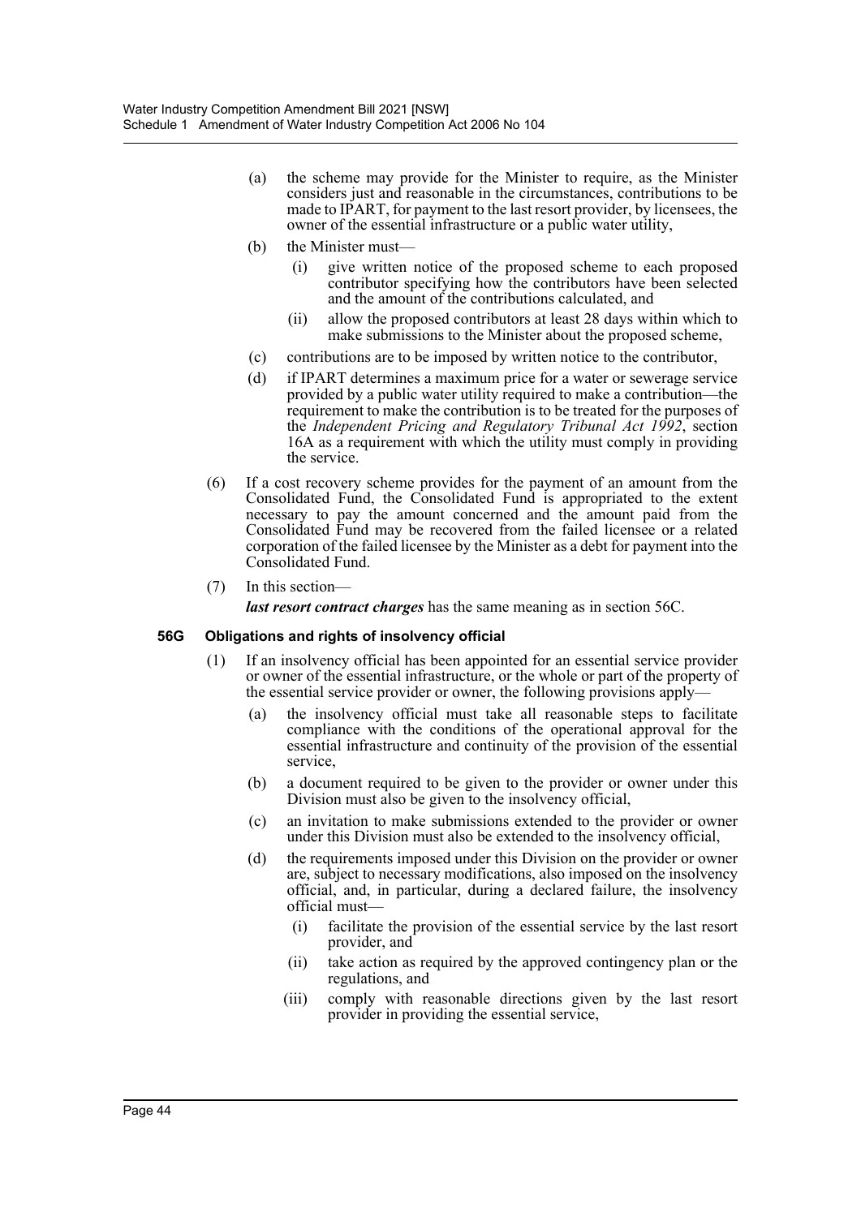(a) the scheme may provide for the Minister to require, as the Minister considers just and reasonable in the circumstances, contributions to be made to IPART, for payment to the last resort provider, by licensees, the owner of the essential infrastructure or a public water utility,

(b) the Minister must—

   (i) give written notice of the proposed scheme to each proposed contributor specifying how the contributors have been selected and the amount of the contributions calculated, and

   (ii) allow the proposed contributors at least 28 days within which to make submissions to the Minister about the proposed scheme,

(c) contributions are to be imposed by written notice to the contributor,

(d) if IPART determines a maximum price for a water or sewerage service provided by a public water utility required to make a contribution—the requirement to make the contribution is to be treated for the purposes of the *Independent Pricing and Regulatory Tribunal Act 1992*, section 16A as a requirement with which the utility must comply in providing the service.

(6) If a cost recovery scheme provides for the payment of an amount from the Consolidated Fund, the Consolidated Fund is appropriated to the extent necessary to pay the amount concerned and the amount paid from the Consolidated Fund may be recovered from the failed licensee or a related corporation of the failed licensee by the Minister as a debt for payment into the Consolidated Fund.

(7) In this section—

***last resort contract charges*** has the same meaning as in section 56C.

**56G Obligations and rights of insolvency official**

(1) If an insolvency official has been appointed for an essential service provider or owner of the essential infrastructure, or the whole or part of the property of the essential service provider or owner, the following provisions apply—

(a) the insolvency official must take all reasonable steps to facilitate compliance with the conditions of the operational approval for the essential infrastructure and continuity of the provision of the essential service,

(b) a document required to be given to the provider or owner under this Division must also be given to the insolvency official,

(c) an invitation to make submissions extended to the provider or owner under this Division must also be extended to the insolvency official,

(d) the requirements imposed under this Division on the provider or owner are, subject to necessary modifications, also imposed on the insolvency official, and, in particular, during a declared failure, the insolvency official must—

   (i) facilitate the provision of the essential service by the last resort provider, and

   (ii) take action as required by the approved contingency plan or the regulations, and

   (iii) comply with reasonable directions given by the last resort provider in providing the essential service,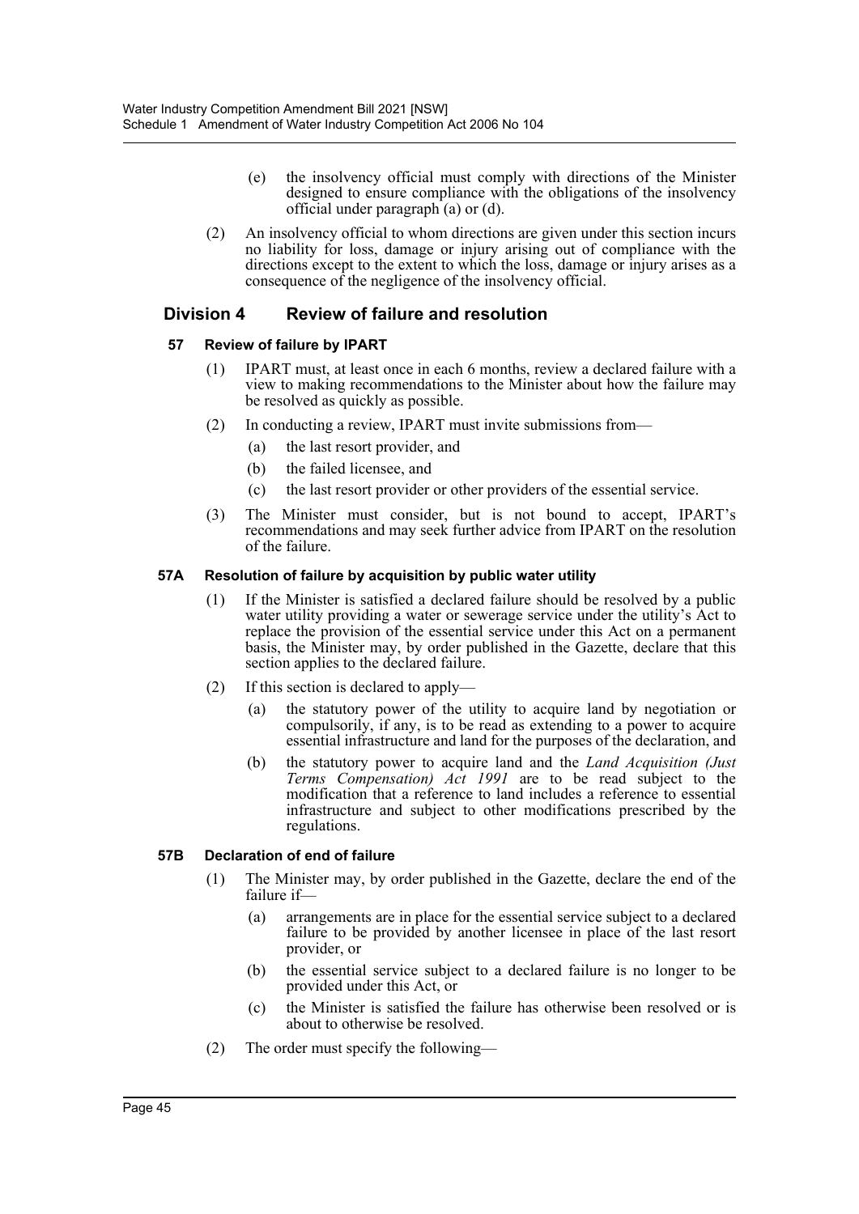(e) the insolvency official must comply with directions of the Minister designed to ensure compliance with the obligations of the insolvency official under paragraph (a) or (d).

(2) An insolvency official to whom directions are given under this section incurs no liability for loss, damage or injury arising out of compliance with the directions except to the extent to which the loss, damage or injury arises as a consequence of the negligence of the insolvency official.

## Division 4 Review of failure and resolution

### 57 Review of failure by IPART

(1) IPART must, at least once in each 6 months, review a declared failure with a view to making recommendations to the Minister about how the failure may be resolved as quickly as possible.

(2) In conducting a review, IPART must invite submissions from—

(a) the last resort provider, and

(b) the failed licensee, and

(c) the last resort provider or other providers of the essential service.

(3) The Minister must consider, but is not bound to accept, IPART's recommendations and may seek further advice from IPART on the resolution of the failure.

### 57A Resolution of failure by acquisition by public water utility

(1) If the Minister is satisfied a declared failure should be resolved by a public water utility providing a water or sewerage service under the utility's Act to replace the provision of the essential service under this Act on a permanent basis, the Minister may, by order published in the Gazette, declare that this section applies to the declared failure.

(2) If this section is declared to apply—

(a) the statutory power of the utility to acquire land by negotiation or compulsorily, if any, is to be read as extending to a power to acquire essential infrastructure and land for the purposes of the declaration, and

(b) the statutory power to acquire land and the *Land Acquisition (Just Terms Compensation) Act 1991* are to be read subject to the modification that a reference to land includes a reference to essential infrastructure and subject to other modifications prescribed by the regulations.

### 57B Declaration of end of failure

(1) The Minister may, by order published in the Gazette, declare the end of the failure if—

(a) arrangements are in place for the essential service subject to a declared failure to be provided by another licensee in place of the last resort provider, or

(b) the essential service subject to a declared failure is no longer to be provided under this Act, or

(c) the Minister is satisfied the failure has otherwise been resolved or is about to otherwise be resolved.

(2) The order must specify the following—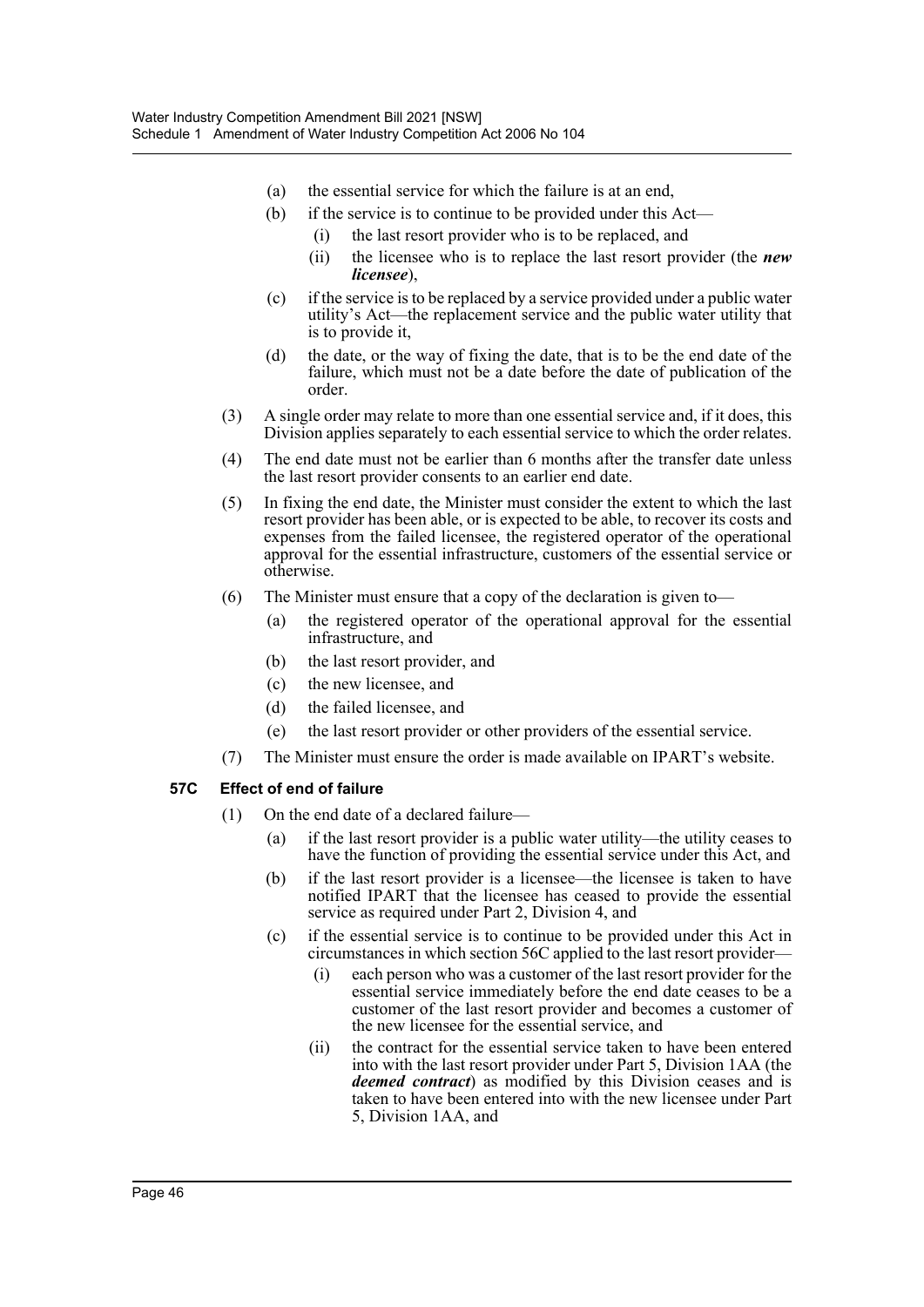(a) the essential service for which the failure is at an end,

(b) if the service is to continue to be provided under this Act—

  (i) the last resort provider who is to be replaced, and

  (ii) the licensee who is to replace the last resort provider (the ***new licensee***),

(c) if the service is to be replaced by a service provided under a public water utility's Act—the replacement service and the public water utility that is to provide it,

(d) the date, or the way of fixing the date, that is to be the end date of the failure, which must not be a date before the date of publication of the order.

(3) A single order may relate to more than one essential service and, if it does, this Division applies separately to each essential service to which the order relates.

(4) The end date must not be earlier than 6 months after the transfer date unless the last resort provider consents to an earlier end date.

(5) In fixing the end date, the Minister must consider the extent to which the last resort provider has been able, or is expected to be able, to recover its costs and expenses from the failed licensee, the registered operator of the operational approval for the essential infrastructure, customers of the essential service or otherwise.

(6) The Minister must ensure that a copy of the declaration is given to—

(a) the registered operator of the operational approval for the essential infrastructure, and

(b) the last resort provider, and

(c) the new licensee, and

(d) the failed licensee, and

(e) the last resort provider or other providers of the essential service.

(7) The Minister must ensure the order is made available on IPART's website.

**57C Effect of end of failure**

(1) On the end date of a declared failure—

(a) if the last resort provider is a public water utility—the utility ceases to have the function of providing the essential service under this Act, and

(b) if the last resort provider is a licensee—the licensee is taken to have notified IPART that the licensee has ceased to provide the essential service as required under Part 2, Division 4, and

(c) if the essential service is to continue to be provided under this Act in circumstances in which section 56C applied to the last resort provider—

  (i) each person who was a customer of the last resort provider for the essential service immediately before the end date ceases to be a customer of the last resort provider and becomes a customer of the new licensee for the essential service, and

  (ii) the contract for the essential service taken to have been entered into with the last resort provider under Part 5, Division 1AA (the ***deemed contract***) as modified by this Division ceases and is taken to have been entered into with the new licensee under Part 5, Division 1AA, and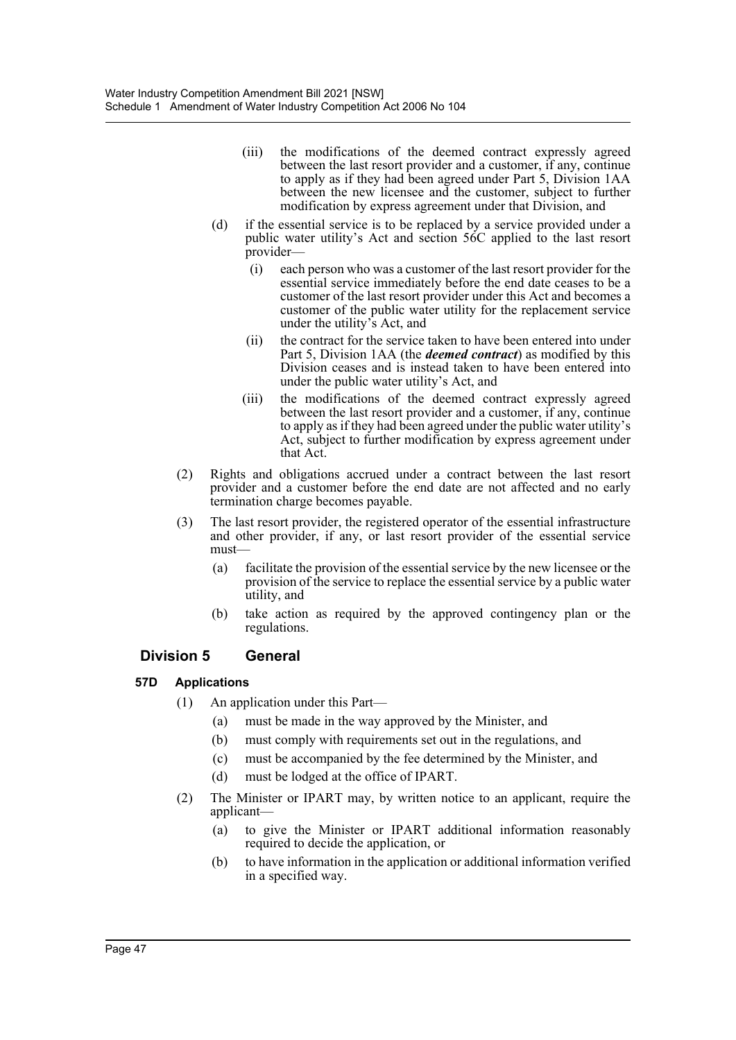(iii) the modifications of the deemed contract expressly agreed between the last resort provider and a customer, if any, continue to apply as if they had been agreed under Part 5, Division 1AA between the new licensee and the customer, subject to further modification by express agreement under that Division, and

(d) if the essential service is to be replaced by a service provided under a public water utility's Act and section 56C applied to the last resort provider—

(i) each person who was a customer of the last resort provider for the essential service immediately before the end date ceases to be a customer of the last resort provider under this Act and becomes a customer of the public water utility for the replacement service under the utility's Act, and

(ii) the contract for the service taken to have been entered into under Part 5, Division 1AA (the ***deemed contract***) as modified by this Division ceases and is instead taken to have been entered into under the public water utility's Act, and

(iii) the modifications of the deemed contract expressly agreed between the last resort provider and a customer, if any, continue to apply as if they had been agreed under the public water utility's Act, subject to further modification by express agreement under that Act.

(2) Rights and obligations accrued under a contract between the last resort provider and a customer before the end date are not affected and no early termination charge becomes payable.

(3) The last resort provider, the registered operator of the essential infrastructure and other provider, if any, or last resort provider of the essential service must—

(a) facilitate the provision of the essential service by the new licensee or the provision of the service to replace the essential service by a public water utility, and

(b) take action as required by the approved contingency plan or the regulations.

## Division 5 General

### 57D Applications

(1) An application under this Part—

(a) must be made in the way approved by the Minister, and

(b) must comply with requirements set out in the regulations, and

(c) must be accompanied by the fee determined by the Minister, and

(d) must be lodged at the office of IPART.

(2) The Minister or IPART may, by written notice to an applicant, require the applicant—

(a) to give the Minister or IPART additional information reasonably required to decide the application, or

(b) to have information in the application or additional information verified in a specified way.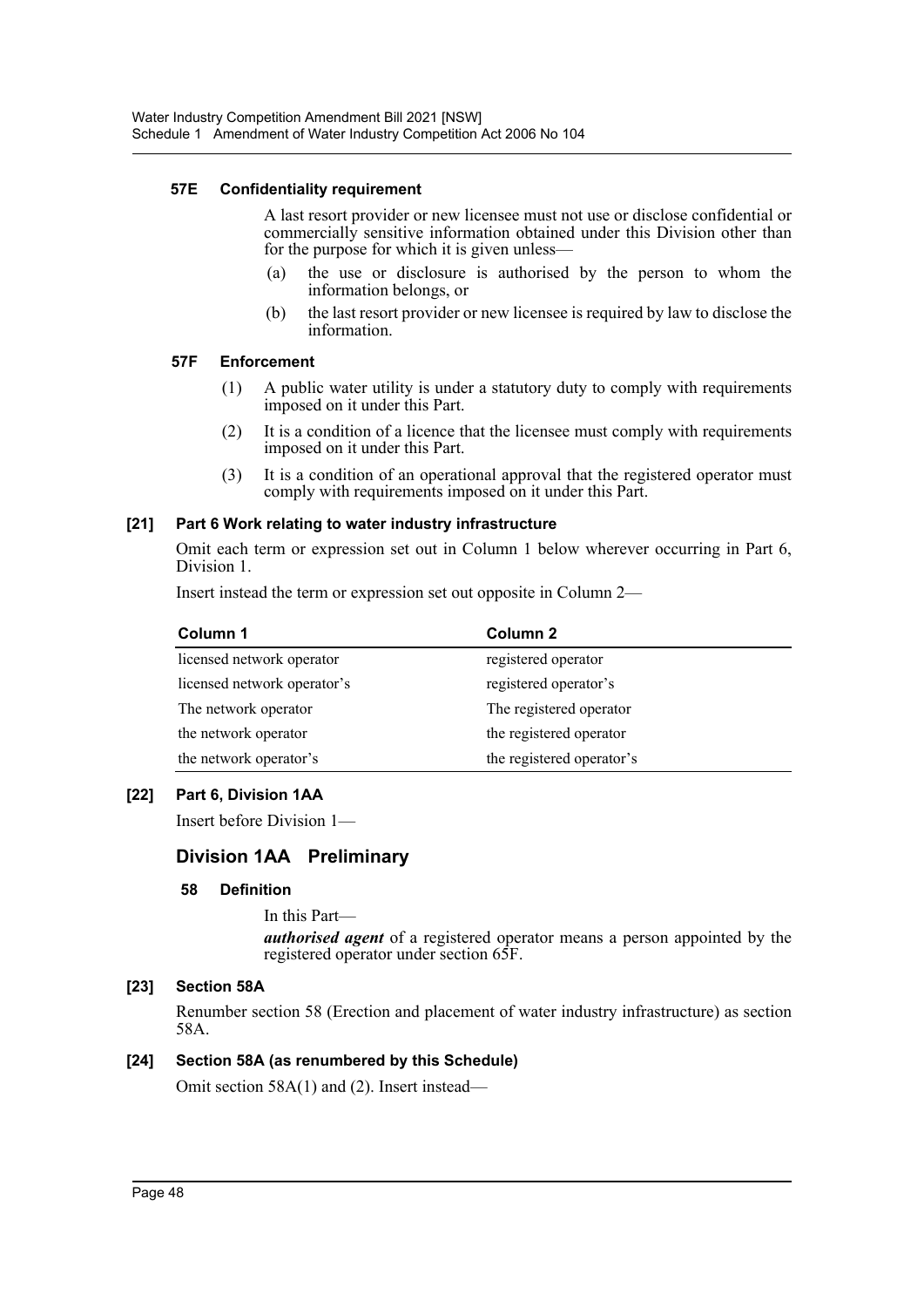#### 57E Confidentiality requirement

A last resort provider or new licensee must not use or disclose confidential or commercially sensitive information obtained under this Division other than for the purpose for which it is given unless—

(a) the use or disclosure is authorised by the person to whom the information belongs, or

(b) the last resort provider or new licensee is required by law to disclose the information.

#### 57F Enforcement

(1) A public water utility is under a statutory duty to comply with requirements imposed on it under this Part.

(2) It is a condition of a licence that the licensee must comply with requirements imposed on it under this Part.

(3) It is a condition of an operational approval that the registered operator must comply with requirements imposed on it under this Part.

### [21] Part 6 Work relating to water industry infrastructure

Omit each term or expression set out in Column 1 below wherever occurring in Part 6, Division 1.

Insert instead the term or expression set out opposite in Column 2—

| Column 1 | Column 2 |
|---|---|
| licensed network operator | registered operator |
| licensed network operator's | registered operator's |
| The network operator | The registered operator |
| the network operator | the registered operator |
| the network operator's | the registered operator's |

### [22] Part 6, Division 1AA

Insert before Division 1—

## Division 1AA Preliminary

#### 58 Definition

In this Part—

***authorised agent*** of a registered operator means a person appointed by the registered operator under section 65F.

### [23] Section 58A

Renumber section 58 (Erection and placement of water industry infrastructure) as section 58A.

### [24] Section 58A (as renumbered by this Schedule)

Omit section 58A(1) and (2). Insert instead—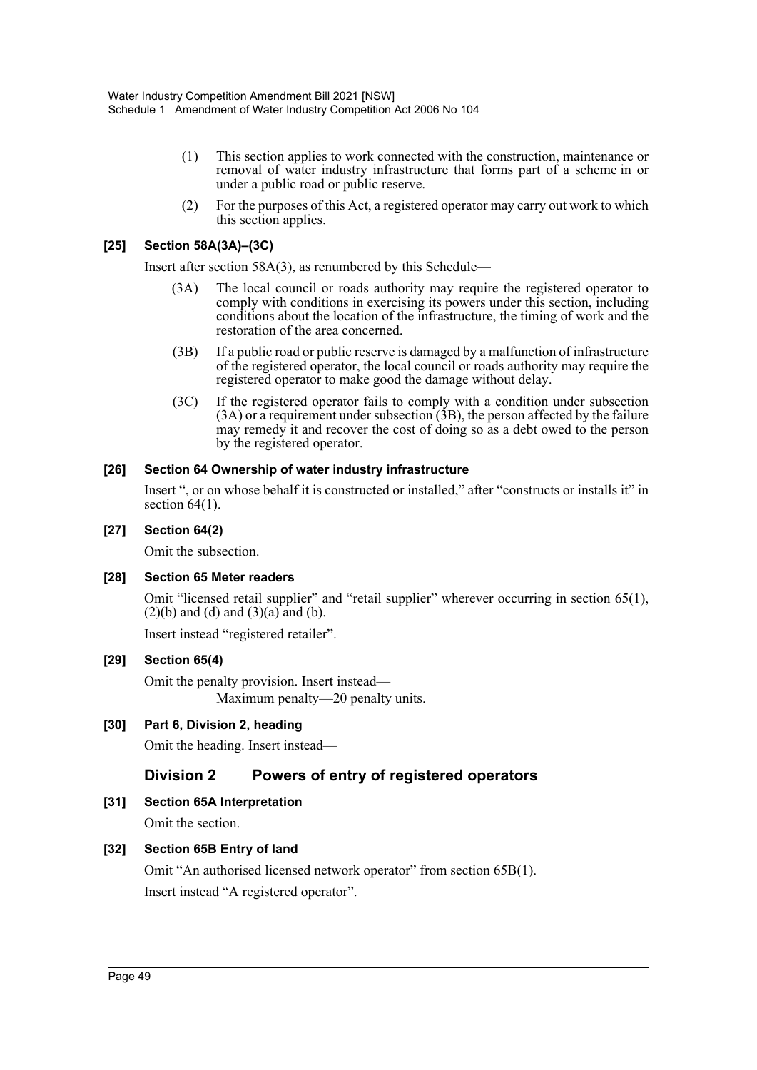(1) This section applies to work connected with the construction, maintenance or removal of water industry infrastructure that forms part of a scheme in or under a public road or public reserve.

(2) For the purposes of this Act, a registered operator may carry out work to which this section applies.

**[25] Section 58A(3A)–(3C)**

Insert after section 58A(3), as renumbered by this Schedule—

(3A) The local council or roads authority may require the registered operator to comply with conditions in exercising its powers under this section, including conditions about the location of the infrastructure, the timing of work and the restoration of the area concerned.

(3B) If a public road or public reserve is damaged by a malfunction of infrastructure of the registered operator, the local council or roads authority may require the registered operator to make good the damage without delay.

(3C) If the registered operator fails to comply with a condition under subsection (3A) or a requirement under subsection (3B), the person affected by the failure may remedy it and recover the cost of doing so as a debt owed to the person by the registered operator.

**[26] Section 64 Ownership of water industry infrastructure**

Insert ", or on whose behalf it is constructed or installed," after "constructs or installs it" in section 64(1).

**[27] Section 64(2)**

Omit the subsection.

**[28] Section 65 Meter readers**

Omit "licensed retail supplier" and "retail supplier" wherever occurring in section 65(1), (2)(b) and (d) and (3)(a) and (b).

Insert instead "registered retailer".

**[29] Section 65(4)**

Omit the penalty provision. Insert instead—

Maximum penalty—20 penalty units.

**[30] Part 6, Division 2, heading**

Omit the heading. Insert instead—

## Division 2 Powers of entry of registered operators

**[31] Section 65A Interpretation**

Omit the section.

**[32] Section 65B Entry of land**

Omit "An authorised licensed network operator" from section 65B(1).

Insert instead "A registered operator".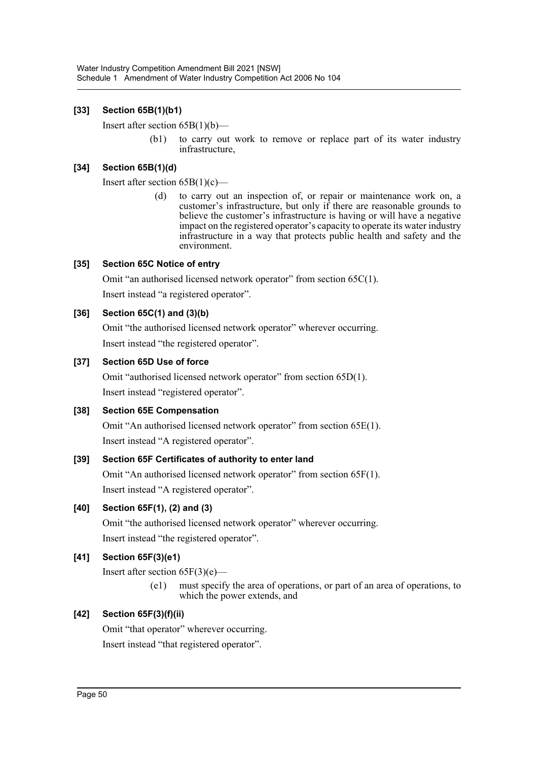### [33] Section 65B(1)(b1)

Insert after section 65B(1)(b)—

> (b1) to carry out work to remove or replace part of its water industry infrastructure,

### [34] Section 65B(1)(d)

Insert after section 65B(1)(c)—

> (d) to carry out an inspection of, or repair or maintenance work on, a customer's infrastructure, but only if there are reasonable grounds to believe the customer's infrastructure is having or will have a negative impact on the registered operator's capacity to operate its water industry infrastructure in a way that protects public health and safety and the environment.

### [35] Section 65C Notice of entry

Omit "an authorised licensed network operator" from section 65C(1).

Insert instead "a registered operator".

### [36] Section 65C(1) and (3)(b)

Omit "the authorised licensed network operator" wherever occurring.

Insert instead "the registered operator".

### [37] Section 65D Use of force

Omit "authorised licensed network operator" from section 65D(1).

Insert instead "registered operator".

### [38] Section 65E Compensation

Omit "An authorised licensed network operator" from section 65E(1).

Insert instead "A registered operator".

### [39] Section 65F Certificates of authority to enter land

Omit "An authorised licensed network operator" from section 65F(1).

Insert instead "A registered operator".

### [40] Section 65F(1), (2) and (3)

Omit "the authorised licensed network operator" wherever occurring.

Insert instead "the registered operator".

### [41] Section 65F(3)(e1)

Insert after section 65F(3)(e)—

> (e1) must specify the area of operations, or part of an area of operations, to which the power extends, and

### [42] Section 65F(3)(f)(ii)

Omit "that operator" wherever occurring.

Insert instead "that registered operator".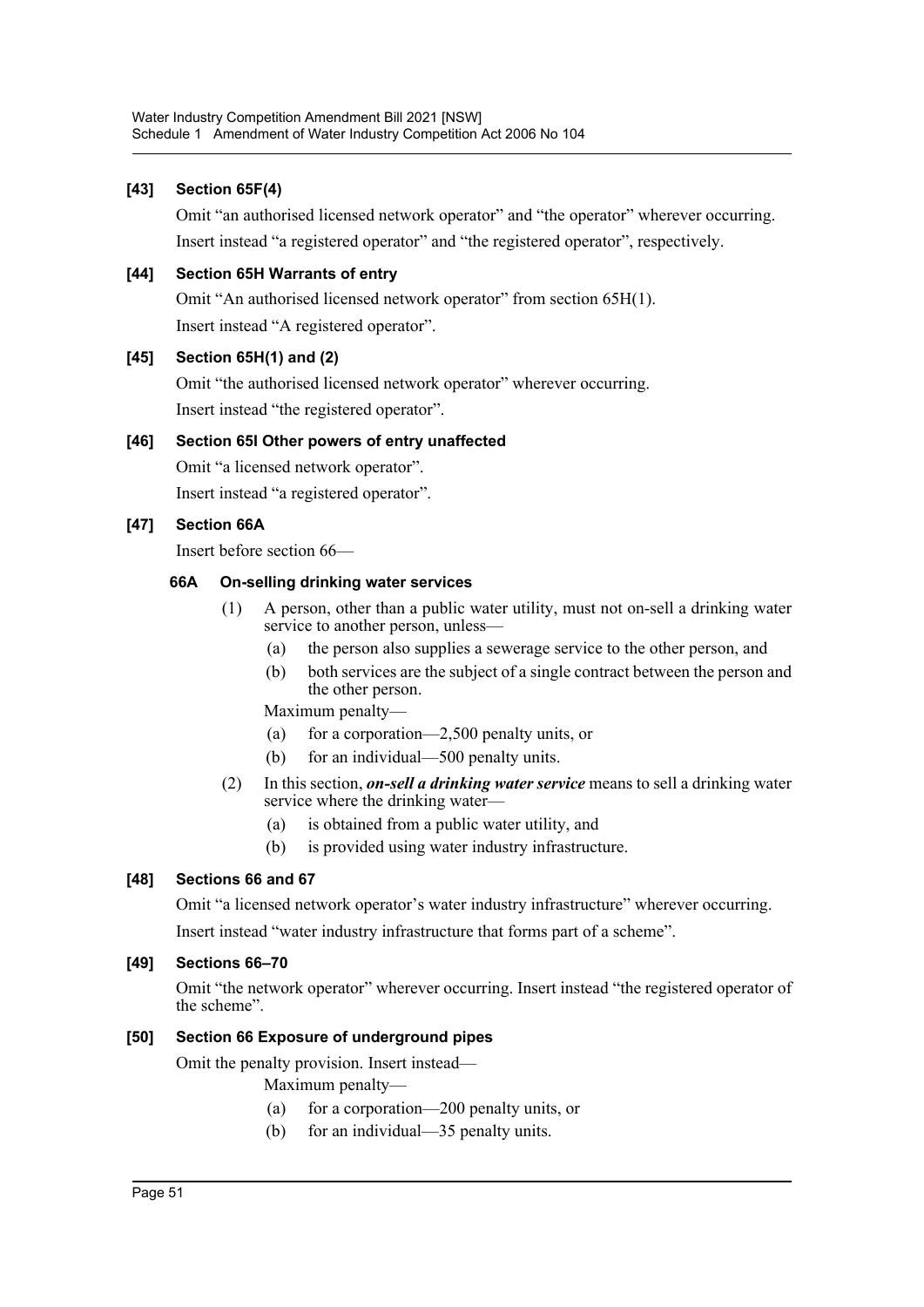**[43] Section 65F(4)**

Omit "an authorised licensed network operator" and "the operator" wherever occurring. Insert instead "a registered operator" and "the registered operator", respectively.

**[44] Section 65H Warrants of entry**

Omit "An authorised licensed network operator" from section 65H(1).

Insert instead "A registered operator".

**[45] Section 65H(1) and (2)**

Omit "the authorised licensed network operator" wherever occurring.

Insert instead "the registered operator".

**[46] Section 65I Other powers of entry unaffected**

Omit "a licensed network operator".

Insert instead "a registered operator".

**[47] Section 66A**

Insert before section 66—

**66A On-selling drinking water services**

(1) A person, other than a public water utility, must not on-sell a drinking water service to another person, unless—

(a) the person also supplies a sewerage service to the other person, and

(b) both services are the subject of a single contract between the person and the other person.

Maximum penalty—

(a) for a corporation—2,500 penalty units, or

(b) for an individual—500 penalty units.

(2) In this section, ***on-sell a drinking water service*** means to sell a drinking water service where the drinking water—

(a) is obtained from a public water utility, and

(b) is provided using water industry infrastructure.

**[48] Sections 66 and 67**

Omit "a licensed network operator's water industry infrastructure" wherever occurring.

Insert instead "water industry infrastructure that forms part of a scheme".

**[49] Sections 66–70**

Omit "the network operator" wherever occurring. Insert instead "the registered operator of the scheme".

**[50] Section 66 Exposure of underground pipes**

Omit the penalty provision. Insert instead—

Maximum penalty—

(a) for a corporation—200 penalty units, or

(b) for an individual—35 penalty units.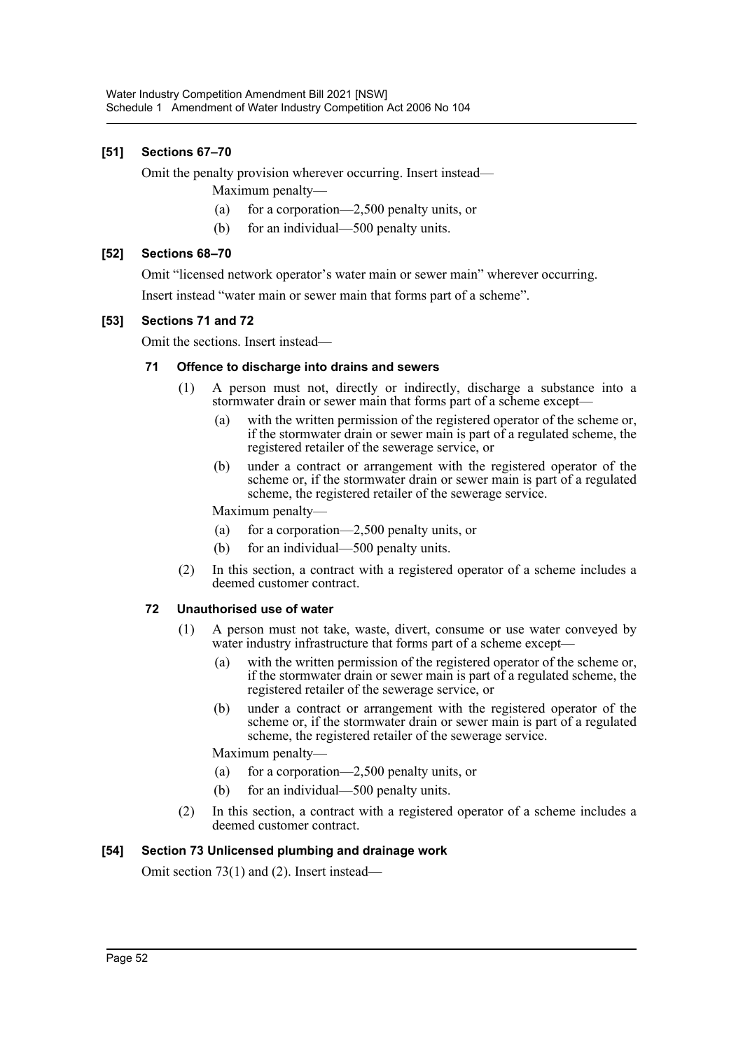### [51] Sections 67–70

Omit the penalty provision wherever occurring. Insert instead—

Maximum penalty—

(a) for a corporation—2,500 penalty units, or

(b) for an individual—500 penalty units.

### [52] Sections 68–70

Omit "licensed network operator's water main or sewer main" wherever occurring.

Insert instead "water main or sewer main that forms part of a scheme".

### [53] Sections 71 and 72

Omit the sections. Insert instead—

#### 71 Offence to discharge into drains and sewers

(1) A person must not, directly or indirectly, discharge a substance into a stormwater drain or sewer main that forms part of a scheme except—

(a) with the written permission of the registered operator of the scheme or, if the stormwater drain or sewer main is part of a regulated scheme, the registered retailer of the sewerage service, or

(b) under a contract or arrangement with the registered operator of the scheme or, if the stormwater drain or sewer main is part of a regulated scheme, the registered retailer of the sewerage service.

Maximum penalty—

(a) for a corporation—2,500 penalty units, or

(b) for an individual—500 penalty units.

(2) In this section, a contract with a registered operator of a scheme includes a deemed customer contract.

#### 72 Unauthorised use of water

(1) A person must not take, waste, divert, consume or use water conveyed by water industry infrastructure that forms part of a scheme except—

(a) with the written permission of the registered operator of the scheme or, if the stormwater drain or sewer main is part of a regulated scheme, the registered retailer of the sewerage service, or

(b) under a contract or arrangement with the registered operator of the scheme or, if the stormwater drain or sewer main is part of a regulated scheme, the registered retailer of the sewerage service.

Maximum penalty—

(a) for a corporation—2,500 penalty units, or

(b) for an individual—500 penalty units.

(2) In this section, a contract with a registered operator of a scheme includes a deemed customer contract.

### [54] Section 73 Unlicensed plumbing and drainage work

Omit section 73(1) and (2). Insert instead—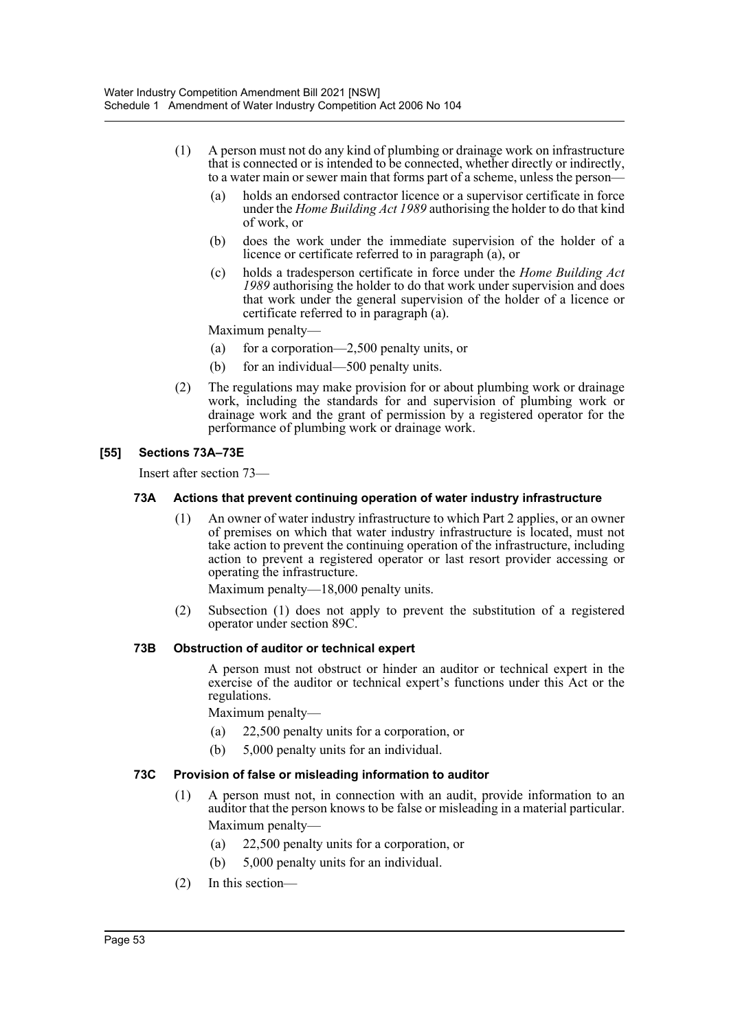(1) A person must not do any kind of plumbing or drainage work on infrastructure that is connected or is intended to be connected, whether directly or indirectly, to a water main or sewer main that forms part of a scheme, unless the person—

(a) holds an endorsed contractor licence or a supervisor certificate in force under the *Home Building Act 1989* authorising the holder to do that kind of work, or

(b) does the work under the immediate supervision of the holder of a licence or certificate referred to in paragraph (a), or

(c) holds a tradesperson certificate in force under the *Home Building Act 1989* authorising the holder to do that work under supervision and does that work under the general supervision of the holder of a licence or certificate referred to in paragraph (a).

Maximum penalty—

(a) for a corporation—2,500 penalty units, or

(b) for an individual—500 penalty units.

(2) The regulations may make provision for or about plumbing work or drainage work, including the standards for and supervision of plumbing work or drainage work and the grant of permission by a registered operator for the performance of plumbing work or drainage work.

**[55] Sections 73A–73E**

Insert after section 73—

**73A Actions that prevent continuing operation of water industry infrastructure**

(1) An owner of water industry infrastructure to which Part 2 applies, or an owner of premises on which that water industry infrastructure is located, must not take action to prevent the continuing operation of the infrastructure, including action to prevent a registered operator or last resort provider accessing or operating the infrastructure.

Maximum penalty—18,000 penalty units.

(2) Subsection (1) does not apply to prevent the substitution of a registered operator under section 89C.

**73B Obstruction of auditor or technical expert**

A person must not obstruct or hinder an auditor or technical expert in the exercise of the auditor or technical expert's functions under this Act or the regulations.

Maximum penalty—

(a) 22,500 penalty units for a corporation, or

(b) 5,000 penalty units for an individual.

**73C Provision of false or misleading information to auditor**

(1) A person must not, in connection with an audit, provide information to an auditor that the person knows to be false or misleading in a material particular.

Maximum penalty—

(a) 22,500 penalty units for a corporation, or

(b) 5,000 penalty units for an individual.

(2) In this section—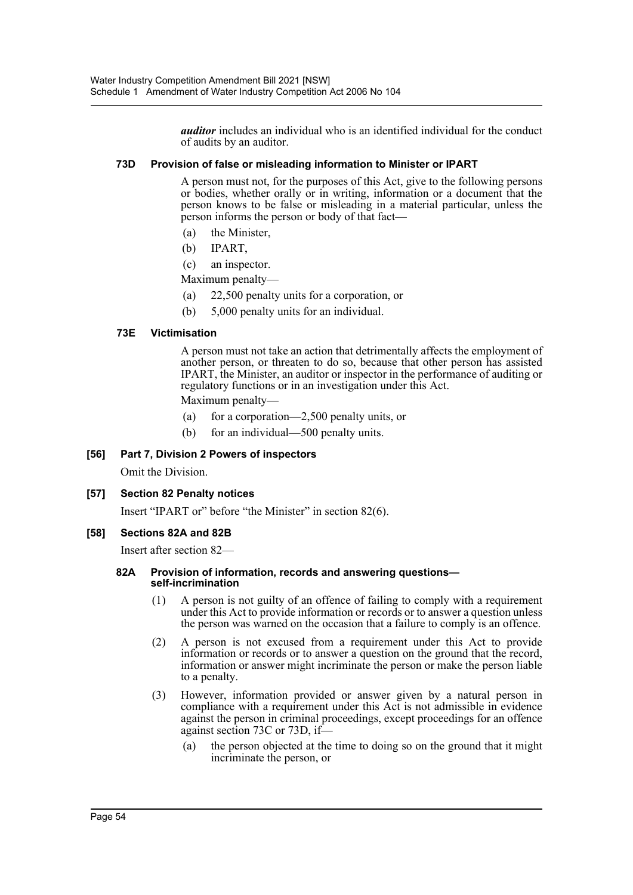***auditor*** includes an individual who is an identified individual for the conduct of audits by an auditor.

#### 73D Provision of false or misleading information to Minister or IPART

A person must not, for the purposes of this Act, give to the following persons or bodies, whether orally or in writing, information or a document that the person knows to be false or misleading in a material particular, unless the person informs the person or body of that fact—

(a) the Minister,

(b) IPART,

(c) an inspector.

Maximum penalty—

(a) 22,500 penalty units for a corporation, or

(b) 5,000 penalty units for an individual.

#### 73E Victimisation

A person must not take an action that detrimentally affects the employment of another person, or threaten to do so, because that other person has assisted IPART, the Minister, an auditor or inspector in the performance of auditing or regulatory functions or in an investigation under this Act.

Maximum penalty—

(a) for a corporation—2,500 penalty units, or

(b) for an individual—500 penalty units.

### [56] Part 7, Division 2 Powers of inspectors

Omit the Division.

### [57] Section 82 Penalty notices

Insert "IPART or" before "the Minister" in section 82(6).

### [58] Sections 82A and 82B

Insert after section 82—

#### 82A Provision of information, records and answering questions—self-incrimination

(1) A person is not guilty of an offence of failing to comply with a requirement under this Act to provide information or records or to answer a question unless the person was warned on the occasion that a failure to comply is an offence.

(2) A person is not excused from a requirement under this Act to provide information or records or to answer a question on the ground that the record, information or answer might incriminate the person or make the person liable to a penalty.

(3) However, information provided or answer given by a natural person in compliance with a requirement under this Act is not admissible in evidence against the person in criminal proceedings, except proceedings for an offence against section 73C or 73D, if—

(a) the person objected at the time to doing so on the ground that it might incriminate the person, or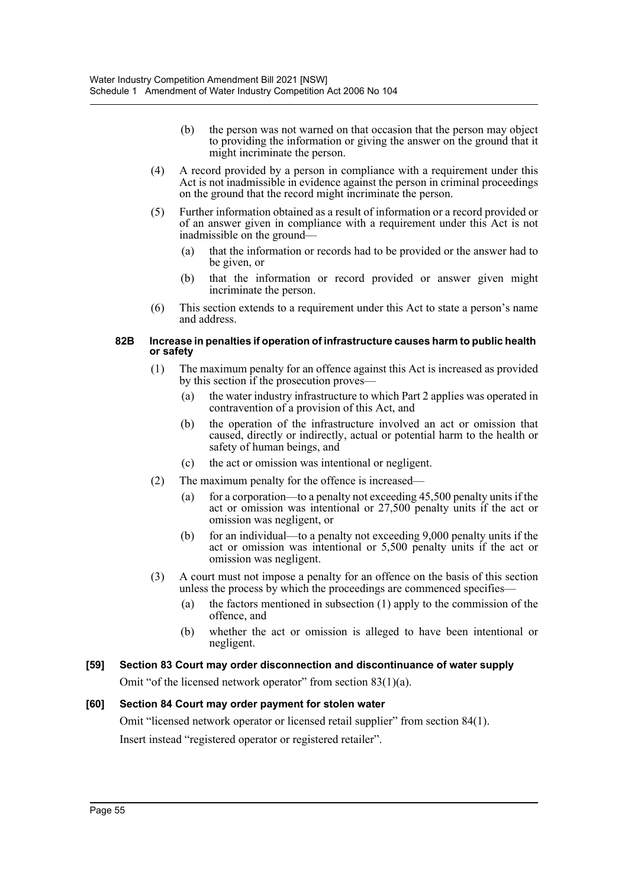(b) the person was not warned on that occasion that the person may object to providing the information or giving the answer on the ground that it might incriminate the person.

(4) A record provided by a person in compliance with a requirement under this Act is not inadmissible in evidence against the person in criminal proceedings on the ground that the record might incriminate the person.

(5) Further information obtained as a result of information or a record provided or of an answer given in compliance with a requirement under this Act is not inadmissible on the ground—

(a) that the information or records had to be provided or the answer had to be given, or

(b) that the information or record provided or answer given might incriminate the person.

(6) This section extends to a requirement under this Act to state a person's name and address.

**82B Increase in penalties if operation of infrastructure causes harm to public health or safety**

(1) The maximum penalty for an offence against this Act is increased as provided by this section if the prosecution proves—

(a) the water industry infrastructure to which Part 2 applies was operated in contravention of a provision of this Act, and

(b) the operation of the infrastructure involved an act or omission that caused, directly or indirectly, actual or potential harm to the health or safety of human beings, and

(c) the act or omission was intentional or negligent.

(2) The maximum penalty for the offence is increased—

(a) for a corporation—to a penalty not exceeding 45,500 penalty units if the act or omission was intentional or 27,500 penalty units if the act or omission was negligent, or

(b) for an individual—to a penalty not exceeding 9,000 penalty units if the act or omission was intentional or 5,500 penalty units if the act or omission was negligent.

(3) A court must not impose a penalty for an offence on the basis of this section unless the process by which the proceedings are commenced specifies—

(a) the factors mentioned in subsection (1) apply to the commission of the offence, and

(b) whether the act or omission is alleged to have been intentional or negligent.

**[59] Section 83 Court may order disconnection and discontinuance of water supply**

Omit "of the licensed network operator" from section 83(1)(a).

**[60] Section 84 Court may order payment for stolen water**

Omit "licensed network operator or licensed retail supplier" from section 84(1).

Insert instead "registered operator or registered retailer".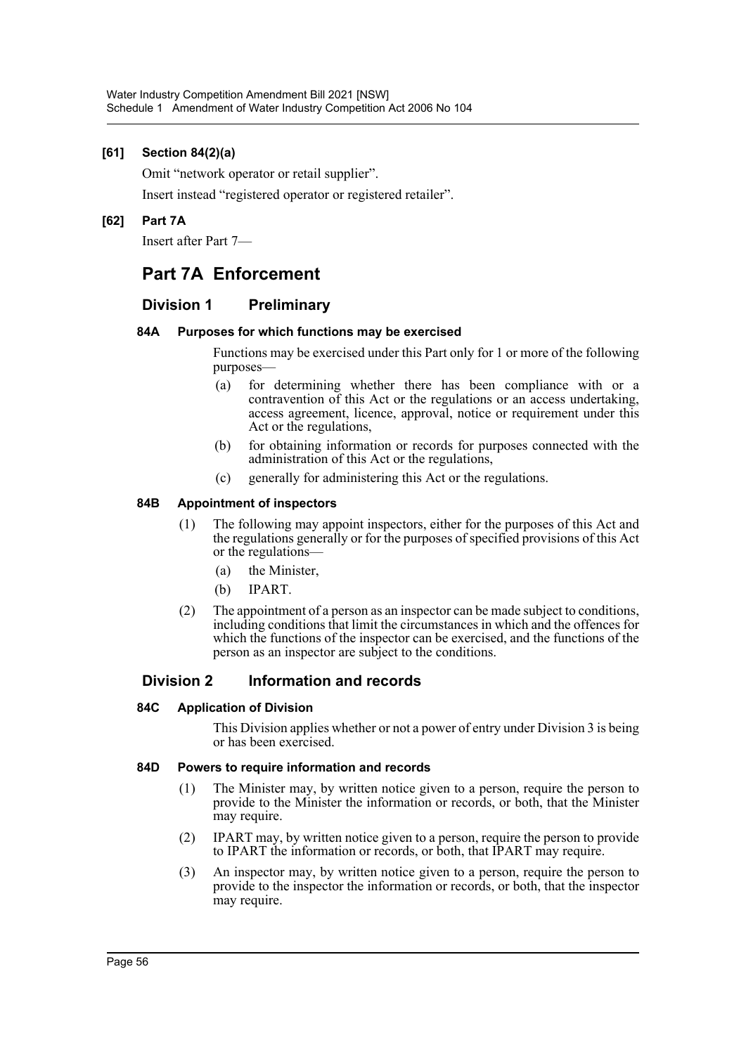### [61] Section 84(2)(a)

Omit "network operator or retail supplier".

Insert instead "registered operator or registered retailer".

### [62] Part 7A

Insert after Part 7—

# Part 7A Enforcement

## Division 1 Preliminary

**84A Purposes for which functions may be exercised**

Functions may be exercised under this Part only for 1 or more of the following purposes—

(a) for determining whether there has been compliance with or a contravention of this Act or the regulations or an access undertaking, access agreement, licence, approval, notice or requirement under this Act or the regulations,

(b) for obtaining information or records for purposes connected with the administration of this Act or the regulations,

(c) generally for administering this Act or the regulations.

**84B Appointment of inspectors**

(1) The following may appoint inspectors, either for the purposes of this Act and the regulations generally or for the purposes of specified provisions of this Act or the regulations—

(a) the Minister,

(b) IPART.

(2) The appointment of a person as an inspector can be made subject to conditions, including conditions that limit the circumstances in which and the offences for which the functions of the inspector can be exercised, and the functions of the person as an inspector are subject to the conditions.

## Division 2 Information and records

**84C Application of Division**

This Division applies whether or not a power of entry under Division 3 is being or has been exercised.

**84D Powers to require information and records**

(1) The Minister may, by written notice given to a person, require the person to provide to the Minister the information or records, or both, that the Minister may require.

(2) IPART may, by written notice given to a person, require the person to provide to IPART the information or records, or both, that IPART may require.

(3) An inspector may, by written notice given to a person, require the person to provide to the inspector the information or records, or both, that the inspector may require.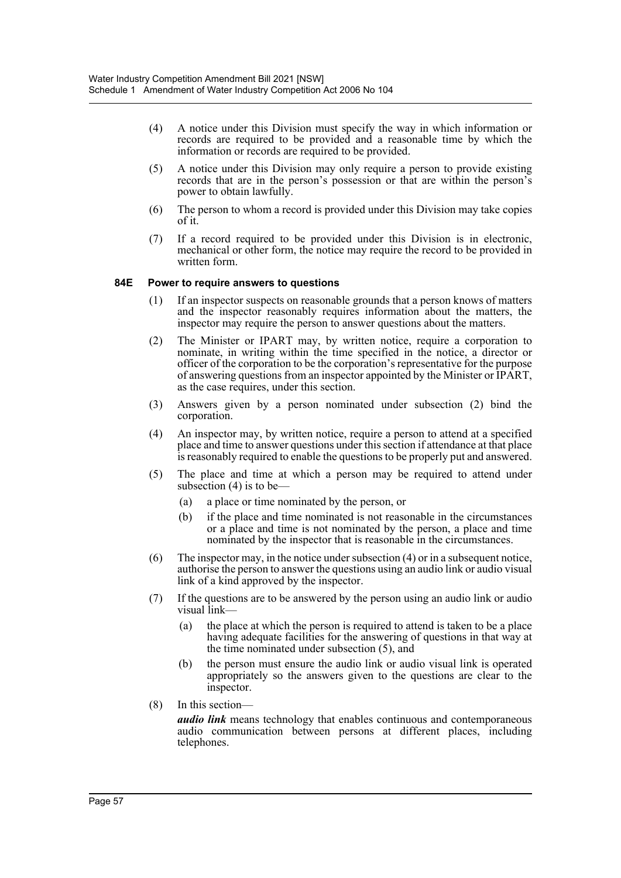(4) A notice under this Division must specify the way in which information or records are required to be provided and a reasonable time by which the information or records are required to be provided.

(5) A notice under this Division may only require a person to provide existing records that are in the person's possession or that are within the person's power to obtain lawfully.

(6) The person to whom a record is provided under this Division may take copies of it.

(7) If a record required to be provided under this Division is in electronic, mechanical or other form, the notice may require the record to be provided in written form.

#### 84E Power to require answers to questions

(1) If an inspector suspects on reasonable grounds that a person knows of matters and the inspector reasonably requires information about the matters, the inspector may require the person to answer questions about the matters.

(2) The Minister or IPART may, by written notice, require a corporation to nominate, in writing within the time specified in the notice, a director or officer of the corporation to be the corporation's representative for the purpose of answering questions from an inspector appointed by the Minister or IPART, as the case requires, under this section.

(3) Answers given by a person nominated under subsection (2) bind the corporation.

(4) An inspector may, by written notice, require a person to attend at a specified place and time to answer questions under this section if attendance at that place is reasonably required to enable the questions to be properly put and answered.

(5) The place and time at which a person may be required to attend under subsection (4) is to be—

  (a) a place or time nominated by the person, or

  (b) if the place and time nominated is not reasonable in the circumstances or a place and time is not nominated by the person, a place and time nominated by the inspector that is reasonable in the circumstances.

(6) The inspector may, in the notice under subsection (4) or in a subsequent notice, authorise the person to answer the questions using an audio link or audio visual link of a kind approved by the inspector.

(7) If the questions are to be answered by the person using an audio link or audio visual link—

  (a) the place at which the person is required to attend is taken to be a place having adequate facilities for the answering of questions in that way at the time nominated under subsection (5), and

  (b) the person must ensure the audio link or audio visual link is operated appropriately so the answers given to the questions are clear to the inspector.

(8) In this section—

***audio link*** means technology that enables continuous and contemporaneous audio communication between persons at different places, including telephones.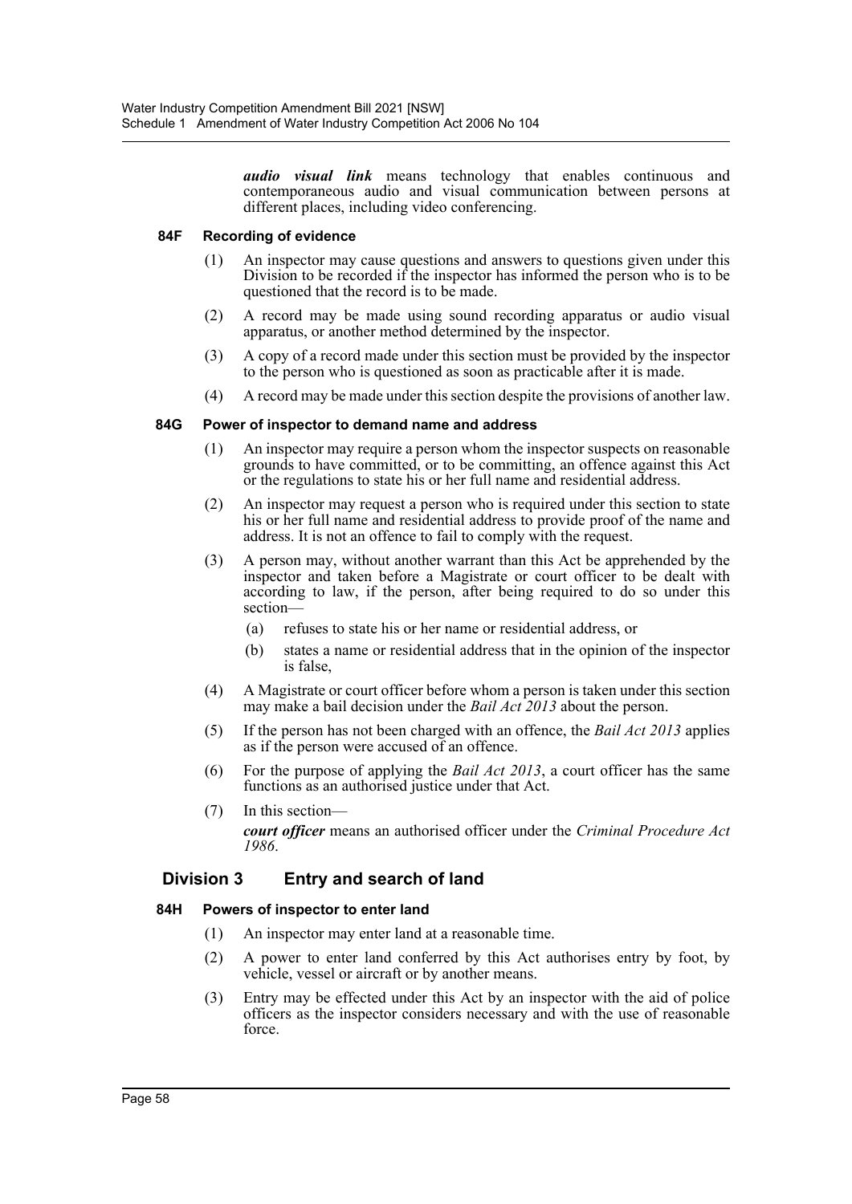***audio visual link*** means technology that enables continuous and contemporaneous audio and visual communication between persons at different places, including video conferencing.

**84F Recording of evidence**

(1) An inspector may cause questions and answers to questions given under this Division to be recorded if the inspector has informed the person who is to be questioned that the record is to be made.

(2) A record may be made using sound recording apparatus or audio visual apparatus, or another method determined by the inspector.

(3) A copy of a record made under this section must be provided by the inspector to the person who is questioned as soon as practicable after it is made.

(4) A record may be made under this section despite the provisions of another law.

**84G Power of inspector to demand name and address**

(1) An inspector may require a person whom the inspector suspects on reasonable grounds to have committed, or to be committing, an offence against this Act or the regulations to state his or her full name and residential address.

(2) An inspector may request a person who is required under this section to state his or her full name and residential address to provide proof of the name and address. It is not an offence to fail to comply with the request.

(3) A person may, without another warrant than this Act be apprehended by the inspector and taken before a Magistrate or court officer to be dealt with according to law, if the person, after being required to do so under this section—

(a) refuses to state his or her name or residential address, or

(b) states a name or residential address that in the opinion of the inspector is false,

(4) A Magistrate or court officer before whom a person is taken under this section may make a bail decision under the *Bail Act 2013* about the person.

(5) If the person has not been charged with an offence, the *Bail Act 2013* applies as if the person were accused of an offence.

(6) For the purpose of applying the *Bail Act 2013*, a court officer has the same functions as an authorised justice under that Act.

(7) In this section—

***court officer*** means an authorised officer under the *Criminal Procedure Act 1986*.

## Division 3 Entry and search of land

**84H Powers of inspector to enter land**

(1) An inspector may enter land at a reasonable time.

(2) A power to enter land conferred by this Act authorises entry by foot, by vehicle, vessel or aircraft or by another means.

(3) Entry may be effected under this Act by an inspector with the aid of police officers as the inspector considers necessary and with the use of reasonable force.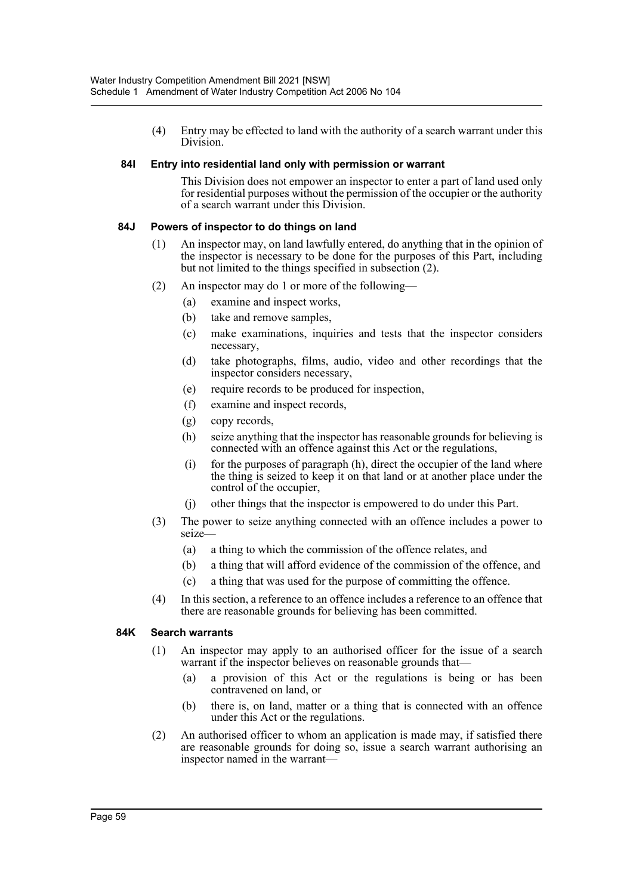(4) Entry may be effected to land with the authority of a search warrant under this Division.

### 84I Entry into residential land only with permission or warrant

This Division does not empower an inspector to enter a part of land used only for residential purposes without the permission of the occupier or the authority of a search warrant under this Division.

### 84J Powers of inspector to do things on land

(1) An inspector may, on land lawfully entered, do anything that in the opinion of the inspector is necessary to be done for the purposes of this Part, including but not limited to the things specified in subsection (2).

(2) An inspector may do 1 or more of the following—

- (a) examine and inspect works,
- (b) take and remove samples,
- (c) make examinations, inquiries and tests that the inspector considers necessary,
- (d) take photographs, films, audio, video and other recordings that the inspector considers necessary,
- (e) require records to be produced for inspection,
- (f) examine and inspect records,
- (g) copy records,
- (h) seize anything that the inspector has reasonable grounds for believing is connected with an offence against this Act or the regulations,
- (i) for the purposes of paragraph (h), direct the occupier of the land where the thing is seized to keep it on that land or at another place under the control of the occupier,
- (j) other things that the inspector is empowered to do under this Part.

(3) The power to seize anything connected with an offence includes a power to seize—

- (a) a thing to which the commission of the offence relates, and
- (b) a thing that will afford evidence of the commission of the offence, and
- (c) a thing that was used for the purpose of committing the offence.

(4) In this section, a reference to an offence includes a reference to an offence that there are reasonable grounds for believing has been committed.

### 84K Search warrants

(1) An inspector may apply to an authorised officer for the issue of a search warrant if the inspector believes on reasonable grounds that—

- (a) a provision of this Act or the regulations is being or has been contravened on land, or
- (b) there is, on land, matter or a thing that is connected with an offence under this Act or the regulations.

(2) An authorised officer to whom an application is made may, if satisfied there are reasonable grounds for doing so, issue a search warrant authorising an inspector named in the warrant—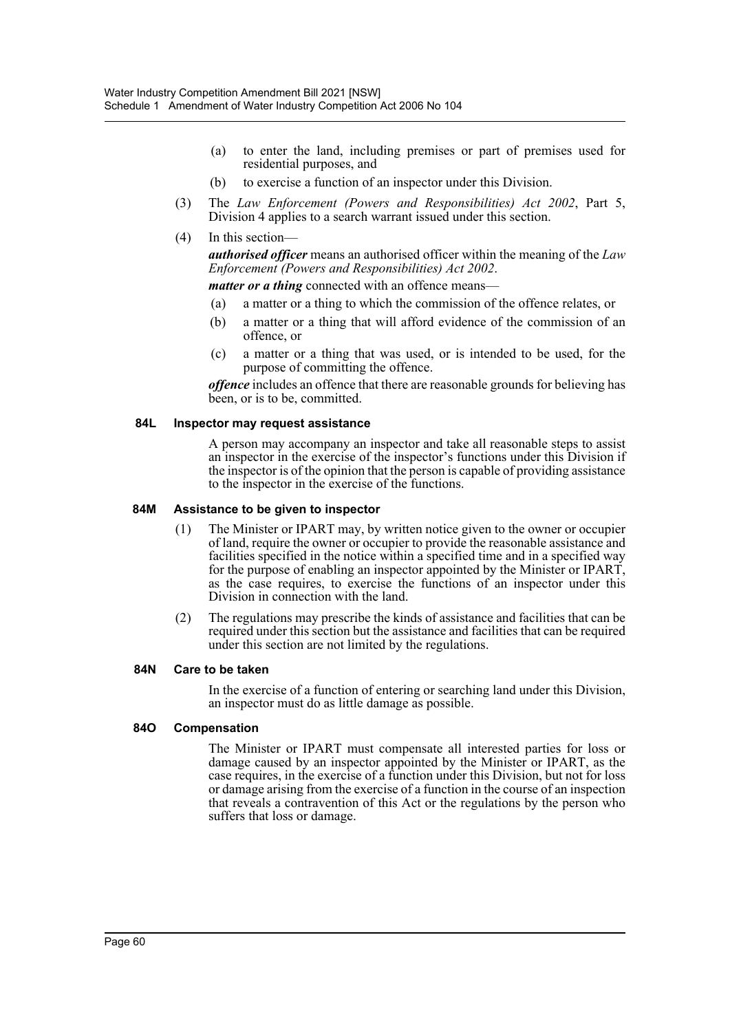(a) to enter the land, including premises or part of premises used for residential purposes, and

(b) to exercise a function of an inspector under this Division.

(3) The *Law Enforcement (Powers and Responsibilities) Act 2002*, Part 5, Division 4 applies to a search warrant issued under this section.

(4) In this section—

***authorised officer*** means an authorised officer within the meaning of the *Law Enforcement (Powers and Responsibilities) Act 2002*.

***matter or a thing*** connected with an offence means—

(a) a matter or a thing to which the commission of the offence relates, or

(b) a matter or a thing that will afford evidence of the commission of an offence, or

(c) a matter or a thing that was used, or is intended to be used, for the purpose of committing the offence.

***offence*** includes an offence that there are reasonable grounds for believing has been, or is to be, committed.

#### 84L Inspector may request assistance

A person may accompany an inspector and take all reasonable steps to assist an inspector in the exercise of the inspector's functions under this Division if the inspector is of the opinion that the person is capable of providing assistance to the inspector in the exercise of the functions.

#### 84M Assistance to be given to inspector

(1) The Minister or IPART may, by written notice given to the owner or occupier of land, require the owner or occupier to provide the reasonable assistance and facilities specified in the notice within a specified time and in a specified way for the purpose of enabling an inspector appointed by the Minister or IPART, as the case requires, to exercise the functions of an inspector under this Division in connection with the land.

(2) The regulations may prescribe the kinds of assistance and facilities that can be required under this section but the assistance and facilities that can be required under this section are not limited by the regulations.

#### 84N Care to be taken

In the exercise of a function of entering or searching land under this Division, an inspector must do as little damage as possible.

#### 84O Compensation

The Minister or IPART must compensate all interested parties for loss or damage caused by an inspector appointed by the Minister or IPART, as the case requires, in the exercise of a function under this Division, but not for loss or damage arising from the exercise of a function in the course of an inspection that reveals a contravention of this Act or the regulations by the person who suffers that loss or damage.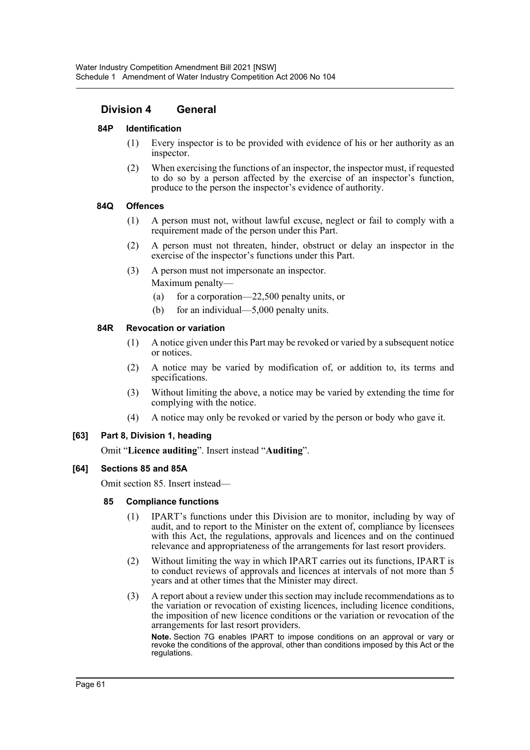## Division 4 General

### 84P Identification

(1) Every inspector is to be provided with evidence of his or her authority as an inspector.

(2) When exercising the functions of an inspector, the inspector must, if requested to do so by a person affected by the exercise of an inspector's function, produce to the person the inspector's evidence of authority.

### 84Q Offences

(1) A person must not, without lawful excuse, neglect or fail to comply with a requirement made of the person under this Part.

(2) A person must not threaten, hinder, obstruct or delay an inspector in the exercise of the inspector's functions under this Part.

(3) A person must not impersonate an inspector.

Maximum penalty—

(a) for a corporation—22,500 penalty units, or

(b) for an individual—5,000 penalty units.

### 84R Revocation or variation

(1) A notice given under this Part may be revoked or varied by a subsequent notice or notices.

(2) A notice may be varied by modification of, or addition to, its terms and specifications.

(3) Without limiting the above, a notice may be varied by extending the time for complying with the notice.

(4) A notice may only be revoked or varied by the person or body who gave it.

### [63] Part 8, Division 1, heading

Omit "**Licence auditing**". Insert instead "**Auditing**".

### [64] Sections 85 and 85A

Omit section 85. Insert instead—

### 85 Compliance functions

(1) IPART's functions under this Division are to monitor, including by way of audit, and to report to the Minister on the extent of, compliance by licensees with this Act, the regulations, approvals and licences and on the continued relevance and appropriateness of the arrangements for last resort providers.

(2) Without limiting the way in which IPART carries out its functions, IPART is to conduct reviews of approvals and licences at intervals of not more than 5 years and at other times that the Minister may direct.

(3) A report about a review under this section may include recommendations as to the variation or revocation of existing licences, including licence conditions, the imposition of new licence conditions or the variation or revocation of the arrangements for last resort providers.

**Note.** Section 7G enables IPART to impose conditions on an approval or vary or revoke the conditions of the approval, other than conditions imposed by this Act or the regulations.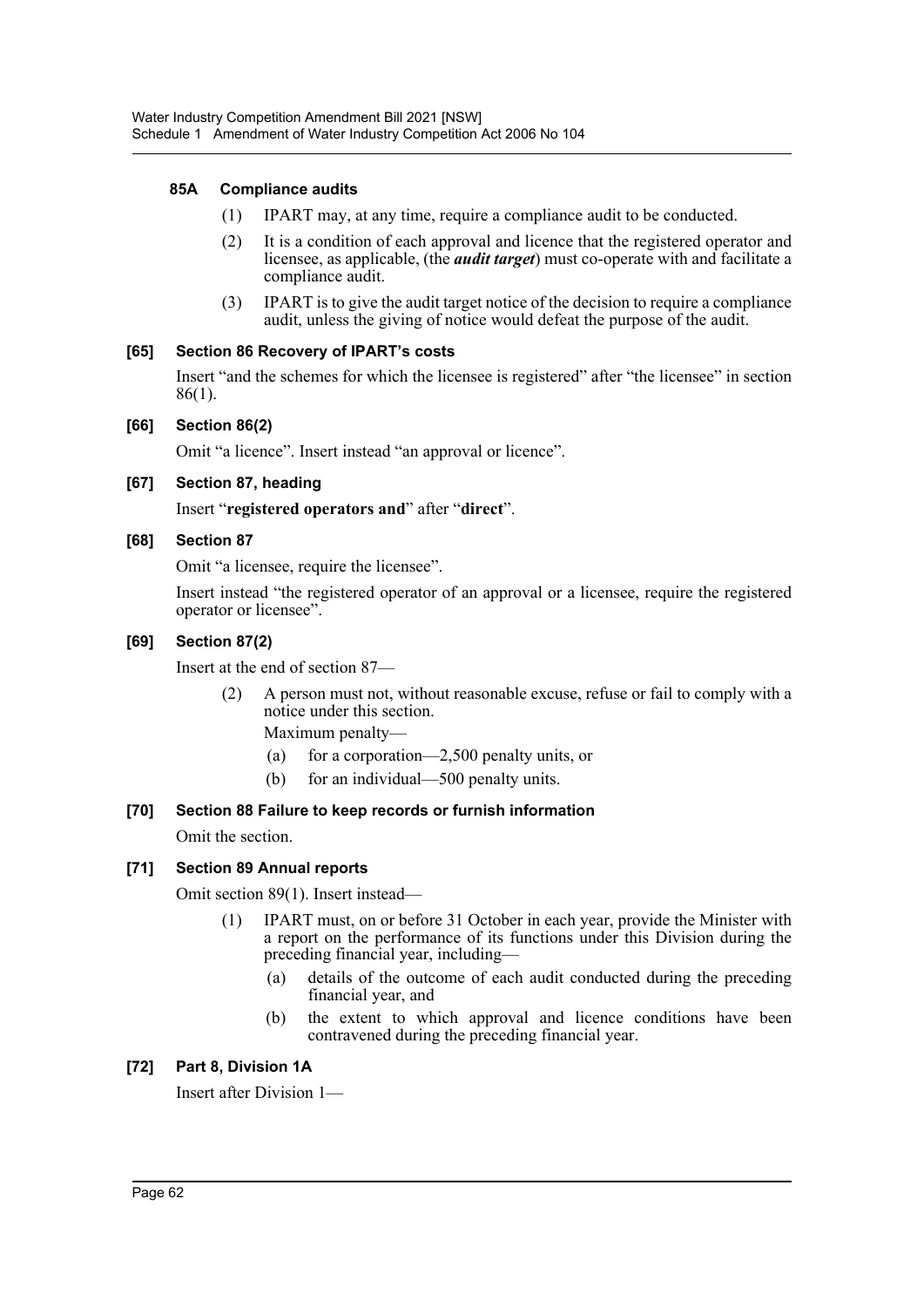#### 85A Compliance audits

(1) IPART may, at any time, require a compliance audit to be conducted.

(2) It is a condition of each approval and licence that the registered operator and licensee, as applicable, (the ***audit target***) must co-operate with and facilitate a compliance audit.

(3) IPART is to give the audit target notice of the decision to require a compliance audit, unless the giving of notice would defeat the purpose of the audit.

#### [65] Section 86 Recovery of IPART's costs

Insert "and the schemes for which the licensee is registered" after "the licensee" in section 86(1).

#### [66] Section 86(2)

Omit "a licence". Insert instead "an approval or licence".

#### [67] Section 87, heading

Insert "**registered operators and**" after "**direct**".

#### [68] Section 87

Omit "a licensee, require the licensee".

Insert instead "the registered operator of an approval or a licensee, require the registered operator or licensee".

#### [69] Section 87(2)

Insert at the end of section 87—

(2) A person must not, without reasonable excuse, refuse or fail to comply with a notice under this section.

Maximum penalty—

(a) for a corporation—2,500 penalty units, or

(b) for an individual—500 penalty units.

#### [70] Section 88 Failure to keep records or furnish information

Omit the section.

#### [71] Section 89 Annual reports

Omit section 89(1). Insert instead—

(1) IPART must, on or before 31 October in each year, provide the Minister with a report on the performance of its functions under this Division during the preceding financial year, including—

(a) details of the outcome of each audit conducted during the preceding financial year, and

(b) the extent to which approval and licence conditions have been contravened during the preceding financial year.

#### [72] Part 8, Division 1A

Insert after Division 1—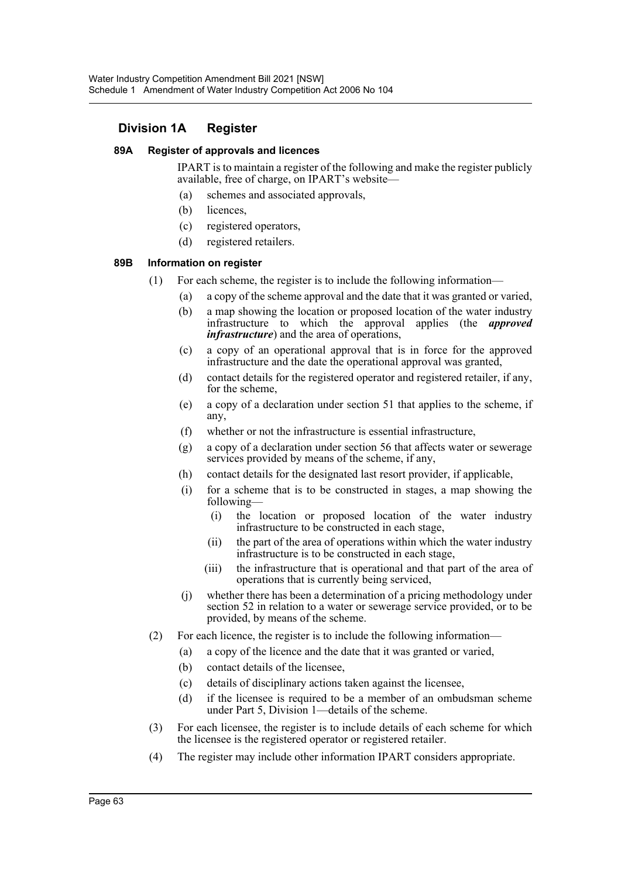## Division 1A Register

### 89A Register of approvals and licences

IPART is to maintain a register of the following and make the register publicly available, free of charge, on IPART's website—

(a) schemes and associated approvals,

(b) licences,

(c) registered operators,

(d) registered retailers.

### 89B Information on register

(1) For each scheme, the register is to include the following information—

(a) a copy of the scheme approval and the date that it was granted or varied,

(b) a map showing the location or proposed location of the water industry infrastructure to which the approval applies (the ***approved infrastructure***) and the area of operations,

(c) a copy of an operational approval that is in force for the approved infrastructure and the date the operational approval was granted,

(d) contact details for the registered operator and registered retailer, if any, for the scheme,

(e) a copy of a declaration under section 51 that applies to the scheme, if any,

(f) whether or not the infrastructure is essential infrastructure,

(g) a copy of a declaration under section 56 that affects water or sewerage services provided by means of the scheme, if any,

(h) contact details for the designated last resort provider, if applicable,

(i) for a scheme that is to be constructed in stages, a map showing the following—

(i) the location or proposed location of the water industry infrastructure to be constructed in each stage,

(ii) the part of the area of operations within which the water industry infrastructure is to be constructed in each stage,

(iii) the infrastructure that is operational and that part of the area of operations that is currently being serviced,

(j) whether there has been a determination of a pricing methodology under section 52 in relation to a water or sewerage service provided, or to be provided, by means of the scheme.

(2) For each licence, the register is to include the following information—

(a) a copy of the licence and the date that it was granted or varied,

(b) contact details of the licensee,

(c) details of disciplinary actions taken against the licensee,

(d) if the licensee is required to be a member of an ombudsman scheme under Part 5, Division 1—details of the scheme.

(3) For each licensee, the register is to include details of each scheme for which the licensee is the registered operator or registered retailer.

(4) The register may include other information IPART considers appropriate.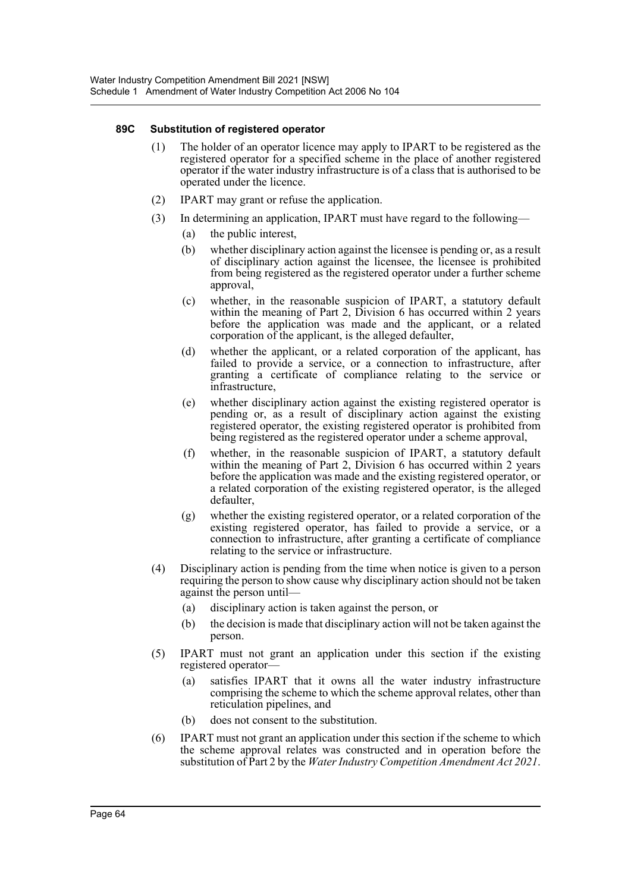#### 89C Substitution of registered operator

(1) The holder of an operator licence may apply to IPART to be registered as the registered operator for a specified scheme in the place of another registered operator if the water industry infrastructure is of a class that is authorised to be operated under the licence.

(2) IPART may grant or refuse the application.

(3) In determining an application, IPART must have regard to the following—

(a) the public interest,

(b) whether disciplinary action against the licensee is pending or, as a result of disciplinary action against the licensee, the licensee is prohibited from being registered as the registered operator under a further scheme approval,

(c) whether, in the reasonable suspicion of IPART, a statutory default within the meaning of Part 2, Division 6 has occurred within 2 years before the application was made and the applicant, or a related corporation of the applicant, is the alleged defaulter,

(d) whether the applicant, or a related corporation of the applicant, has failed to provide a service, or a connection to infrastructure, after granting a certificate of compliance relating to the service or infrastructure,

(e) whether disciplinary action against the existing registered operator is pending or, as a result of disciplinary action against the existing registered operator, the existing registered operator is prohibited from being registered as the registered operator under a scheme approval,

(f) whether, in the reasonable suspicion of IPART, a statutory default within the meaning of Part 2, Division 6 has occurred within 2 years before the application was made and the existing registered operator, or a related corporation of the existing registered operator, is the alleged defaulter,

(g) whether the existing registered operator, or a related corporation of the existing registered operator, has failed to provide a service, or a connection to infrastructure, after granting a certificate of compliance relating to the service or infrastructure.

(4) Disciplinary action is pending from the time when notice is given to a person requiring the person to show cause why disciplinary action should not be taken against the person until—

(a) disciplinary action is taken against the person, or

(b) the decision is made that disciplinary action will not be taken against the person.

(5) IPART must not grant an application under this section if the existing registered operator—

(a) satisfies IPART that it owns all the water industry infrastructure comprising the scheme to which the scheme approval relates, other than reticulation pipelines, and

(b) does not consent to the substitution.

(6) IPART must not grant an application under this section if the scheme to which the scheme approval relates was constructed and in operation before the substitution of Part 2 by the *Water Industry Competition Amendment Act 2021*.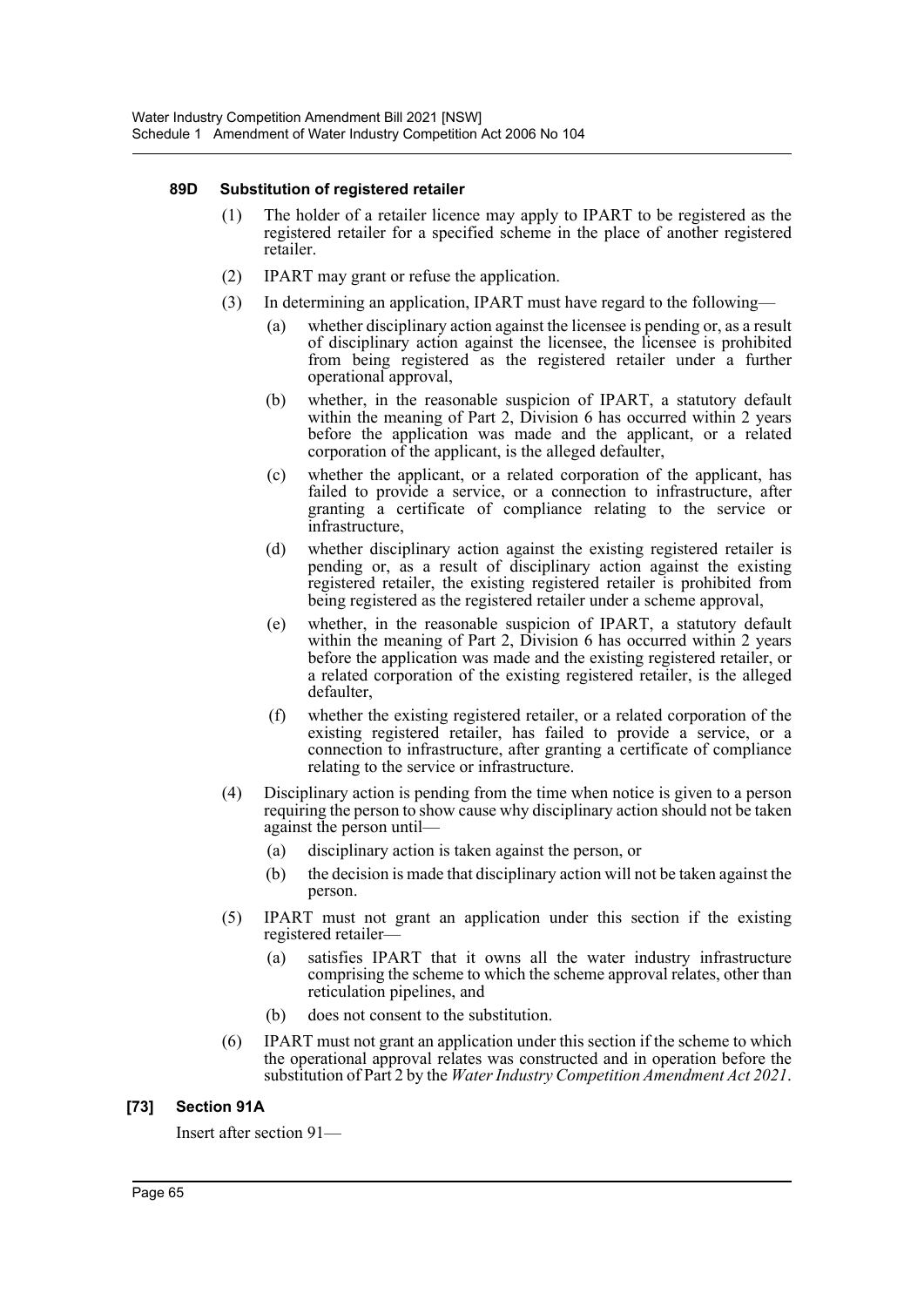#### 89D Substitution of registered retailer

(1) The holder of a retailer licence may apply to IPART to be registered as the registered retailer for a specified scheme in the place of another registered retailer.

(2) IPART may grant or refuse the application.

(3) In determining an application, IPART must have regard to the following—

(a) whether disciplinary action against the licensee is pending or, as a result of disciplinary action against the licensee, the licensee is prohibited from being registered as the registered retailer under a further operational approval,

(b) whether, in the reasonable suspicion of IPART, a statutory default within the meaning of Part 2, Division 6 has occurred within 2 years before the application was made and the applicant, or a related corporation of the applicant, is the alleged defaulter,

(c) whether the applicant, or a related corporation of the applicant, has failed to provide a service, or a connection to infrastructure, after granting a certificate of compliance relating to the service or infrastructure,

(d) whether disciplinary action against the existing registered retailer is pending or, as a result of disciplinary action against the existing registered retailer, the existing registered retailer is prohibited from being registered as the registered retailer under a scheme approval,

(e) whether, in the reasonable suspicion of IPART, a statutory default within the meaning of Part 2, Division 6 has occurred within 2 years before the application was made and the existing registered retailer, or a related corporation of the existing registered retailer, is the alleged defaulter,

(f) whether the existing registered retailer, or a related corporation of the existing registered retailer, has failed to provide a service, or a connection to infrastructure, after granting a certificate of compliance relating to the service or infrastructure.

(4) Disciplinary action is pending from the time when notice is given to a person requiring the person to show cause why disciplinary action should not be taken against the person until—

(a) disciplinary action is taken against the person, or

(b) the decision is made that disciplinary action will not be taken against the person.

(5) IPART must not grant an application under this section if the existing registered retailer—

(a) satisfies IPART that it owns all the water industry infrastructure comprising the scheme to which the scheme approval relates, other than reticulation pipelines, and

(b) does not consent to the substitution.

(6) IPART must not grant an application under this section if the scheme to which the operational approval relates was constructed and in operation before the substitution of Part 2 by the *Water Industry Competition Amendment Act 2021*.

### [73] Section 91A

Insert after section 91—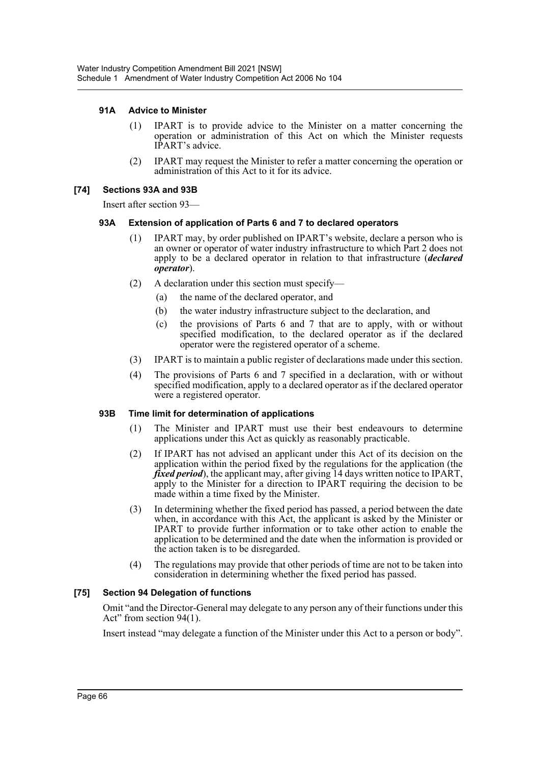#### 91A Advice to Minister

(1) IPART is to provide advice to the Minister on a matter concerning the operation or administration of this Act on which the Minister requests IPART's advice.

(2) IPART may request the Minister to refer a matter concerning the operation or administration of this Act to it for its advice.

### [74] Sections 93A and 93B

Insert after section 93—

#### 93A Extension of application of Parts 6 and 7 to declared operators

(1) IPART may, by order published on IPART's website, declare a person who is an owner or operator of water industry infrastructure to which Part 2 does not apply to be a declared operator in relation to that infrastructure (***declared operator***).

(2) A declaration under this section must specify—

(a) the name of the declared operator, and

(b) the water industry infrastructure subject to the declaration, and

(c) the provisions of Parts 6 and 7 that are to apply, with or without specified modification, to the declared operator as if the declared operator were the registered operator of a scheme.

(3) IPART is to maintain a public register of declarations made under this section.

(4) The provisions of Parts 6 and 7 specified in a declaration, with or without specified modification, apply to a declared operator as if the declared operator were a registered operator.

#### 93B Time limit for determination of applications

(1) The Minister and IPART must use their best endeavours to determine applications under this Act as quickly as reasonably practicable.

(2) If IPART has not advised an applicant under this Act of its decision on the application within the period fixed by the regulations for the application (the ***fixed period***), the applicant may, after giving 14 days written notice to IPART, apply to the Minister for a direction to IPART requiring the decision to be made within a time fixed by the Minister.

(3) In determining whether the fixed period has passed, a period between the date when, in accordance with this Act, the applicant is asked by the Minister or IPART to provide further information or to take other action to enable the application to be determined and the date when the information is provided or the action taken is to be disregarded.

(4) The regulations may provide that other periods of time are not to be taken into consideration in determining whether the fixed period has passed.

### [75] Section 94 Delegation of functions

Omit "and the Director-General may delegate to any person any of their functions under this Act" from section 94(1).

Insert instead "may delegate a function of the Minister under this Act to a person or body".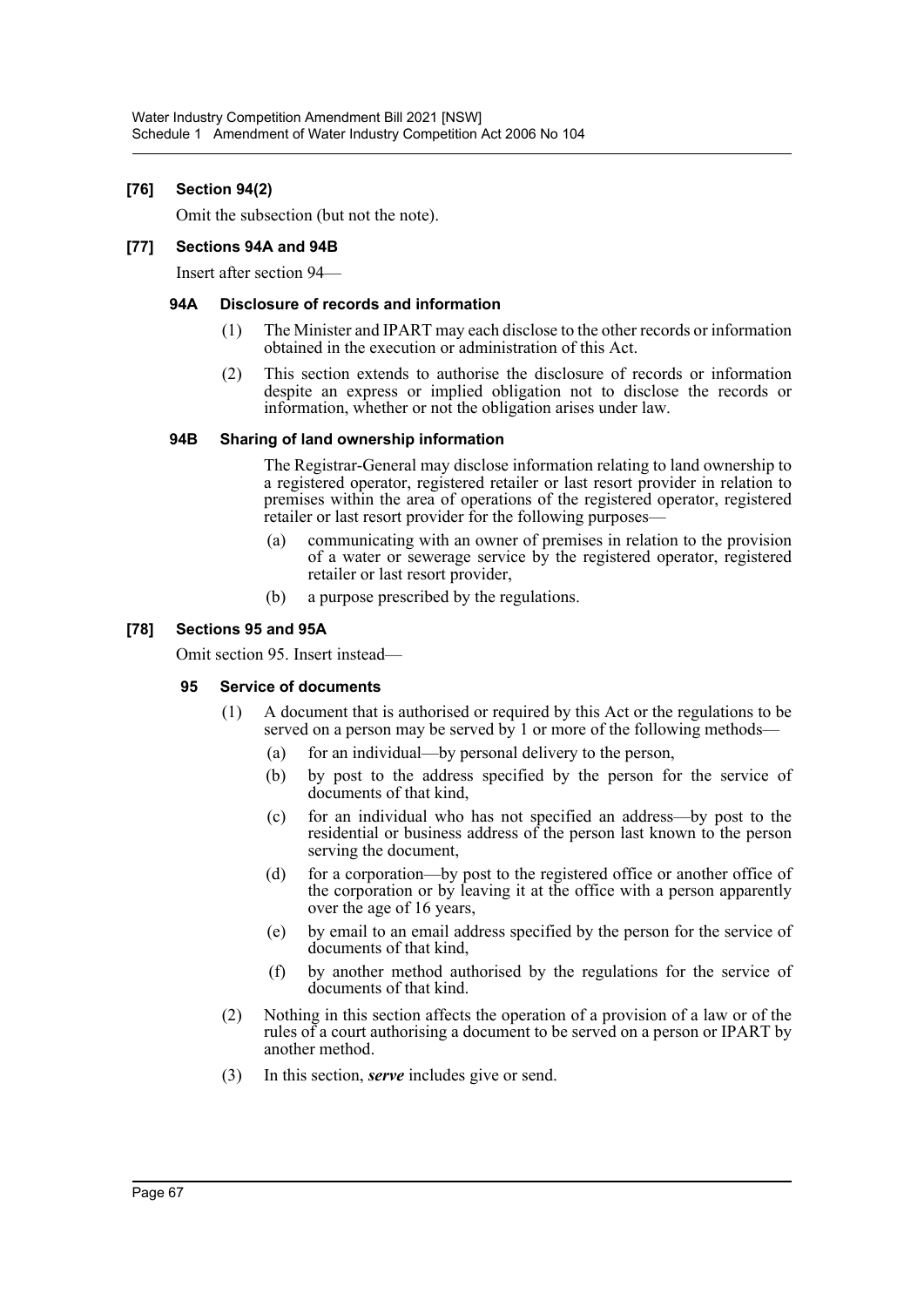### [76] Section 94(2)

Omit the subsection (but not the note).

### [77] Sections 94A and 94B

Insert after section 94—

#### 94A Disclosure of records and information

(1) The Minister and IPART may each disclose to the other records or information obtained in the execution or administration of this Act.

(2) This section extends to authorise the disclosure of records or information despite an express or implied obligation not to disclose the records or information, whether or not the obligation arises under law.

#### 94B Sharing of land ownership information

The Registrar-General may disclose information relating to land ownership to a registered operator, registered retailer or last resort provider in relation to premises within the area of operations of the registered operator, registered retailer or last resort provider for the following purposes—

(a) communicating with an owner of premises in relation to the provision of a water or sewerage service by the registered operator, registered retailer or last resort provider,

(b) a purpose prescribed by the regulations.

### [78] Sections 95 and 95A

Omit section 95. Insert instead—

#### 95 Service of documents

(1) A document that is authorised or required by this Act or the regulations to be served on a person may be served by 1 or more of the following methods—

(a) for an individual—by personal delivery to the person,

(b) by post to the address specified by the person for the service of documents of that kind,

(c) for an individual who has not specified an address—by post to the residential or business address of the person last known to the person serving the document,

(d) for a corporation—by post to the registered office or another office of the corporation or by leaving it at the office with a person apparently over the age of 16 years,

(e) by email to an email address specified by the person for the service of documents of that kind,

(f) by another method authorised by the regulations for the service of documents of that kind.

(2) Nothing in this section affects the operation of a provision of a law or of the rules of a court authorising a document to be served on a person or IPART by another method.

(3) In this section, ***serve*** includes give or send.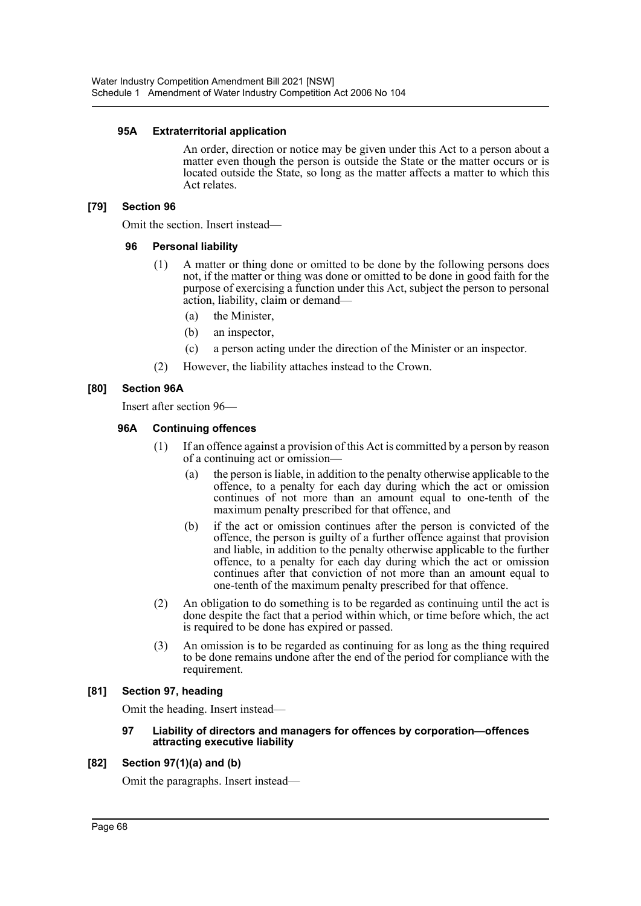**95A Extraterritorial application**

An order, direction or notice may be given under this Act to a person about a matter even though the person is outside the State or the matter occurs or is located outside the State, so long as the matter affects a matter to which this Act relates.

**[79] Section 96**

Omit the section. Insert instead—

**96 Personal liability**

(1) A matter or thing done or omitted to be done by the following persons does not, if the matter or thing was done or omitted to be done in good faith for the purpose of exercising a function under this Act, subject the person to personal action, liability, claim or demand—

- (a) the Minister,
- (b) an inspector,
- (c) a person acting under the direction of the Minister or an inspector.

(2) However, the liability attaches instead to the Crown.

**[80] Section 96A**

Insert after section 96—

**96A Continuing offences**

(1) If an offence against a provision of this Act is committed by a person by reason of a continuing act or omission—

- (a) the person is liable, in addition to the penalty otherwise applicable to the offence, to a penalty for each day during which the act or omission continues of not more than an amount equal to one-tenth of the maximum penalty prescribed for that offence, and
- (b) if the act or omission continues after the person is convicted of the offence, the person is guilty of a further offence against that provision and liable, in addition to the penalty otherwise applicable to the further offence, to a penalty for each day during which the act or omission continues after that conviction of not more than an amount equal to one-tenth of the maximum penalty prescribed for that offence.

(2) An obligation to do something is to be regarded as continuing until the act is done despite the fact that a period within which, or time before which, the act is required to be done has expired or passed.

(3) An omission is to be regarded as continuing for as long as the thing required to be done remains undone after the end of the period for compliance with the requirement.

**[81] Section 97, heading**

Omit the heading. Insert instead—

**97 Liability of directors and managers for offences by corporation—offences attracting executive liability**

**[82] Section 97(1)(a) and (b)**

Omit the paragraphs. Insert instead—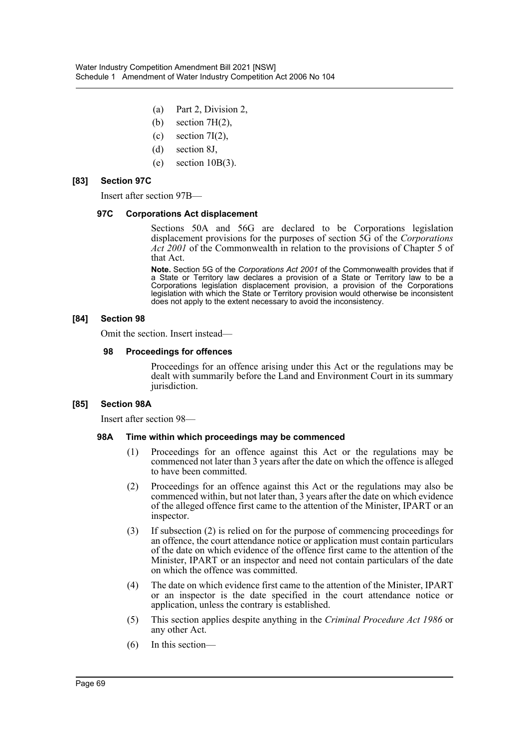(a) Part 2, Division 2,

(b) section 7H(2),

(c) section 7I(2),

(d) section 8J,

(e) section 10B(3).

### [83] Section 97C

Insert after section 97B—

#### 97C Corporations Act displacement

Sections 50A and 56G are declared to be Corporations legislation displacement provisions for the purposes of section 5G of the *Corporations Act 2001* of the Commonwealth in relation to the provisions of Chapter 5 of that Act.

**Note.** Section 5G of the *Corporations Act 2001* of the Commonwealth provides that if a State or Territory law declares a provision of a State or Territory law to be a Corporations legislation displacement provision, a provision of the Corporations legislation with which the State or Territory provision would otherwise be inconsistent does not apply to the extent necessary to avoid the inconsistency.

### [84] Section 98

Omit the section. Insert instead—

#### 98 Proceedings for offences

Proceedings for an offence arising under this Act or the regulations may be dealt with summarily before the Land and Environment Court in its summary jurisdiction.

### [85] Section 98A

Insert after section 98—

#### 98A Time within which proceedings may be commenced

(1) Proceedings for an offence against this Act or the regulations may be commenced not later than 3 years after the date on which the offence is alleged to have been committed.

(2) Proceedings for an offence against this Act or the regulations may also be commenced within, but not later than, 3 years after the date on which evidence of the alleged offence first came to the attention of the Minister, IPART or an inspector.

(3) If subsection (2) is relied on for the purpose of commencing proceedings for an offence, the court attendance notice or application must contain particulars of the date on which evidence of the offence first came to the attention of the Minister, IPART or an inspector and need not contain particulars of the date on which the offence was committed.

(4) The date on which evidence first came to the attention of the Minister, IPART or an inspector is the date specified in the court attendance notice or application, unless the contrary is established.

(5) This section applies despite anything in the *Criminal Procedure Act 1986* or any other Act.

(6) In this section—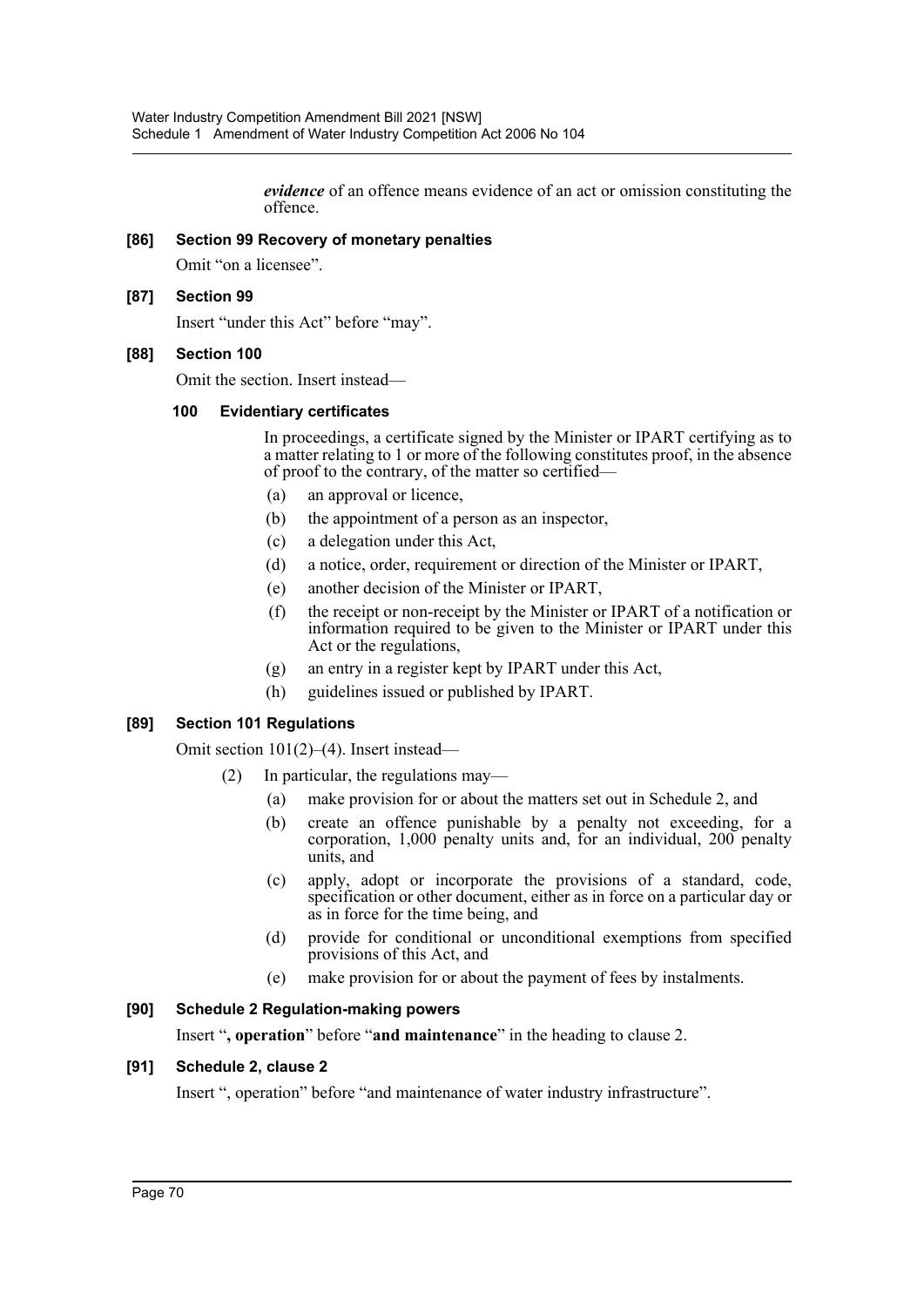***evidence*** of an offence means evidence of an act or omission constituting the offence.

### [86] Section 99 Recovery of monetary penalties

Omit "on a licensee".

### [87] Section 99

Insert "under this Act" before "may".

### [88] Section 100

Omit the section. Insert instead—

#### 100 Evidentiary certificates

In proceedings, a certificate signed by the Minister or IPART certifying as to a matter relating to 1 or more of the following constitutes proof, in the absence of proof to the contrary, of the matter so certified—

- (a) an approval or licence,
- (b) the appointment of a person as an inspector,
- (c) a delegation under this Act,
- (d) a notice, order, requirement or direction of the Minister or IPART,
- (e) another decision of the Minister or IPART,
- (f) the receipt or non-receipt by the Minister or IPART of a notification or information required to be given to the Minister or IPART under this Act or the regulations,
- (g) an entry in a register kept by IPART under this Act,
- (h) guidelines issued or published by IPART.

### [89] Section 101 Regulations

Omit section 101(2)–(4). Insert instead—

(2) In particular, the regulations may—

- (a) make provision for or about the matters set out in Schedule 2, and
- (b) create an offence punishable by a penalty not exceeding, for a corporation, 1,000 penalty units and, for an individual, 200 penalty units, and
- (c) apply, adopt or incorporate the provisions of a standard, code, specification or other document, either as in force on a particular day or as in force for the time being, and
- (d) provide for conditional or unconditional exemptions from specified provisions of this Act, and
- (e) make provision for or about the payment of fees by instalments.

### [90] Schedule 2 Regulation-making powers

Insert "**, operation**" before "**and maintenance**" in the heading to clause 2.

### [91] Schedule 2, clause 2

Insert ", operation" before "and maintenance of water industry infrastructure".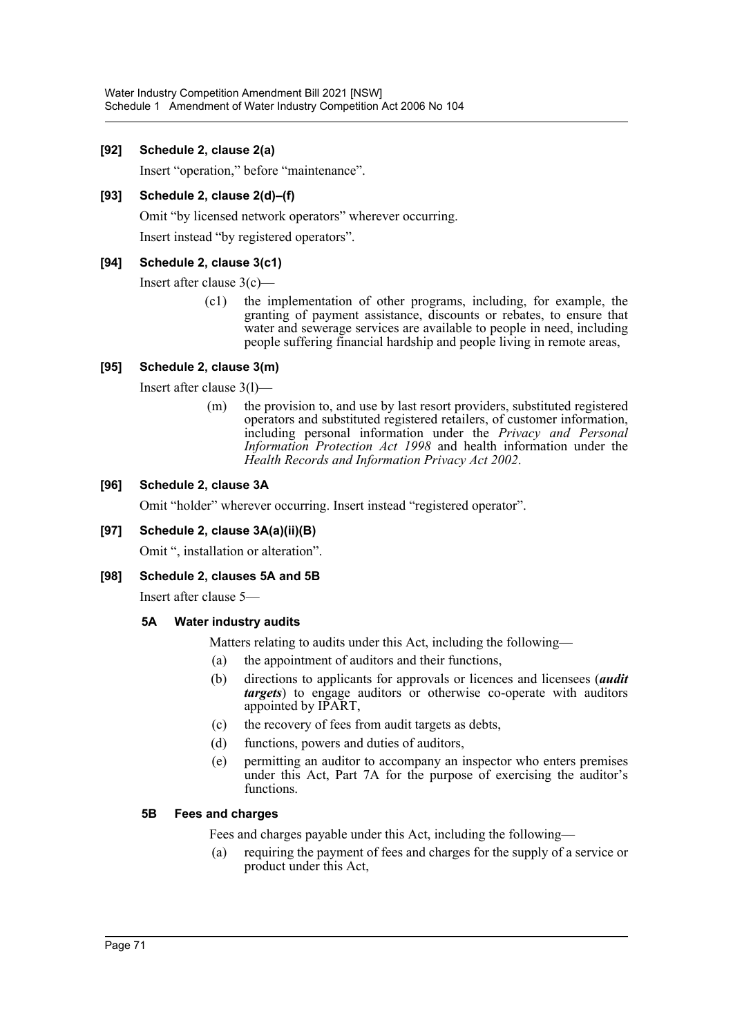**[92] Schedule 2, clause 2(a)**

Insert "operation," before "maintenance".

**[93] Schedule 2, clause 2(d)–(f)**

Omit "by licensed network operators" wherever occurring.

Insert instead "by registered operators".

**[94] Schedule 2, clause 3(c1)**

Insert after clause 3(c)—

(c1) the implementation of other programs, including, for example, the granting of payment assistance, discounts or rebates, to ensure that water and sewerage services are available to people in need, including people suffering financial hardship and people living in remote areas,

**[95] Schedule 2, clause 3(m)**

Insert after clause 3(l)—

(m) the provision to, and use by last resort providers, substituted registered operators and substituted registered retailers, of customer information, including personal information under the *Privacy and Personal Information Protection Act 1998* and health information under the *Health Records and Information Privacy Act 2002*.

**[96] Schedule 2, clause 3A**

Omit "holder" wherever occurring. Insert instead "registered operator".

**[97] Schedule 2, clause 3A(a)(ii)(B)**

Omit ", installation or alteration".

**[98] Schedule 2, clauses 5A and 5B**

Insert after clause 5—

**5A Water industry audits**

Matters relating to audits under this Act, including the following—

(a) the appointment of auditors and their functions,

(b) directions to applicants for approvals or licences and licensees (***audit targets***) to engage auditors or otherwise co-operate with auditors appointed by IPART,

(c) the recovery of fees from audit targets as debts,

(d) functions, powers and duties of auditors,

(e) permitting an auditor to accompany an inspector who enters premises under this Act, Part 7A for the purpose of exercising the auditor's functions.

**5B Fees and charges**

Fees and charges payable under this Act, including the following—

(a) requiring the payment of fees and charges for the supply of a service or product under this Act,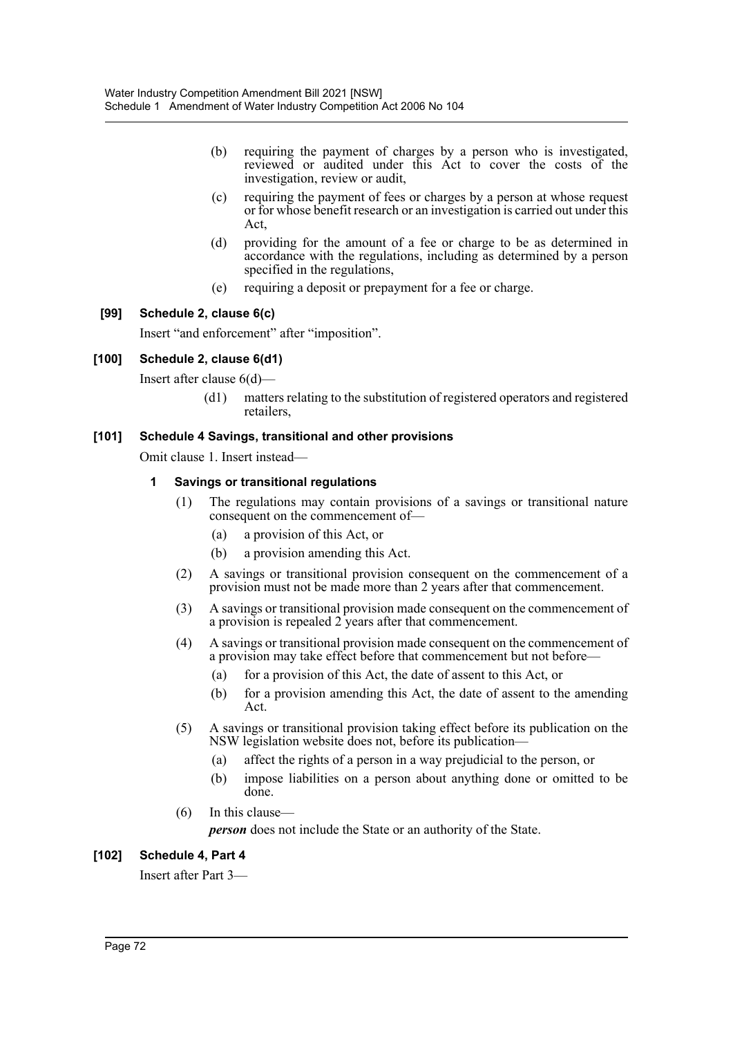(b) requiring the payment of charges by a person who is investigated, reviewed or audited under this Act to cover the costs of the investigation, review or audit,

(c) requiring the payment of fees or charges by a person at whose request or for whose benefit research or an investigation is carried out under this Act,

(d) providing for the amount of a fee or charge to be as determined in accordance with the regulations, including as determined by a person specified in the regulations,

(e) requiring a deposit or prepayment for a fee or charge.

### [99] Schedule 2, clause 6(c)

Insert "and enforcement" after "imposition".

### [100] Schedule 2, clause 6(d1)

Insert after clause 6(d)—

(d1) matters relating to the substitution of registered operators and registered retailers,

### [101] Schedule 4 Savings, transitional and other provisions

Omit clause 1. Insert instead—

#### 1 Savings or transitional regulations

(1) The regulations may contain provisions of a savings or transitional nature consequent on the commencement of—

(a) a provision of this Act, or

(b) a provision amending this Act.

(2) A savings or transitional provision consequent on the commencement of a provision must not be made more than 2 years after that commencement.

(3) A savings or transitional provision made consequent on the commencement of a provision is repealed 2 years after that commencement.

(4) A savings or transitional provision made consequent on the commencement of a provision may take effect before that commencement but not before—

(a) for a provision of this Act, the date of assent to this Act, or

(b) for a provision amending this Act, the date of assent to the amending Act.

(5) A savings or transitional provision taking effect before its publication on the NSW legislation website does not, before its publication—

(a) affect the rights of a person in a way prejudicial to the person, or

(b) impose liabilities on a person about anything done or omitted to be done.

(6) In this clause—

***person*** does not include the State or an authority of the State.

### [102] Schedule 4, Part 4

Insert after Part 3—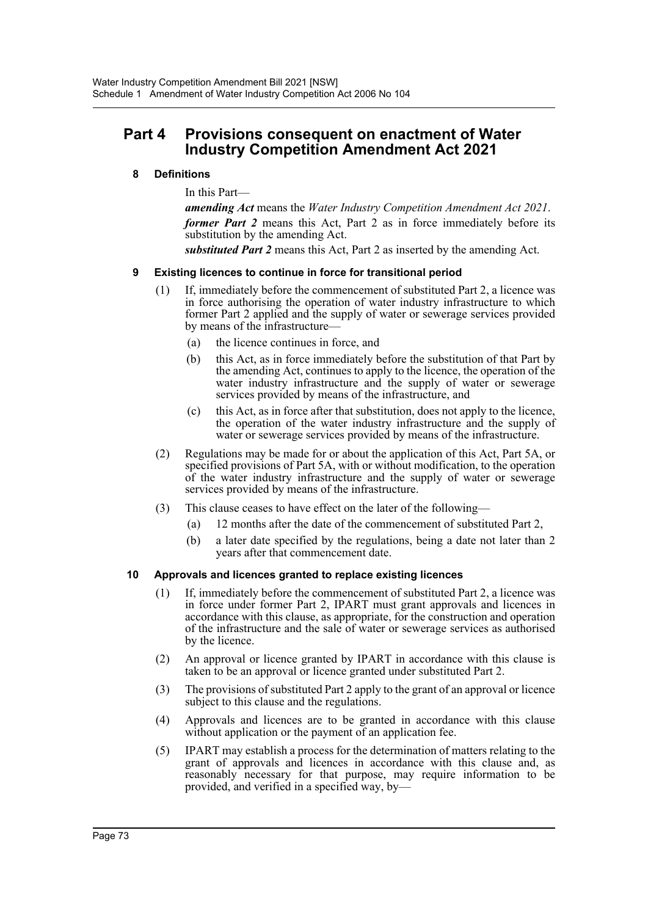## Part 4 Provisions consequent on enactment of Water Industry Competition Amendment Act 2021

### 8 Definitions

In this Part—

***amending Act*** means the *Water Industry Competition Amendment Act 2021*.

***former Part 2*** means this Act, Part 2 as in force immediately before its substitution by the amending Act.

***substituted Part 2*** means this Act, Part 2 as inserted by the amending Act.

### 9 Existing licences to continue in force for transitional period

(1) If, immediately before the commencement of substituted Part 2, a licence was in force authorising the operation of water industry infrastructure to which former Part 2 applied and the supply of water or sewerage services provided by means of the infrastructure—

- (a) the licence continues in force, and
- (b) this Act, as in force immediately before the substitution of that Part by the amending Act, continues to apply to the licence, the operation of the water industry infrastructure and the supply of water or sewerage services provided by means of the infrastructure, and
- (c) this Act, as in force after that substitution, does not apply to the licence, the operation of the water industry infrastructure and the supply of water or sewerage services provided by means of the infrastructure.

(2) Regulations may be made for or about the application of this Act, Part 5A, or specified provisions of Part 5A, with or without modification, to the operation of the water industry infrastructure and the supply of water or sewerage services provided by means of the infrastructure.

(3) This clause ceases to have effect on the later of the following—

- (a) 12 months after the date of the commencement of substituted Part 2,
- (b) a later date specified by the regulations, being a date not later than 2 years after that commencement date.

### 10 Approvals and licences granted to replace existing licences

(1) If, immediately before the commencement of substituted Part 2, a licence was in force under former Part 2, IPART must grant approvals and licences in accordance with this clause, as appropriate, for the construction and operation of the infrastructure and the sale of water or sewerage services as authorised by the licence.

(2) An approval or licence granted by IPART in accordance with this clause is taken to be an approval or licence granted under substituted Part 2.

(3) The provisions of substituted Part 2 apply to the grant of an approval or licence subject to this clause and the regulations.

(4) Approvals and licences are to be granted in accordance with this clause without application or the payment of an application fee.

(5) IPART may establish a process for the determination of matters relating to the grant of approvals and licences in accordance with this clause and, as reasonably necessary for that purpose, may require information to be provided, and verified in a specified way, by—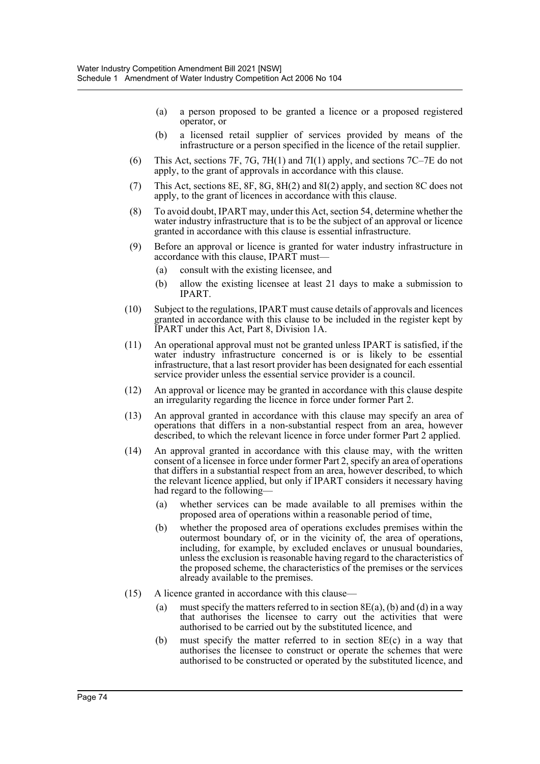(a) a person proposed to be granted a licence or a proposed registered operator, or

(b) a licensed retail supplier of services provided by means of the infrastructure or a person specified in the licence of the retail supplier.

(6) This Act, sections 7F, 7G, 7H(1) and 7I(1) apply, and sections 7C–7E do not apply, to the grant of approvals in accordance with this clause.

(7) This Act, sections 8E, 8F, 8G, 8H(2) and 8I(2) apply, and section 8C does not apply, to the grant of licences in accordance with this clause.

(8) To avoid doubt, IPART may, under this Act, section 54, determine whether the water industry infrastructure that is to be the subject of an approval or licence granted in accordance with this clause is essential infrastructure.

(9) Before an approval or licence is granted for water industry infrastructure in accordance with this clause, IPART must—

(a) consult with the existing licensee, and

(b) allow the existing licensee at least 21 days to make a submission to IPART.

(10) Subject to the regulations, IPART must cause details of approvals and licences granted in accordance with this clause to be included in the register kept by IPART under this Act, Part 8, Division 1A.

(11) An operational approval must not be granted unless IPART is satisfied, if the water industry infrastructure concerned is or is likely to be essential infrastructure, that a last resort provider has been designated for each essential service provider unless the essential service provider is a council.

(12) An approval or licence may be granted in accordance with this clause despite an irregularity regarding the licence in force under former Part 2.

(13) An approval granted in accordance with this clause may specify an area of operations that differs in a non-substantial respect from an area, however described, to which the relevant licence in force under former Part 2 applied.

(14) An approval granted in accordance with this clause may, with the written consent of a licensee in force under former Part 2, specify an area of operations that differs in a substantial respect from an area, however described, to which the relevant licence applied, but only if IPART considers it necessary having had regard to the following—

(a) whether services can be made available to all premises within the proposed area of operations within a reasonable period of time,

(b) whether the proposed area of operations excludes premises within the outermost boundary of, or in the vicinity of, the area of operations, including, for example, by excluded enclaves or unusual boundaries, unless the exclusion is reasonable having regard to the characteristics of the proposed scheme, the characteristics of the premises or the services already available to the premises.

(15) A licence granted in accordance with this clause—

(a) must specify the matters referred to in section 8E(a), (b) and (d) in a way that authorises the licensee to carry out the activities that were authorised to be carried out by the substituted licence, and

(b) must specify the matter referred to in section 8E(c) in a way that authorises the licensee to construct or operate the schemes that were authorised to be constructed or operated by the substituted licence, and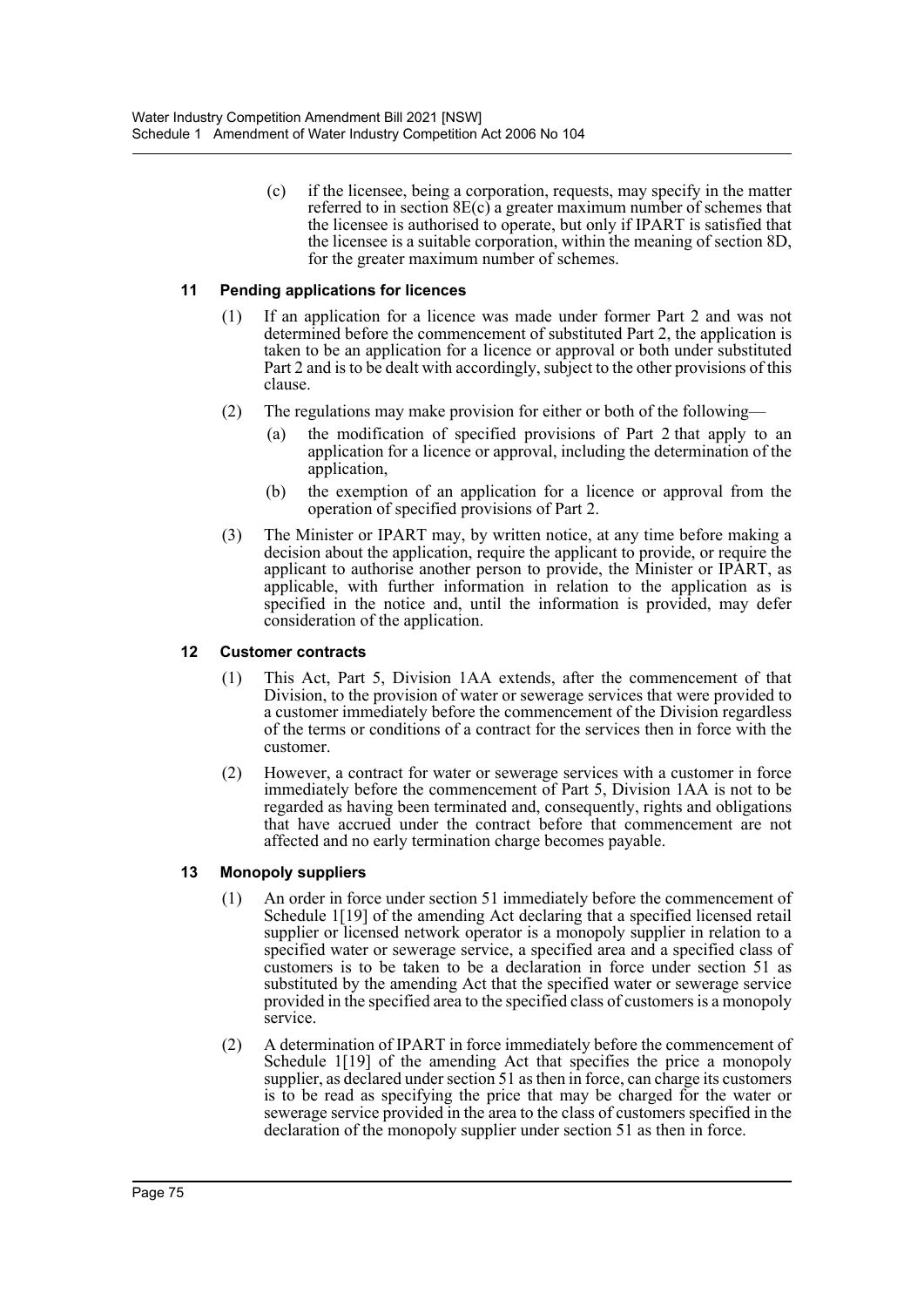(c) if the licensee, being a corporation, requests, may specify in the matter referred to in section 8E(c) a greater maximum number of schemes that the licensee is authorised to operate, but only if IPART is satisfied that the licensee is a suitable corporation, within the meaning of section 8D, for the greater maximum number of schemes.

### 11 Pending applications for licences

(1) If an application for a licence was made under former Part 2 and was not determined before the commencement of substituted Part 2, the application is taken to be an application for a licence or approval or both under substituted Part 2 and is to be dealt with accordingly, subject to the other provisions of this clause.

(2) The regulations may make provision for either or both of the following—

(a) the modification of specified provisions of Part 2 that apply to an application for a licence or approval, including the determination of the application,

(b) the exemption of an application for a licence or approval from the operation of specified provisions of Part 2.

(3) The Minister or IPART may, by written notice, at any time before making a decision about the application, require the applicant to provide, or require the applicant to authorise another person to provide, the Minister or IPART, as applicable, with further information in relation to the application as is specified in the notice and, until the information is provided, may defer consideration of the application.

### 12 Customer contracts

(1) This Act, Part 5, Division 1AA extends, after the commencement of that Division, to the provision of water or sewerage services that were provided to a customer immediately before the commencement of the Division regardless of the terms or conditions of a contract for the services then in force with the customer.

(2) However, a contract for water or sewerage services with a customer in force immediately before the commencement of Part 5, Division 1AA is not to be regarded as having been terminated and, consequently, rights and obligations that have accrued under the contract before that commencement are not affected and no early termination charge becomes payable.

### 13 Monopoly suppliers

(1) An order in force under section 51 immediately before the commencement of Schedule 1[19] of the amending Act declaring that a specified licensed retail supplier or licensed network operator is a monopoly supplier in relation to a specified water or sewerage service, a specified area and a specified class of customers is to be taken to be a declaration in force under section 51 as substituted by the amending Act that the specified water or sewerage service provided in the specified area to the specified class of customers is a monopoly service.

(2) A determination of IPART in force immediately before the commencement of Schedule 1[19] of the amending Act that specifies the price a monopoly supplier, as declared under section 51 as then in force, can charge its customers is to be read as specifying the price that may be charged for the water or sewerage service provided in the area to the class of customers specified in the declaration of the monopoly supplier under section 51 as then in force.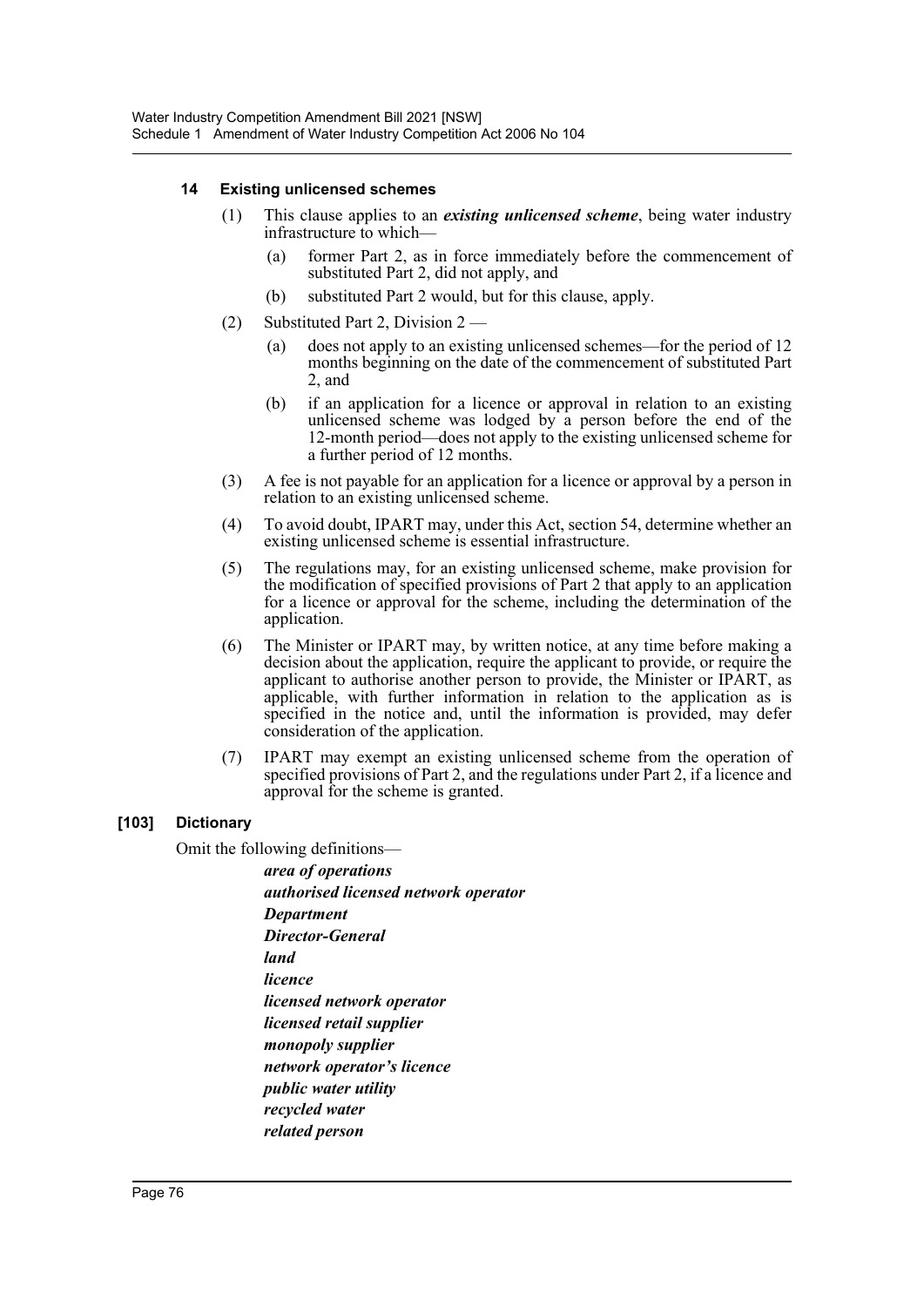#### 14 Existing unlicensed schemes

(1) This clause applies to an ***existing unlicensed scheme***, being water industry infrastructure to which—

(a) former Part 2, as in force immediately before the commencement of substituted Part 2, did not apply, and

(b) substituted Part 2 would, but for this clause, apply.

(2) Substituted Part 2, Division 2 —

(a) does not apply to an existing unlicensed schemes—for the period of 12 months beginning on the date of the commencement of substituted Part 2, and

(b) if an application for a licence or approval in relation to an existing unlicensed scheme was lodged by a person before the end of the 12-month period—does not apply to the existing unlicensed scheme for a further period of 12 months.

(3) A fee is not payable for an application for a licence or approval by a person in relation to an existing unlicensed scheme.

(4) To avoid doubt, IPART may, under this Act, section 54, determine whether an existing unlicensed scheme is essential infrastructure.

(5) The regulations may, for an existing unlicensed scheme, make provision for the modification of specified provisions of Part 2 that apply to an application for a licence or approval for the scheme, including the determination of the application.

(6) The Minister or IPART may, by written notice, at any time before making a decision about the application, require the applicant to provide, or require the applicant to authorise another person to provide, the Minister or IPART, as applicable, with further information in relation to the application as is specified in the notice and, until the information is provided, may defer consideration of the application.

(7) IPART may exempt an existing unlicensed scheme from the operation of specified provisions of Part 2, and the regulations under Part 2, if a licence and approval for the scheme is granted.

### [103] Dictionary

Omit the following definitions—

***area of operations***
***authorised licensed network operator***
***Department***
***Director-General***
***land***
***licence***
***licensed network operator***
***licensed retail supplier***
***monopoly supplier***
***network operator's licence***
***public water utility***
***recycled water***
***related person***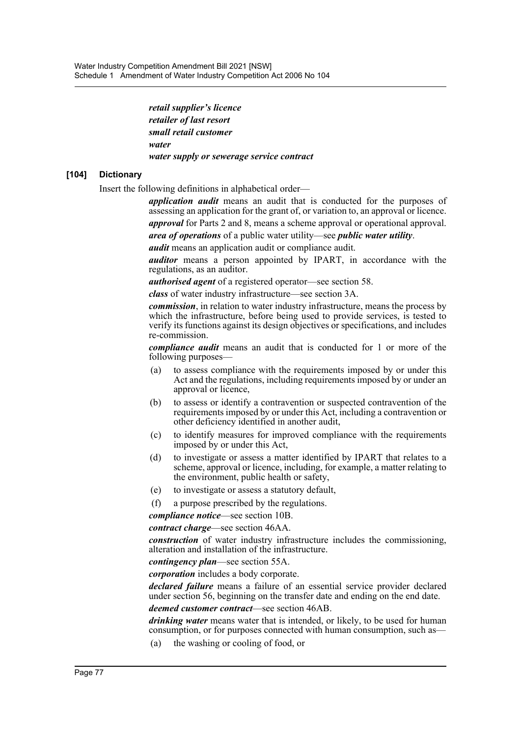***retail supplier's licence***
***retailer of last resort***
***small retail customer***
***water***
***water supply or sewerage service contract***

**[104] Dictionary**

Insert the following definitions in alphabetical order—

***application audit*** means an audit that is conducted for the purposes of assessing an application for the grant of, or variation to, an approval or licence.

***approval*** for Parts 2 and 8, means a scheme approval or operational approval.

***area of operations*** of a public water utility—see ***public water utility***.

***audit*** means an application audit or compliance audit.

***auditor*** means a person appointed by IPART, in accordance with the regulations, as an auditor.

***authorised agent*** of a registered operator—see section 58.

***class*** of water industry infrastructure—see section 3A.

***commission***, in relation to water industry infrastructure, means the process by which the infrastructure, before being used to provide services, is tested to verify its functions against its design objectives or specifications, and includes re-commission.

***compliance audit*** means an audit that is conducted for 1 or more of the following purposes—

(a) to assess compliance with the requirements imposed by or under this Act and the regulations, including requirements imposed by or under an approval or licence,

(b) to assess or identify a contravention or suspected contravention of the requirements imposed by or under this Act, including a contravention or other deficiency identified in another audit,

(c) to identify measures for improved compliance with the requirements imposed by or under this Act,

(d) to investigate or assess a matter identified by IPART that relates to a scheme, approval or licence, including, for example, a matter relating to the environment, public health or safety,

(e) to investigate or assess a statutory default,

(f) a purpose prescribed by the regulations.

***compliance notice***—see section 10B.

***contract charge***—see section 46AA.

***construction*** of water industry infrastructure includes the commissioning, alteration and installation of the infrastructure.

***contingency plan***—see section 55A.

***corporation*** includes a body corporate.

***declared failure*** means a failure of an essential service provider declared under section 56, beginning on the transfer date and ending on the end date.

***deemed customer contract***—see section 46AB.

***drinking water*** means water that is intended, or likely, to be used for human consumption, or for purposes connected with human consumption, such as—

(a) the washing or cooling of food, or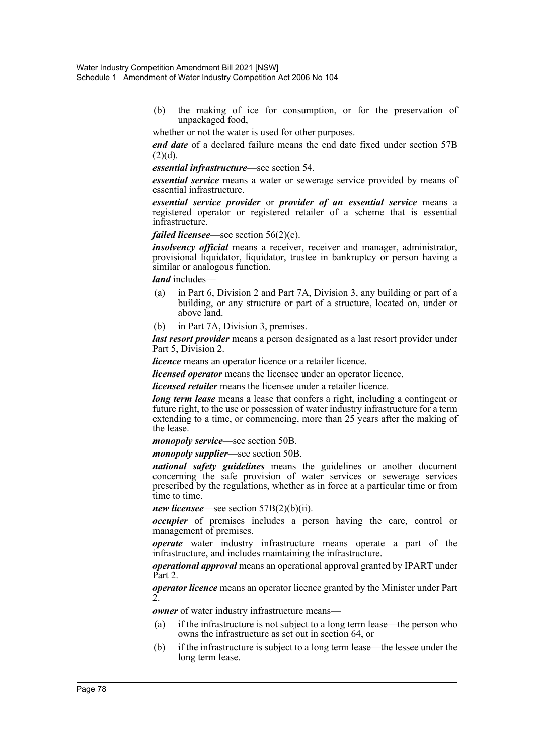(b) the making of ice for consumption, or for the preservation of unpackaged food,

whether or not the water is used for other purposes.

***end date*** of a declared failure means the end date fixed under section 57B (2)(d).

***essential infrastructure***—see section 54.

***essential service*** means a water or sewerage service provided by means of essential infrastructure.

***essential service provider*** or ***provider of an essential service*** means a registered operator or registered retailer of a scheme that is essential infrastructure.

***failed licensee***—see section 56(2)(c).

***insolvency official*** means a receiver, receiver and manager, administrator, provisional liquidator, liquidator, trustee in bankruptcy or person having a similar or analogous function.

***land*** includes—

(a) in Part 6, Division 2 and Part 7A, Division 3, any building or part of a building, or any structure or part of a structure, located on, under or above land.

(b) in Part 7A, Division 3, premises.

***last resort provider*** means a person designated as a last resort provider under Part 5, Division 2.

***licence*** means an operator licence or a retailer licence.

***licensed operator*** means the licensee under an operator licence.

***licensed retailer*** means the licensee under a retailer licence.

***long term lease*** means a lease that confers a right, including a contingent or future right, to the use or possession of water industry infrastructure for a term extending to a time, or commencing, more than 25 years after the making of the lease.

***monopoly service***—see section 50B.

***monopoly supplier***—see section 50B.

***national safety guidelines*** means the guidelines or another document concerning the safe provision of water services or sewerage services prescribed by the regulations, whether as in force at a particular time or from time to time.

***new licensee***—see section 57B(2)(b)(ii).

***occupier*** of premises includes a person having the care, control or management of premises.

***operate*** water industry infrastructure means operate a part of the infrastructure, and includes maintaining the infrastructure.

***operational approval*** means an operational approval granted by IPART under Part 2.

***operator licence*** means an operator licence granted by the Minister under Part 2.

***owner*** of water industry infrastructure means—

(a) if the infrastructure is not subject to a long term lease—the person who owns the infrastructure as set out in section 64, or

(b) if the infrastructure is subject to a long term lease—the lessee under the long term lease.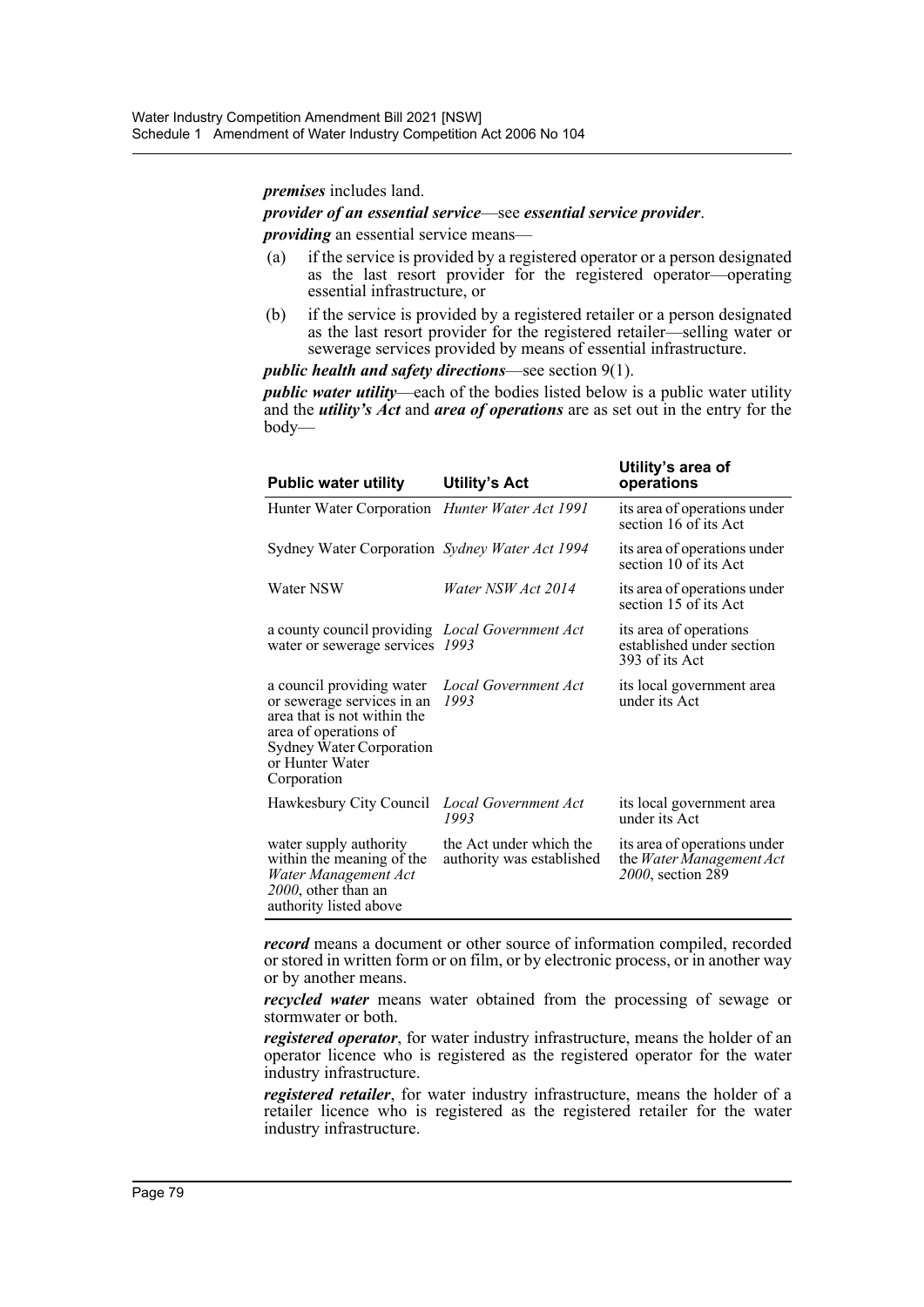***premises*** includes land.

***provider of an essential service***—see ***essential service provider***.

***providing*** an essential service means—

- (a) if the service is provided by a registered operator or a person designated as the last resort provider for the registered operator—operating essential infrastructure, or
- (b) if the service is provided by a registered retailer or a person designated as the last resort provider for the registered retailer—selling water or sewerage services provided by means of essential infrastructure.

***public health and safety directions***—see section 9(1).

***public water utility***—each of the bodies listed below is a public water utility and the ***utility's Act*** and ***area of operations*** are as set out in the entry for the body—

| Public water utility | Utility's Act | Utility's area of operations |
|---|---|---|
| Hunter Water Corporation | *Hunter Water Act 1991* | its area of operations under section 16 of its Act |
| Sydney Water Corporation | *Sydney Water Act 1994* | its area of operations under section 10 of its Act |
| Water NSW | *Water NSW Act 2014* | its area of operations under section 15 of its Act |
| a county council providing water or sewerage services | *Local Government Act 1993* | its area of operations established under section 393 of its Act |
| a council providing water or sewerage services in an area that is not within the area of operations of Sydney Water Corporation or Hunter Water Corporation | *Local Government Act 1993* | its local government area under its Act |
| Hawkesbury City Council | *Local Government Act 1993* | its local government area under its Act |
| water supply authority within the meaning of the *Water Management Act 2000*, other than an authority listed above | the Act under which the authority was established | its area of operations under the *Water Management Act 2000*, section 289 |

***record*** means a document or other source of information compiled, recorded or stored in written form or on film, or by electronic process, or in another way or by another means.

***recycled water*** means water obtained from the processing of sewage or stormwater or both.

***registered operator***, for water industry infrastructure, means the holder of an operator licence who is registered as the registered operator for the water industry infrastructure.

***registered retailer***, for water industry infrastructure, means the holder of a retailer licence who is registered as the registered retailer for the water industry infrastructure.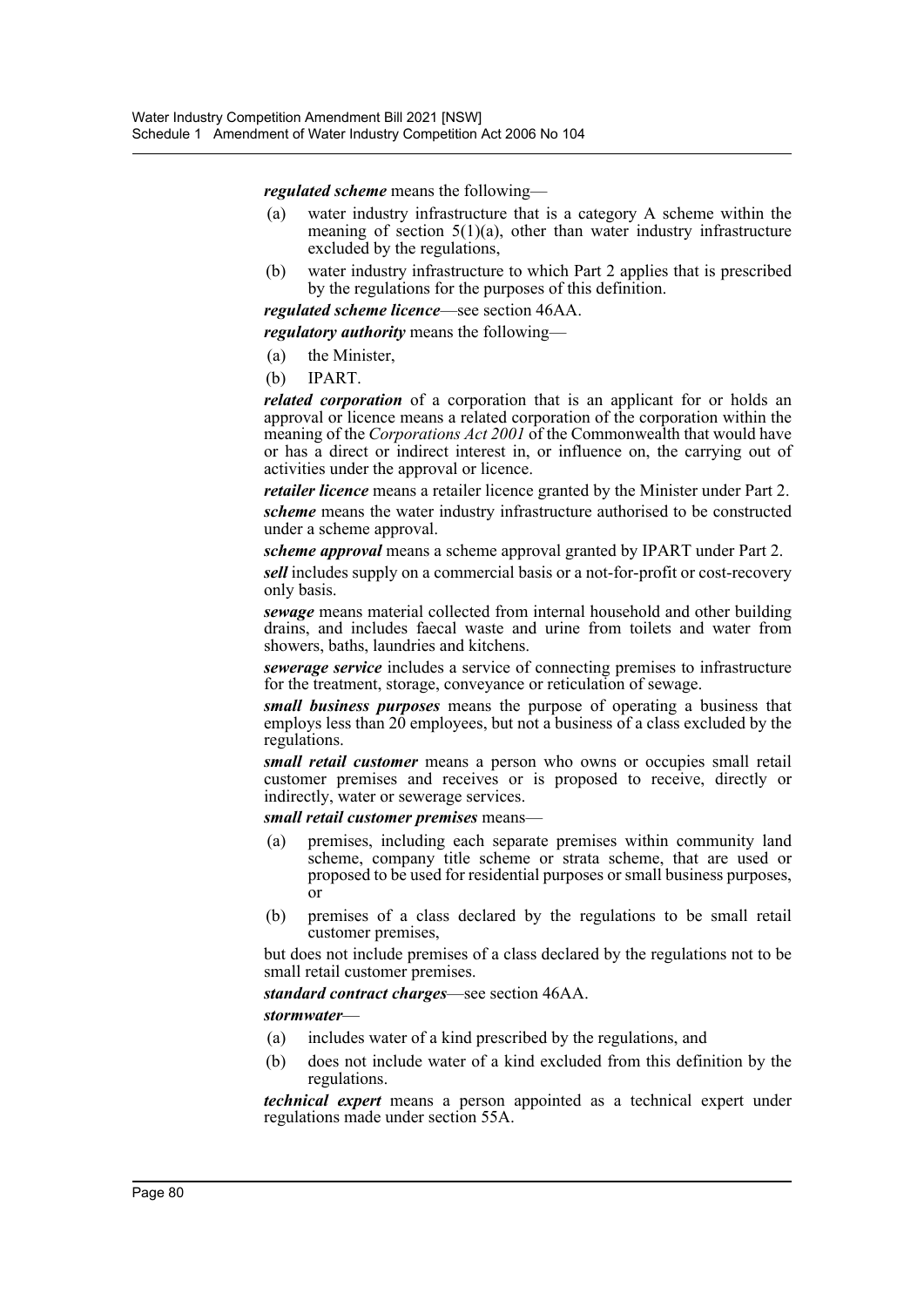***regulated scheme*** means the following—

(a) water industry infrastructure that is a category A scheme within the meaning of section 5(1)(a), other than water industry infrastructure excluded by the regulations,

(b) water industry infrastructure to which Part 2 applies that is prescribed by the regulations for the purposes of this definition.

***regulated scheme licence***—see section 46AA.

***regulatory authority*** means the following—

(a) the Minister,

(b) IPART.

***related corporation*** of a corporation that is an applicant for or holds an approval or licence means a related corporation of the corporation within the meaning of the *Corporations Act 2001* of the Commonwealth that would have or has a direct or indirect interest in, or influence on, the carrying out of activities under the approval or licence.

***retailer licence*** means a retailer licence granted by the Minister under Part 2.

***scheme*** means the water industry infrastructure authorised to be constructed under a scheme approval.

***scheme approval*** means a scheme approval granted by IPART under Part 2.

***sell*** includes supply on a commercial basis or a not-for-profit or cost-recovery only basis.

***sewage*** means material collected from internal household and other building drains, and includes faecal waste and urine from toilets and water from showers, baths, laundries and kitchens.

***sewerage service*** includes a service of connecting premises to infrastructure for the treatment, storage, conveyance or reticulation of sewage.

***small business purposes*** means the purpose of operating a business that employs less than 20 employees, but not a business of a class excluded by the regulations.

***small retail customer*** means a person who owns or occupies small retail customer premises and receives or is proposed to receive, directly or indirectly, water or sewerage services.

***small retail customer premises*** means—

(a) premises, including each separate premises within community land scheme, company title scheme or strata scheme, that are used or proposed to be used for residential purposes or small business purposes, or

(b) premises of a class declared by the regulations to be small retail customer premises,

but does not include premises of a class declared by the regulations not to be small retail customer premises.

***standard contract charges***—see section 46AA.

***stormwater***—

(a) includes water of a kind prescribed by the regulations, and

(b) does not include water of a kind excluded from this definition by the regulations.

***technical expert*** means a person appointed as a technical expert under regulations made under section 55A.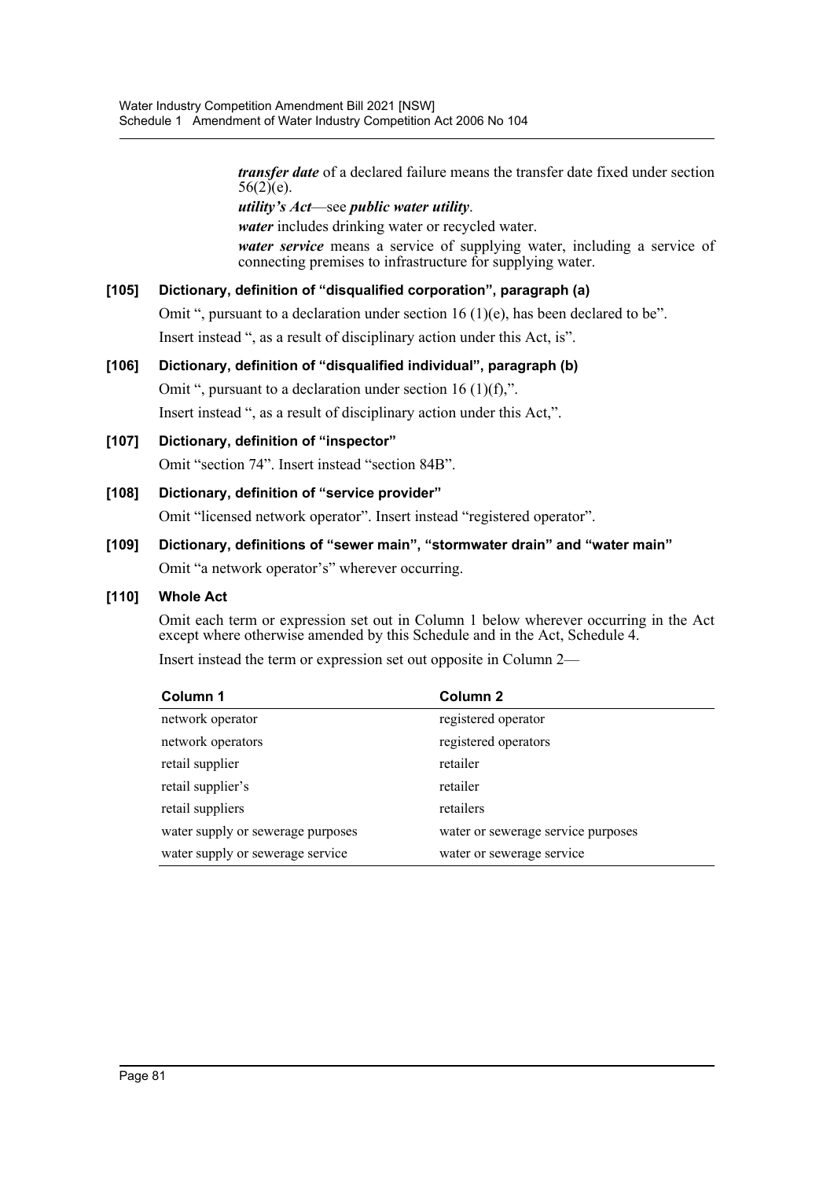***transfer date*** of a declared failure means the transfer date fixed under section 56(2)(e).

***utility's Act***—see ***public water utility***.

***water*** includes drinking water or recycled water.

***water service*** means a service of supplying water, including a service of connecting premises to infrastructure for supplying water.

### [105] Dictionary, definition of "disqualified corporation", paragraph (a)

Omit ", pursuant to a declaration under section 16 (1)(e), has been declared to be".

Insert instead ", as a result of disciplinary action under this Act, is".

### [106] Dictionary, definition of "disqualified individual", paragraph (b)

Omit ", pursuant to a declaration under section 16 (1)(f),".

Insert instead ", as a result of disciplinary action under this Act,".

### [107] Dictionary, definition of "inspector"

Omit "section 74". Insert instead "section 84B".

### [108] Dictionary, definition of "service provider"

Omit "licensed network operator". Insert instead "registered operator".

### [109] Dictionary, definitions of "sewer main", "stormwater drain" and "water main"

Omit "a network operator's" wherever occurring.

### [110] Whole Act

Omit each term or expression set out in Column 1 below wherever occurring in the Act except where otherwise amended by this Schedule and in the Act, Schedule 4.

Insert instead the term or expression set out opposite in Column 2—

| Column 1 | Column 2 |
|---|---|
| network operator | registered operator |
| network operators | registered operators |
| retail supplier | retailer |
| retail supplier's | retailer |
| retail suppliers | retailers |
| water supply or sewerage purposes | water or sewerage service purposes |
| water supply or sewerage service | water or sewerage service |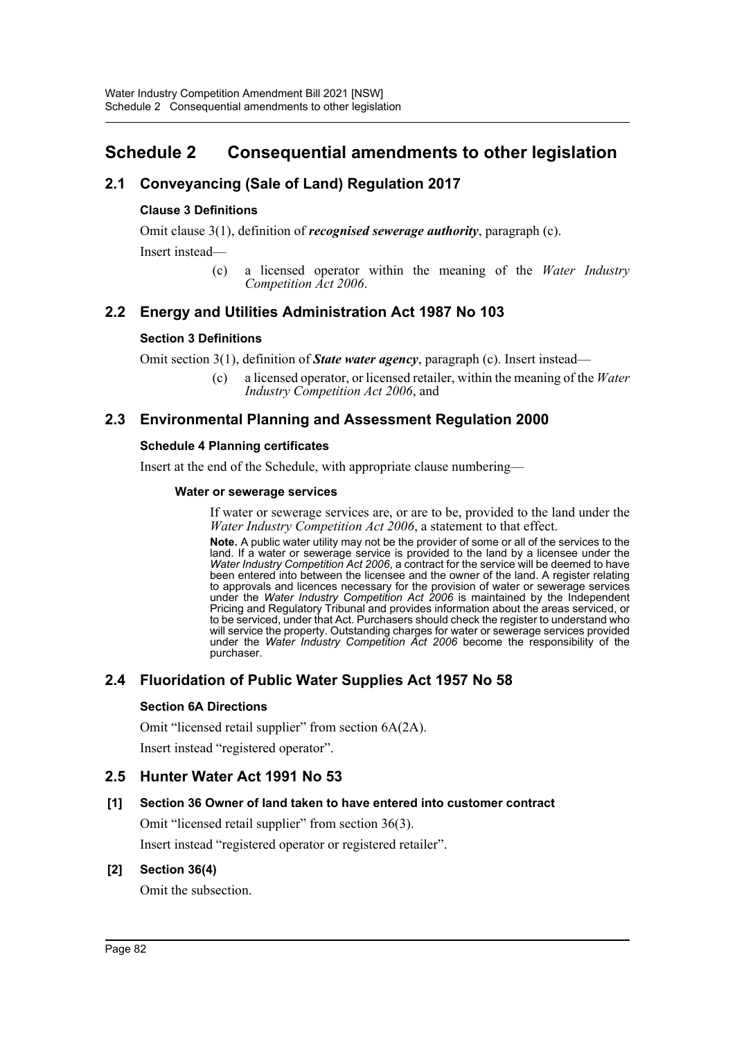# Schedule 2 Consequential amendments to other legislation

## 2.1 Conveyancing (Sale of Land) Regulation 2017

### Clause 3 Definitions

Omit clause 3(1), definition of ***recognised sewerage authority***, paragraph (c).

Insert instead—

> (c) a licensed operator within the meaning of the *Water Industry Competition Act 2006*.

## 2.2 Energy and Utilities Administration Act 1987 No 103

### Section 3 Definitions

Omit section 3(1), definition of ***State water agency***, paragraph (c). Insert instead—

> (c) a licensed operator, or licensed retailer, within the meaning of the *Water Industry Competition Act 2006*, and

## 2.3 Environmental Planning and Assessment Regulation 2000

### Schedule 4 Planning certificates

Insert at the end of the Schedule, with appropriate clause numbering—

> **Water or sewerage services**
>
> If water or sewerage services are, or are to be, provided to the land under the *Water Industry Competition Act 2006*, a statement to that effect.
>
> **Note.** A public water utility may not be the provider of some or all of the services to the land. If a water or sewerage service is provided to the land by a licensee under the *Water Industry Competition Act 2006*, a contract for the service will be deemed to have been entered into between the licensee and the owner of the land. A register relating to approvals and licences necessary for the provision of water or sewerage services under the *Water Industry Competition Act 2006* is maintained by the Independent Pricing and Regulatory Tribunal and provides information about the areas serviced, or to be serviced, under that Act. Purchasers should check the register to understand who will service the property. Outstanding charges for water or sewerage services provided under the *Water Industry Competition Act 2006* become the responsibility of the purchaser.

## 2.4 Fluoridation of Public Water Supplies Act 1957 No 58

### Section 6A Directions

Omit "licensed retail supplier" from section 6A(2A).

Insert instead "registered operator".

## 2.5 Hunter Water Act 1991 No 53

### [1] Section 36 Owner of land taken to have entered into customer contract

Omit "licensed retail supplier" from section 36(3).

Insert instead "registered operator or registered retailer".

### [2] Section 36(4)

Omit the subsection.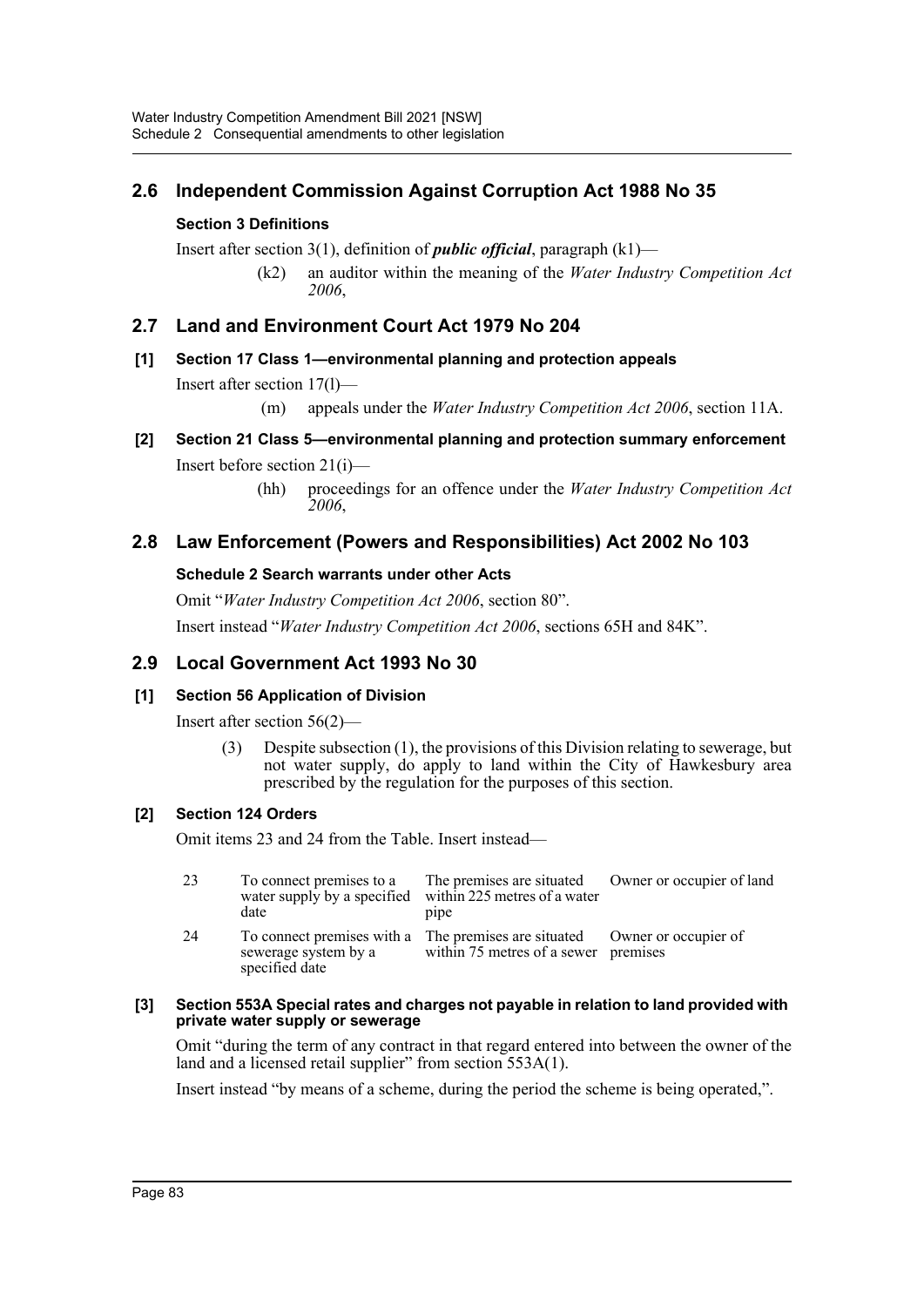## 2.6 Independent Commission Against Corruption Act 1988 No 35

### Section 3 Definitions

Insert after section 3(1), definition of ***public official***, paragraph (k1)—

> (k2) an auditor within the meaning of the *Water Industry Competition Act 2006*,

## 2.7 Land and Environment Court Act 1979 No 204

### [1] Section 17 Class 1—environmental planning and protection appeals

Insert after section 17(l)—

> (m) appeals under the *Water Industry Competition Act 2006*, section 11A.

### [2] Section 21 Class 5—environmental planning and protection summary enforcement

Insert before section 21(i)—

> (hh) proceedings for an offence under the *Water Industry Competition Act 2006*,

## 2.8 Law Enforcement (Powers and Responsibilities) Act 2002 No 103

### Schedule 2 Search warrants under other Acts

Omit "*Water Industry Competition Act 2006*, section 80".

Insert instead "*Water Industry Competition Act 2006*, sections 65H and 84K".

## 2.9 Local Government Act 1993 No 30

### [1] Section 56 Application of Division

Insert after section 56(2)—

> (3) Despite subsection (1), the provisions of this Division relating to sewerage, but not water supply, do apply to land within the City of Hawkesbury area prescribed by the regulation for the purposes of this section.

### [2] Section 124 Orders

Omit items 23 and 24 from the Table. Insert instead—

| | | | |
|---|---|---|---|
| 23 | To connect premises to a water supply by a specified date | The premises are situated within 225 metres of a water pipe | Owner or occupier of land |
| 24 | To connect premises with a sewerage system by a specified date | The premises are situated within 75 metres of a sewer | Owner or occupier of premises |

### [3] Section 553A Special rates and charges not payable in relation to land provided with private water supply or sewerage

Omit "during the term of any contract in that regard entered into between the owner of the land and a licensed retail supplier" from section 553A(1).

Insert instead "by means of a scheme, during the period the scheme is being operated,".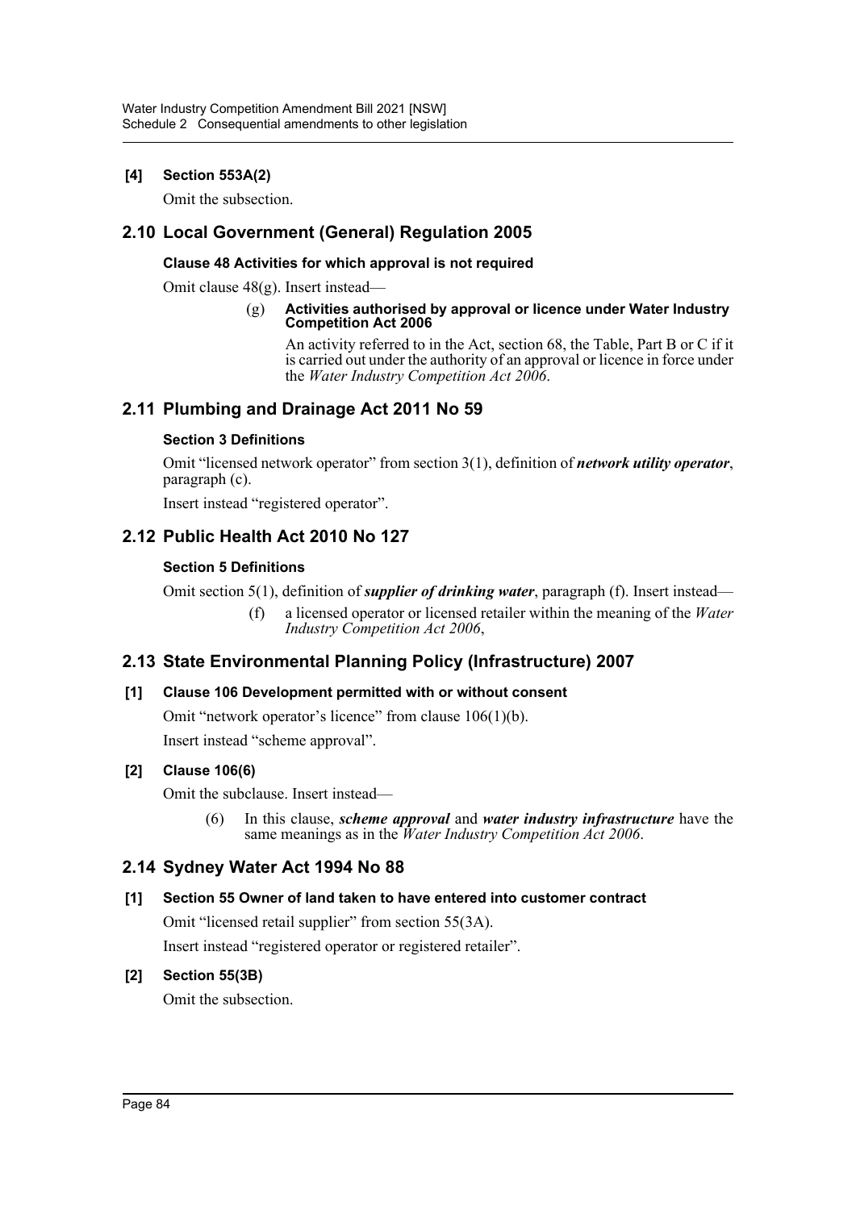**[4] Section 553A(2)**

Omit the subsection.

## 2.10 Local Government (General) Regulation 2005

### Clause 48 Activities for which approval is not required

Omit clause 48(g). Insert instead—

(g) **Activities authorised by approval or licence under Water Industry Competition Act 2006**

An activity referred to in the Act, section 68, the Table, Part B or C if it is carried out under the authority of an approval or licence in force under the *Water Industry Competition Act 2006*.

## 2.11 Plumbing and Drainage Act 2011 No 59

### Section 3 Definitions

Omit "licensed network operator" from section 3(1), definition of ***network utility operator***, paragraph (c).

Insert instead "registered operator".

## 2.12 Public Health Act 2010 No 127

### Section 5 Definitions

Omit section 5(1), definition of ***supplier of drinking water***, paragraph (f). Insert instead—

(f) a licensed operator or licensed retailer within the meaning of the *Water Industry Competition Act 2006*,

## 2.13 State Environmental Planning Policy (Infrastructure) 2007

**[1] Clause 106 Development permitted with or without consent**

Omit "network operator's licence" from clause 106(1)(b).

Insert instead "scheme approval".

**[2] Clause 106(6)**

Omit the subclause. Insert instead—

(6) In this clause, ***scheme approval*** and ***water industry infrastructure*** have the same meanings as in the *Water Industry Competition Act 2006*.

## 2.14 Sydney Water Act 1994 No 88

**[1] Section 55 Owner of land taken to have entered into customer contract**

Omit "licensed retail supplier" from section 55(3A).

Insert instead "registered operator or registered retailer".

**[2] Section 55(3B)**

Omit the subsection.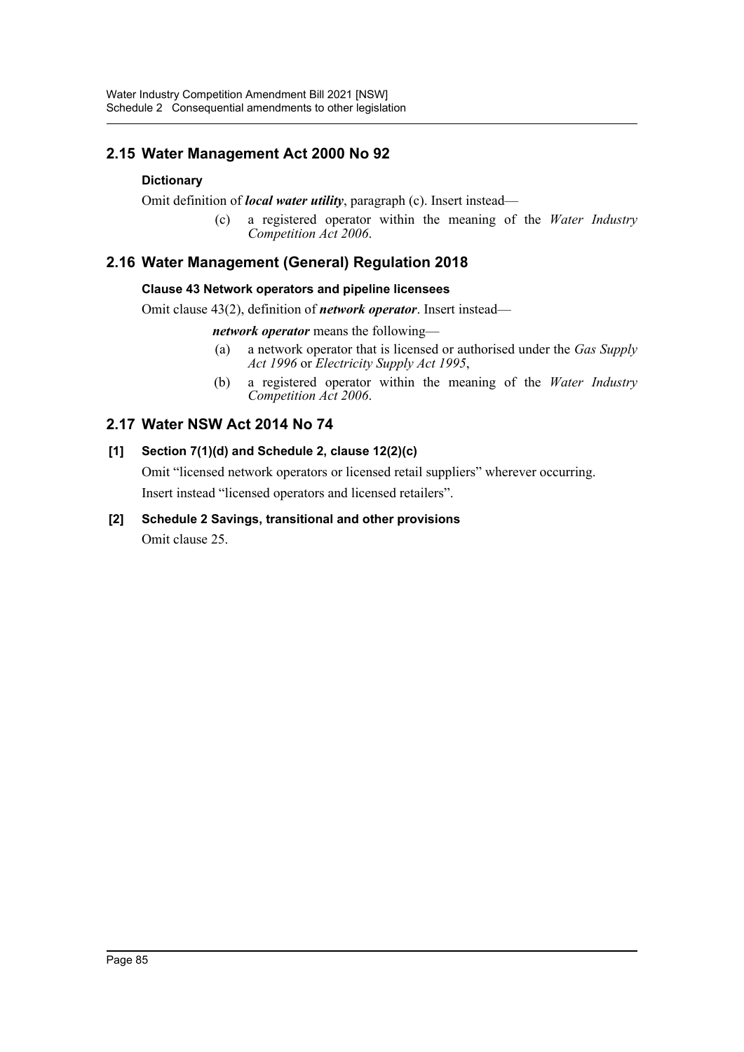## 2.15 Water Management Act 2000 No 92

### Dictionary

Omit definition of ***local water utility***, paragraph (c). Insert instead—

(c) a registered operator within the meaning of the *Water Industry Competition Act 2006*.

## 2.16 Water Management (General) Regulation 2018

### Clause 43 Network operators and pipeline licensees

Omit clause 43(2), definition of ***network operator***. Insert instead—

***network operator*** means the following—

(a) a network operator that is licensed or authorised under the *Gas Supply Act 1996* or *Electricity Supply Act 1995*,

(b) a registered operator within the meaning of the *Water Industry Competition Act 2006*.

## 2.17 Water NSW Act 2014 No 74

### [1] Section 7(1)(d) and Schedule 2, clause 12(2)(c)

Omit "licensed network operators or licensed retail suppliers" wherever occurring.

Insert instead "licensed operators and licensed retailers".

### [2] Schedule 2 Savings, transitional and other provisions

Omit clause 25.